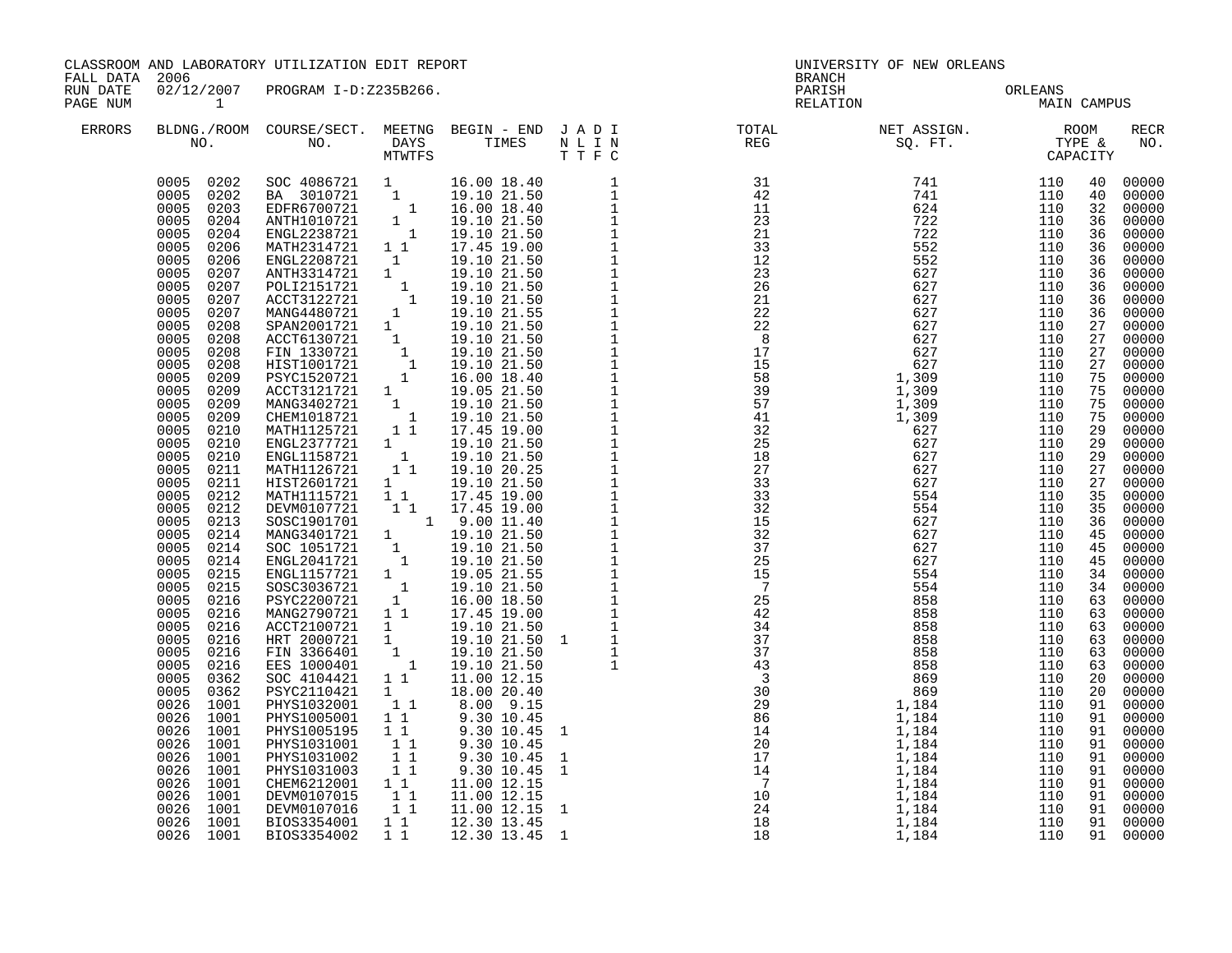CLASSROOM AND LABORATORY UTILIZATION EDIT REPORT
FALL DATA 2006
RUN DATE 02/12/2007 PROGRAM I-D:Z235B266.

UNIVERSITY OF NEW ORLEANS
BRANCH
PARISH ORLEANS
RELATION MAIN CAMPUS

| ERRORS | BLDG. NO. | ROOM NO. | COURSE/SECT. NO. | M | T | W | T | F | S | BEGIN TIME | END TIME | J N T | A L T | D I F | I N C | TOTAL REG | NET ASSIGN. SQ. FT. | ROOM TYPE | CAPACITY | RECR NO. |
|---|---|---|---|---|---|---|---|---|---|---|---|---|---|---|---|---|---|---|---|---|
| | 0005 | 0202 | SOC 4086721 | 1 | | | | | | 16.00 | 18.40 | | | | 1 | 31 | 741 | 110 | 40 | 00000 |
| | 0005 | 0202 | BA 3010721 | | 1 | | | | | 19.10 | 21.50 | | | | 1 | 42 | 741 | 110 | 40 | 00000 |
| | 0005 | 0203 | EDFR6700721 | | | | 1 | | | 16.00 | 18.40 | | | | 1 | 11 | 624 | 110 | 32 | 00000 |
| | 0005 | 0204 | ANTH1010721 | | 1 | | | | | 19.10 | 21.50 | | | | 1 | 23 | 722 | 110 | 36 | 00000 |
| | 0005 | 0204 | ENGL2238721 | | | | 1 | | | 19.10 | 21.50 | | | | 1 | 21 | 722 | 110 | 36 | 00000 |
| | 0005 | 0206 | MATH2314721 | 1 | | 1 | | | | 17.45 | 19.00 | | | | 1 | 33 | 552 | 110 | 36 | 00000 |
| | 0005 | 0206 | ENGL2208721 | | 1 | | | | | 19.10 | 21.50 | | | | 1 | 12 | 552 | 110 | 36 | 00000 |
| | 0005 | 0207 | ANTH3314721 | 1 | | | | | | 19.10 | 21.50 | | | | 1 | 23 | 627 | 110 | 36 | 00000 |
| | 0005 | 0207 | POLI2151721 | | | 1 | | | | 19.10 | 21.50 | | | | 1 | 26 | 627 | 110 | 36 | 00000 |
| | 0005 | 0207 | ACCT3122721 | | | | 1 | | | 19.10 | 21.50 | | | | 1 | 21 | 627 | 110 | 36 | 00000 |
| | 0005 | 0207 | MANG4480721 | | 1 | | | | | 19.10 | 21.55 | | | | 1 | 22 | 627 | 110 | 36 | 00000 |
| | 0005 | 0208 | SPAN2001721 | 1 | | | | | | 19.10 | 21.50 | | | | 1 | 22 | 627 | 110 | 27 | 00000 |
| | 0005 | 0208 | ACCT6130721 | | 1 | | | | | 19.10 | 21.50 | | | | 1 | 8 | 627 | 110 | 27 | 00000 |
| | 0005 | 0208 | FIN 1330721 | | | 1 | | | | 19.10 | 21.50 | | | | 1 | 17 | 627 | 110 | 27 | 00000 |
| | 0005 | 0208 | HIST1001721 | | | | 1 | | | 19.10 | 21.50 | | | | 1 | 15 | 627 | 110 | 27 | 00000 |
| | 0005 | 0209 | PSYC1520721 | | | 1 | | | | 16.00 | 18.40 | | | | 1 | 58 | 1,309 | 110 | 75 | 00000 |
| | 0005 | 0209 | ACCT3121721 | 1 | | | | | | 19.05 | 21.50 | | | | 1 | 39 | 1,309 | 110 | 75 | 00000 |
| | 0005 | 0209 | MANG3402721 | | 1 | | | | | 19.10 | 21.50 | | | | 1 | 57 | 1,309 | 110 | 75 | 00000 |
| | 0005 | 0209 | CHEM1018721 | | | | 1 | | | 19.10 | 21.50 | | | | 1 | 41 | 1,309 | 110 | 75 | 00000 |
| | 0005 | 0210 | MATH1125721 | 1 | | 1 | | | | 17.45 | 19.00 | | | | 1 | 32 | 627 | 110 | 29 | 00000 |
| | 0005 | 0210 | ENGL2377721 | 1 | | | | | | 19.10 | 21.50 | | | | 1 | 25 | 627 | 110 | 29 | 00000 |
| | 0005 | 0210 | ENGL1158721 | | 1 | | | | | 19.10 | 21.50 | | | | 1 | 18 | 627 | 110 | 29 | 00000 |
| | 0005 | 0211 | MATH1126721 | 1 | | 1 | | | | 19.10 | 20.25 | | | | 1 | 27 | 627 | 110 | 27 | 00000 |
| | 0005 | 0211 | HIST2601721 | 1 | | | | | | 19.10 | 21.50 | | | | 1 | 33 | 627 | 110 | 27 | 00000 |
| | 0005 | 0212 | MATH1115721 | 1 | | 1 | | | | 17.45 | 19.00 | | | | 1 | 33 | 554 | 110 | 35 | 00000 |
| | 0005 | 0212 | DEVM0107721 | | 1 | | 1 | | | 17.45 | 19.00 | | | | 1 | 32 | 554 | 110 | 35 | 00000 |
| | 0005 | 0213 | SOSC1901701 | | | | | | 1 | 9.00 | 11.40 | | | | 1 | 15 | 627 | 110 | 36 | 00000 |
| | 0005 | 0214 | MANG3401721 | 1 | | | | | | 19.10 | 21.50 | | | | 1 | 32 | 627 | 110 | 45 | 00000 |
| | 0005 | 0214 | SOC 1051721 | | 1 | | | | | 19.10 | 21.50 | | | | 1 | 37 | 627 | 110 | 45 | 00000 |
| | 0005 | 0214 | ENGL2041721 | | | 1 | | | | 19.10 | 21.50 | | | | 1 | 25 | 627 | 110 | 45 | 00000 |
| | 0005 | 0215 | ENGL1157721 | 1 | | | | | | 19.05 | 21.55 | | | | 1 | 15 | 554 | 110 | 34 | 00000 |
| | 0005 | 0215 | SOSC3036721 | | | 1 | | | | 19.10 | 21.50 | | | | 1 | 7 | 554 | 110 | 34 | 00000 |
| | 0005 | 0216 | PSYC2200721 | | 1 | | | | | 16.00 | 18.50 | | | | 1 | 25 | 858 | 110 | 63 | 00000 |
| | 0005 | 0216 | MANG2790721 | 1 | | 1 | | | | 17.45 | 19.00 | | | | 1 | 42 | 858 | 110 | 63 | 00000 |
| | 0005 | 0216 | ACCT2100721 | 1 | | | | | | 19.10 | 21.50 | | | | 1 | 34 | 858 | 110 | 63 | 00000 |
| | 0005 | 0216 | HRT 2000721 | 1 | | | | | | 19.10 | 21.50 | | 1 | | 1 | 37 | 858 | 110 | 63 | 00000 |
| | 0005 | 0216 | FIN 3366401 | | 1 | | | | | 19.10 | 21.50 | | | | 1 | 37 | 858 | 110 | 63 | 00000 |
| | 0005 | 0216 | EES 1000401 | | | | 1 | | | 19.10 | 21.50 | | | | 1 | 43 | 858 | 110 | 63 | 00000 |
| | 0005 | 0362 | SOC 4104421 | 1 | | 1 | | | | 11.00 | 12.15 | | | | | 3 | 869 | 110 | 20 | 00000 |
| | 0005 | 0362 | PSYC2110421 | 1 | | | | | | 18.00 | 20.40 | | | | | 30 | 869 | 110 | 20 | 00000 |
| | 0026 | 1001 | PHYS1032001 | | 1 | | 1 | | | 8.00 | 9.15 | | | | | 29 | 1,184 | 110 | 91 | 00000 |
| | 0026 | 1001 | PHYS1005001 | 1 | | 1 | | | | 9.30 | 10.45 | | | | | 86 | 1,184 | 110 | 91 | 00000 |
| | 0026 | 1001 | PHYS1005195 | 1 | | 1 | | | | 9.30 | 10.45 | | 1 | | | 14 | 1,184 | 110 | 91 | 00000 |
| | 0026 | 1001 | PHYS1031001 | | 1 | | 1 | | | 9.30 | 10.45 | | | | | 20 | 1,184 | 110 | 91 | 00000 |
| | 0026 | 1001 | PHYS1031002 | | 1 | | 1 | | | 9.30 | 10.45 | | 1 | | | 17 | 1,184 | 110 | 91 | 00000 |
| | 0026 | 1001 | PHYS1031003 | | 1 | | 1 | | | 9.30 | 10.45 | | 1 | | | 14 | 1,184 | 110 | 91 | 00000 |
| | 0026 | 1001 | CHEM6212001 | 1 | | 1 | | | | 11.00 | 12.15 | | | | | 7 | 1,184 | 110 | 91 | 00000 |
| | 0026 | 1001 | DEVM0107015 | | 1 | | 1 | | | 11.00 | 12.15 | | | | | 10 | 1,184 | 110 | 91 | 00000 |
| | 0026 | 1001 | DEVM0107016 | | 1 | | 1 | | | 11.00 | 12.15 | | 1 | | | 24 | 1,184 | 110 | 91 | 00000 |
| | 0026 | 1001 | BIOS3354001 | 1 | | 1 | | | | 12.30 | 13.45 | | | | | 18 | 1,184 | 110 | 91 | 00000 |
| | 0026 | 1001 | BIOS3354002 | 1 | | 1 | | | | 12.30 | 13.45 | | 1 | | | 18 | 1,184 | 110 | 91 | 00000 |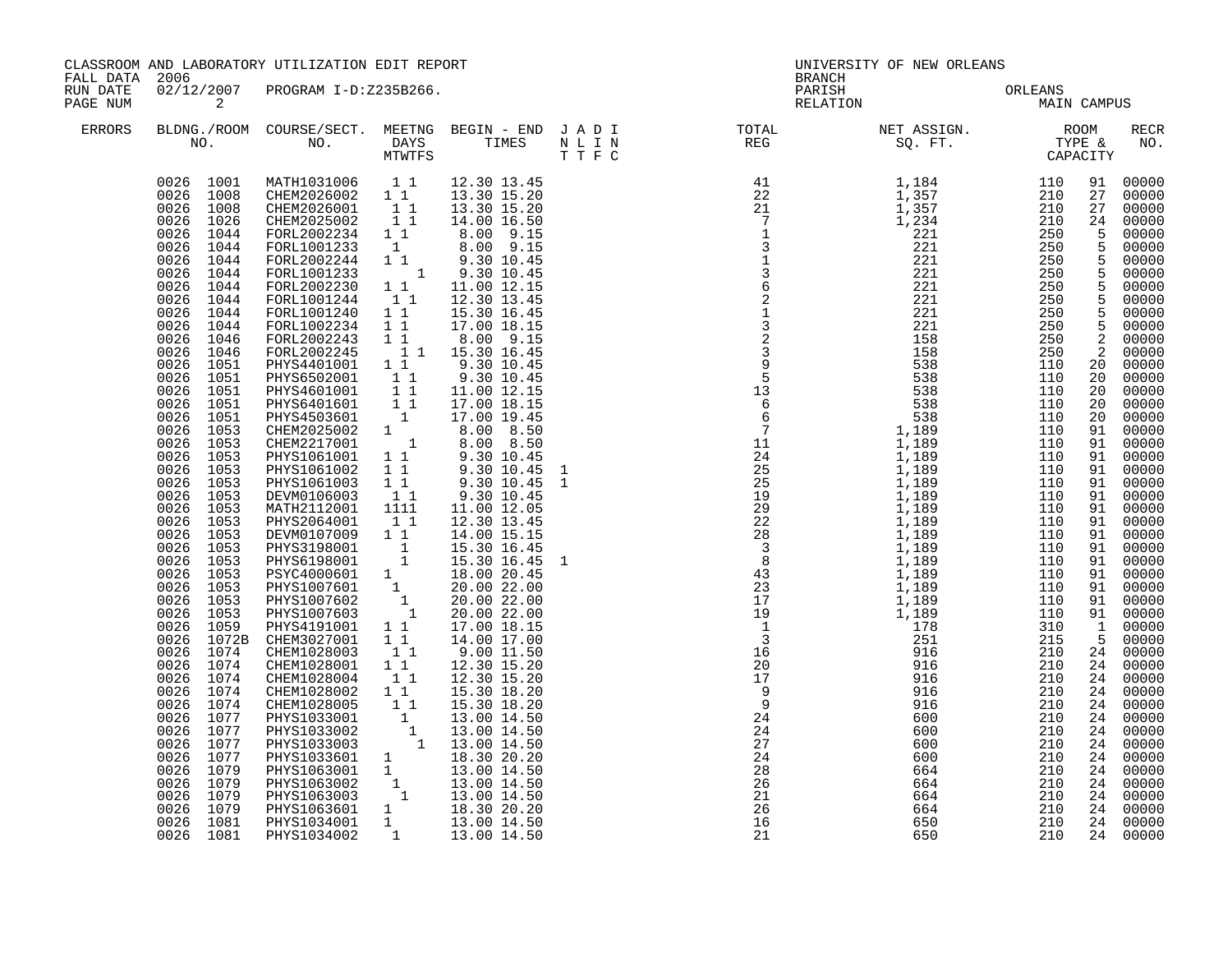CLASSROOM AND LABORATORY UTILIZATION EDIT REPORT
FALL DATA 2006
RUN DATE 02/12/2007 PROGRAM I-D:Z235B266.
PAGE NUM 2

UNIVERSITY OF NEW ORLEANS
BRANCH
PARISH ORLEANS
RELATION MAIN CAMPUS

| ERRORS | BLDNG./ROOM NO. | COURSE/SECT. NO. | MEETNG DAYS MTWTFS | BEGIN - END TIMES | J A D I N L I N T T F C | TOTAL REG | NET ASSIGN. SQ. FT. | ROOM TYPE & CAPACITY | | RECR NO. |
|---|---|---|---|---|---|---|---|---|---|---|
| | 0026 1001 | MATH1031006 | 1 1 | 12.30 13.45 | | 41 | 1,184 | 110 | 91 | 00000 |
| | 0026 1008 | CHEM2026002 | 1 1 | 13.30 15.20 | | 22 | 1,357 | 210 | 27 | 00000 |
| | 0026 1008 | CHEM2026001 | 1 1 | 13.30 15.20 | | 21 | 1,357 | 210 | 27 | 00000 |
| | 0026 1026 | CHEM2025002 | 1 1 | 14.00 16.50 | | 7 | 1,234 | 210 | 24 | 00000 |
| | 0026 1044 | FORL2002234 | 1 1 | 8.00 9.15 | | 1 | 221 | 250 | 5 | 00000 |
| | 0026 1044 | FORL1001233 | 1 | 8.00 9.15 | | 3 | 221 | 250 | 5 | 00000 |
| | 0026 1044 | FORL2002244 | 1 1 | 9.30 10.45 | | 1 | 221 | 250 | 5 | 00000 |
| | 0026 1044 | FORL1001233 | 1 | 9.30 10.45 | | 3 | 221 | 250 | 5 | 00000 |
| | 0026 1044 | FORL2002230 | 1 1 | 11.00 12.15 | | 6 | 221 | 250 | 5 | 00000 |
| | 0026 1044 | FORL1001244 | 1 1 | 12.30 13.45 | | 2 | 221 | 250 | 5 | 00000 |
| | 0026 1044 | FORL1001240 | 1 1 | 15.30 16.45 | | 1 | 221 | 250 | 5 | 00000 |
| | 0026 1044 | FORL1002234 | 1 1 | 17.00 18.15 | | 3 | 221 | 250 | 5 | 00000 |
| | 0026 1046 | FORL2002243 | 1 1 | 8.00 9.15 | | 2 | 158 | 250 | 2 | 00000 |
| | 0026 1046 | FORL2002245 | 1 1 | 15.30 16.45 | | 3 | 158 | 250 | 2 | 00000 |
| | 0026 1051 | PHYS4401001 | 1 1 | 9.30 10.45 | | 9 | 538 | 110 | 20 | 00000 |
| | 0026 1051 | PHYS6502001 | 1 1 | 9.30 10.45 | | 5 | 538 | 110 | 20 | 00000 |
| | 0026 1051 | PHYS4601001 | 1 1 | 11.00 12.15 | | 13 | 538 | 110 | 20 | 00000 |
| | 0026 1051 | PHYS6401601 | 1 1 | 17.00 18.15 | | 6 | 538 | 110 | 20 | 00000 |
| | 0026 1051 | PHYS4503601 | 1 | 17.00 19.45 | | 6 | 538 | 110 | 20 | 00000 |
| | 0026 1053 | CHEM2025002 | 1 | 8.00 8.50 | | 7 | 1,189 | 110 | 91 | 00000 |
| | 0026 1053 | CHEM2217001 | 1 | 8.00 8.50 | | 11 | 1,189 | 110 | 91 | 00000 |
| | 0026 1053 | PHYS1061001 | 1 1 | 9.30 10.45 | | 24 | 1,189 | 110 | 91 | 00000 |
| | 0026 1053 | PHYS1061002 | 1 1 | 9.30 10.45 | 1 | 25 | 1,189 | 110 | 91 | 00000 |
| | 0026 1053 | PHYS1061003 | 1 1 | 9.30 10.45 | 1 | 25 | 1,189 | 110 | 91 | 00000 |
| | 0026 1053 | DEVM0106003 | 1 1 | 9.30 10.45 | | 19 | 1,189 | 110 | 91 | 00000 |
| | 0026 1053 | MATH2112001 | 1111 | 11.00 12.05 | | 29 | 1,189 | 110 | 91 | 00000 |
| | 0026 1053 | PHYS2064001 | 1 1 | 12.30 13.45 | | 22 | 1,189 | 110 | 91 | 00000 |
| | 0026 1053 | DEVM0107009 | 1 1 | 14.00 15.15 | | 28 | 1,189 | 110 | 91 | 00000 |
| | 0026 1053 | PHYS3198001 | 1 | 15.30 16.45 | | 3 | 1,189 | 110 | 91 | 00000 |
| | 0026 1053 | PHYS6198001 | 1 | 15.30 16.45 | 1 | 8 | 1,189 | 110 | 91 | 00000 |
| | 0026 1053 | PSYC4000601 | 1 | 18.00 20.45 | | 43 | 1,189 | 110 | 91 | 00000 |
| | 0026 1053 | PHYS1007601 | 1 | 20.00 22.00 | | 23 | 1,189 | 110 | 91 | 00000 |
| | 0026 1053 | PHYS1007602 | 1 | 20.00 22.00 | | 17 | 1,189 | 110 | 91 | 00000 |
| | 0026 1053 | PHYS1007603 | 1 | 20.00 22.00 | | 19 | 1,189 | 110 | 91 | 00000 |
| | 0026 1059 | PHYS4191001 | 1 1 | 17.00 18.15 | | 1 | 178 | 310 | 1 | 00000 |
| | 0026 1072B | CHEM3027001 | 1 1 | 14.00 17.00 | | 3 | 251 | 215 | 5 | 00000 |
| | 0026 1074 | CHEM1028003 | 1 1 | 9.00 11.50 | | 16 | 916 | 210 | 24 | 00000 |
| | 0026 1074 | CHEM1028001 | 1 1 | 12.30 15.20 | | 20 | 916 | 210 | 24 | 00000 |
| | 0026 1074 | CHEM1028004 | 1 1 | 12.30 15.20 | | 17 | 916 | 210 | 24 | 00000 |
| | 0026 1074 | CHEM1028002 | 1 1 | 15.30 18.20 | | 9 | 916 | 210 | 24 | 00000 |
| | 0026 1074 | CHEM1028005 | 1 1 | 15.30 18.20 | | 9 | 916 | 210 | 24 | 00000 |
| | 0026 1077 | PHYS1033001 | 1 | 13.00 14.50 | | 24 | 600 | 210 | 24 | 00000 |
| | 0026 1077 | PHYS1033002 | 1 | 13.00 14.50 | | 24 | 600 | 210 | 24 | 00000 |
| | 0026 1077 | PHYS1033003 | 1 | 13.00 14.50 | | 27 | 600 | 210 | 24 | 00000 |
| | 0026 1077 | PHYS1033601 | 1 | 18.30 20.20 | | 24 | 600 | 210 | 24 | 00000 |
| | 0026 1079 | PHYS1063001 | 1 | 13.00 14.50 | | 28 | 664 | 210 | 24 | 00000 |
| | 0026 1079 | PHYS1063002 | 1 | 13.00 14.50 | | 26 | 664 | 210 | 24 | 00000 |
| | 0026 1079 | PHYS1063003 | 1 | 13.00 14.50 | | 21 | 664 | 210 | 24 | 00000 |
| | 0026 1079 | PHYS1063601 | 1 | 18.30 20.20 | | 26 | 664 | 210 | 24 | 00000 |
| | 0026 1081 | PHYS1034001 | 1 | 13.00 14.50 | | 16 | 650 | 210 | 24 | 00000 |
| | 0026 1081 | PHYS1034002 | 1 | 13.00 14.50 | | 21 | 650 | 210 | 24 | 00000 |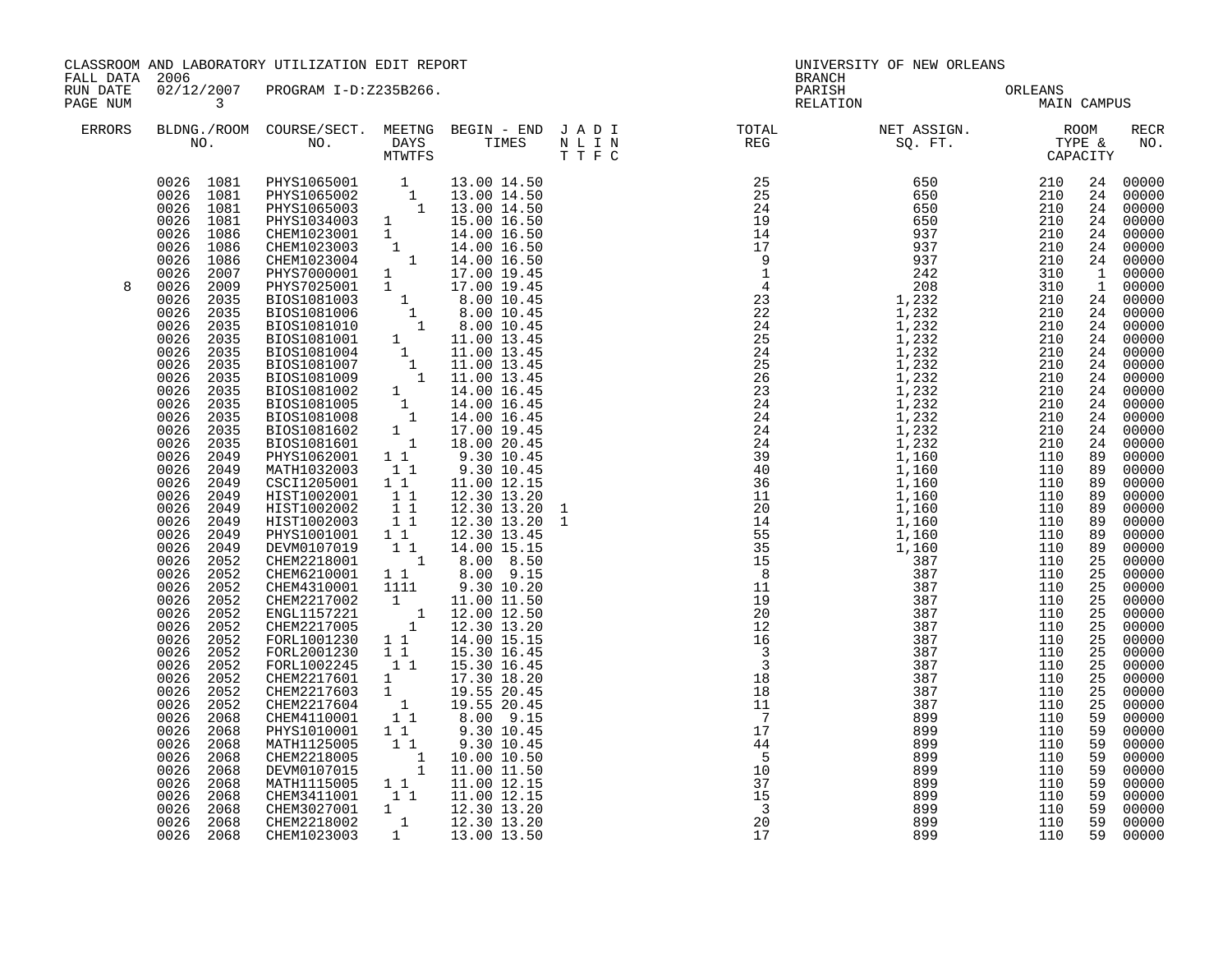CLASSROOM AND LABORATORY UTILIZATION EDIT REPORT
FALL DATA 2006
RUN DATE 02/12/2007 PROGRAM I-D:Z235B266.

UNIVERSITY OF NEW ORLEANS
BRANCH
PARISH ORLEANS
RELATION MAIN CAMPUS

| ERRORS | BLDG. NO. | ROOM NO. | COURSE/SECT. NO. | M | T | W | T | F | S | BEGIN TIME | END TIME | J | A | D | I | TOTAL REG | NET ASSIGN. SQ. FT. | ROOM TYPE | CAPACITY | RECR NO. |
|---|---|---|---|---|---|---|---|---|---|---|---|---|---|---|---|---|---|---|---|---|
| | 0026 | 1081 | PHYS1065001 | | | 1 | | | | 13.00 | 14.50 | | | | | 25 | 650 | 210 | 24 | 00000 |
| | 0026 | 1081 | PHYS1065002 | | | | 1 | | | 13.00 | 14.50 | | | | | 25 | 650 | 210 | 24 | 00000 |
| | 0026 | 1081 | PHYS1065003 | | | | | 1 | | 13.00 | 14.50 | | | | | 24 | 650 | 210 | 24 | 00000 |
| | 0026 | 1081 | PHYS1034003 | 1 | | | | | | 15.00 | 16.50 | | | | | 19 | 650 | 210 | 24 | 00000 |
| | 0026 | 1086 | CHEM1023001 | 1 | | | | | | 14.00 | 16.50 | | | | | 14 | 937 | 210 | 24 | 00000 |
| | 0026 | 1086 | CHEM1023003 | | 1 | | | | | 14.00 | 16.50 | | | | | 17 | 937 | 210 | 24 | 00000 |
| | 0026 | 1086 | CHEM1023004 | | | | 1 | | | 14.00 | 16.50 | | | | | 9 | 937 | 210 | 24 | 00000 |
| | 0026 | 2007 | PHYS7000001 | 1 | | | | | | 17.00 | 19.45 | | | | | 1 | 242 | 310 | 1 | 00000 |
| 8 | 0026 | 2009 | PHYS7025001 | 1 | | | | | | 17.00 | 19.45 | | | | | 4 | 208 | 310 | 1 | 00000 |
| | 0026 | 2035 | BIOS1081003 | | | 1 | | | | 8.00 | 10.45 | | | | | 23 | 1,232 | 210 | 24 | 00000 |
| | 0026 | 2035 | BIOS1081006 | | | | 1 | | | 8.00 | 10.45 | | | | | 22 | 1,232 | 210 | 24 | 00000 |
| | 0026 | 2035 | BIOS1081010 | | | | | 1 | | 8.00 | 10.45 | | | | | 24 | 1,232 | 210 | 24 | 00000 |
| | 0026 | 2035 | BIOS1081001 | 1 | | | | | | 11.00 | 13.45 | | | | | 25 | 1,232 | 210 | 24 | 00000 |
| | 0026 | 2035 | BIOS1081004 | | 1 | | | | | 11.00 | 13.45 | | | | | 24 | 1,232 | 210 | 24 | 00000 |
| | 0026 | 2035 | BIOS1081007 | | | | 1 | | | 11.00 | 13.45 | | | | | 25 | 1,232 | 210 | 24 | 00000 |
| | 0026 | 2035 | BIOS1081009 | | | | | 1 | | 11.00 | 13.45 | | | | | 26 | 1,232 | 210 | 24 | 00000 |
| | 0026 | 2035 | BIOS1081002 | 1 | | | | | | 14.00 | 16.45 | | | | | 23 | 1,232 | 210 | 24 | 00000 |
| | 0026 | 2035 | BIOS1081005 | | | 1 | | | | 14.00 | 16.45 | | | | | 24 | 1,232 | 210 | 24 | 00000 |
| | 0026 | 2035 | BIOS1081008 | | | | 1 | | | 14.00 | 16.45 | | | | | 24 | 1,232 | 210 | 24 | 00000 |
| | 0026 | 2035 | BIOS1081602 | 1 | | | | | | 17.00 | 19.45 | | | | | 24 | 1,232 | 210 | 24 | 00000 |
| | 0026 | 2035 | BIOS1081601 | | | | 1 | | | 18.00 | 20.45 | | | | | 24 | 1,232 | 210 | 24 | 00000 |
| | 0026 | 2049 | PHYS1062001 | 1 | | 1 | | | | 9.30 | 10.45 | | | | | 39 | 1,160 | 110 | 89 | 00000 |
| | 0026 | 2049 | MATH1032003 | | 1 | | 1 | | | 9.30 | 10.45 | | | | | 40 | 1,160 | 110 | 89 | 00000 |
| | 0026 | 2049 | CSCI1205001 | 1 | | 1 | | | | 11.00 | 12.15 | | | | | 36 | 1,160 | 110 | 89 | 00000 |
| | 0026 | 2049 | HIST1002001 | | 1 | | 1 | | | 12.30 | 13.20 | | | | | 11 | 1,160 | 110 | 89 | 00000 |
| | 0026 | 2049 | HIST1002002 | | 1 | | 1 | | | 12.30 | 13.20 | 1 | | | | 20 | 1,160 | 110 | 89 | 00000 |
| | 0026 | 2049 | HIST1002003 | | 1 | | 1 | | | 12.30 | 13.20 | 1 | | | | 14 | 1,160 | 110 | 89 | 00000 |
| | 0026 | 2049 | PHYS1001001 | 1 | | 1 | | | | 12.30 | 13.45 | | | | | 55 | 1,160 | 110 | 89 | 00000 |
| | 0026 | 2049 | DEVM0107019 | | 1 | | 1 | | | 14.00 | 15.15 | | | | | 35 | 1,160 | 110 | 89 | 00000 |
| | 0026 | 2052 | CHEM2218001 | | | | | 1 | | 8.00 | 8.50 | | | | | 15 | 387 | 110 | 25 | 00000 |
| | 0026 | 2052 | CHEM6210001 | 1 | | 1 | | | | 8.00 | 9.15 | | | | | 8 | 387 | 110 | 25 | 00000 |
| | 0026 | 2052 | CHEM4310001 | 1 | 1 | 1 | 1 | | | 9.30 | 10.20 | | | | | 11 | 387 | 110 | 25 | 00000 |
| | 0026 | 2052 | CHEM2217002 | | 1 | | | | | 11.00 | 11.50 | | | | | 19 | 387 | 110 | 25 | 00000 |
| | 0026 | 2052 | ENGL1157221 | | | | | 1 | | 12.00 | 12.50 | | | | | 20 | 387 | 110 | 25 | 00000 |
| | 0026 | 2052 | CHEM2217005 | | | | 1 | | | 12.30 | 13.20 | | | | | 12 | 387 | 110 | 25 | 00000 |
| | 0026 | 2052 | FORL1001230 | 1 | | 1 | | | | 14.00 | 15.15 | | | | | 16 | 387 | 110 | 25 | 00000 |
| | 0026 | 2052 | FORL2001230 | 1 | | 1 | | | | 15.30 | 16.45 | | | | | 3 | 387 | 110 | 25 | 00000 |
| | 0026 | 2052 | FORL1002245 | | 1 | | 1 | | | 15.30 | 16.45 | | | | | 3 | 387 | 110 | 25 | 00000 |
| | 0026 | 2052 | CHEM2217601 | 1 | | | | | | 17.30 | 18.20 | | | | | 18 | 387 | 110 | 25 | 00000 |
| | 0026 | 2052 | CHEM2217603 | 1 | | | | | | 19.55 | 20.45 | | | | | 18 | 387 | 110 | 25 | 00000 |
| | 0026 | 2052 | CHEM2217604 | | | 1 | | | | 19.55 | 20.45 | | | | | 11 | 387 | 110 | 25 | 00000 |
| | 0026 | 2068 | CHEM4110001 | | 1 | | 1 | | | 8.00 | 9.15 | | | | | 7 | 899 | 110 | 59 | 00000 |
| | 0026 | 2068 | PHYS1010001 | 1 | | 1 | | | | 9.30 | 10.45 | | | | | 17 | 899 | 110 | 59 | 00000 |
| | 0026 | 2068 | MATH1125005 | | 1 | | 1 | | | 9.30 | 10.45 | | | | | 44 | 899 | 110 | 59 | 00000 |
| | 0026 | 2068 | CHEM2218005 | | | | | 1 | | 10.00 | 10.50 | | | | | 5 | 899 | 110 | 59 | 00000 |
| | 0026 | 2068 | DEVM0107015 | | | | | 1 | | 11.00 | 11.50 | | | | | 10 | 899 | 110 | 59 | 00000 |
| | 0026 | 2068 | MATH1115005 | 1 | | 1 | | | | 11.00 | 12.15 | | | | | 37 | 899 | 110 | 59 | 00000 |
| | 0026 | 2068 | CHEM3411001 | | 1 | | 1 | | | 11.00 | 12.15 | | | | | 15 | 899 | 110 | 59 | 00000 |
| | 0026 | 2068 | CHEM3027001 | 1 | | | | | | 12.30 | 13.20 | | | | | 3 | 899 | 110 | 59 | 00000 |
| | 0026 | 2068 | CHEM2218002 | | | 1 | | | | 12.30 | 13.20 | | | | | 20 | 899 | 110 | 59 | 00000 |
| | 0026 | 2068 | CHEM1023003 | | 1 | | | | | 13.00 | 13.50 | | | | | 17 | 899 | 110 | 59 | 00000 |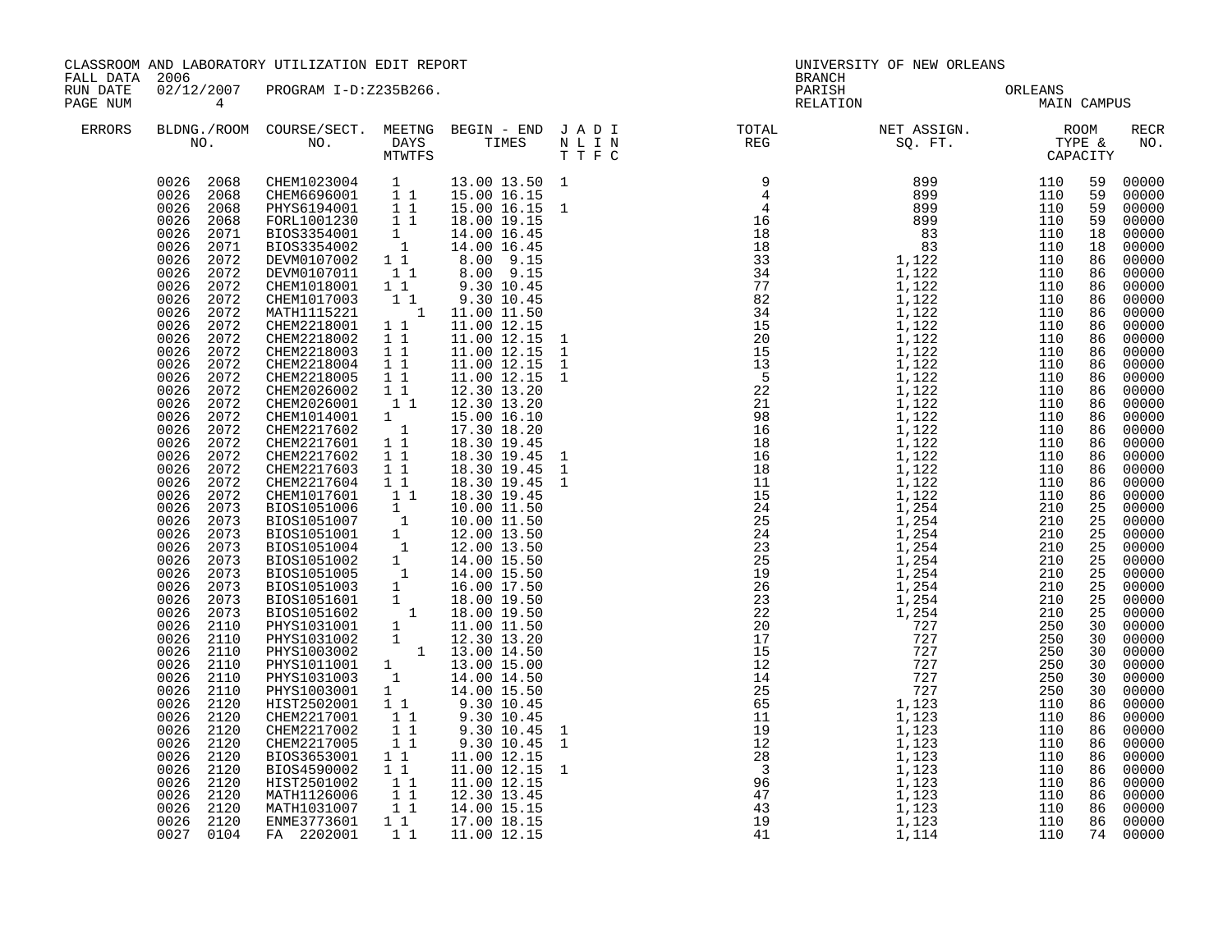CLASSROOM AND LABORATORY UTILIZATION EDIT REPORT
FALL DATA 2006
RUN DATE 02/12/2007 PROGRAM I-D:Z235B266.
PAGE NUM 4

UNIVERSITY OF NEW ORLEANS
BRANCH
PARISH ORLEANS
RELATION MAIN CAMPUS

| ERRORS | BLDNG./ROOM NO. | COURSE/SECT. NO. | MEETNG DAYS MTWTFS | BEGIN - END TIMES | J A D I N L I N T T F C | TOTAL REG | NET ASSIGN. SQ. FT. | ROOM TYPE & CAPACITY | | RECR NO. |
|---|---|---|---|---|---|---|---|---|---|---|
| | 0026 2068 | CHEM1023004 | 1 | 13.00 13.50 | 1 | 9 | 899 | 110 | 59 | 00000 |
| | 0026 2068 | CHEM6696001 | 1 1 | 15.00 16.15 | | 4 | 899 | 110 | 59 | 00000 |
| | 0026 2068 | PHYS6194001 | 1 1 | 15.00 16.15 | 1 | 4 | 899 | 110 | 59 | 00000 |
| | 0026 2068 | FORL1001230 | 1 1 | 18.00 19.15 | | 16 | 899 | 110 | 59 | 00000 |
| | 0026 2071 | BIOS3354001 | 1 | 14.00 16.45 | | 18 | 83 | 110 | 18 | 00000 |
| | 0026 2071 | BIOS3354002 | 1 | 14.00 16.45 | | 18 | 83 | 110 | 18 | 00000 |
| | 0026 2072 | DEVM0107002 | 1 1 | 8.00 9.15 | | 33 | 1,122 | 110 | 86 | 00000 |
| | 0026 2072 | DEVM0107011 | 1 1 | 8.00 9.15 | | 34 | 1,122 | 110 | 86 | 00000 |
| | 0026 2072 | CHEM1018001 | 1 1 | 9.30 10.45 | | 77 | 1,122 | 110 | 86 | 00000 |
| | 0026 2072 | CHEM1017003 | 1 1 | 9.30 10.45 | | 82 | 1,122 | 110 | 86 | 00000 |
| | 0026 2072 | MATH1115221 | 1 | 11.00 11.50 | | 34 | 1,122 | 110 | 86 | 00000 |
| | 0026 2072 | CHEM2218001 | 1 1 | 11.00 12.15 | | 15 | 1,122 | 110 | 86 | 00000 |
| | 0026 2072 | CHEM2218002 | 1 1 | 11.00 12.15 | 1 | 20 | 1,122 | 110 | 86 | 00000 |
| | 0026 2072 | CHEM2218003 | 1 1 | 11.00 12.15 | 1 | 15 | 1,122 | 110 | 86 | 00000 |
| | 0026 2072 | CHEM2218004 | 1 1 | 11.00 12.15 | 1 | 13 | 1,122 | 110 | 86 | 00000 |
| | 0026 2072 | CHEM2218005 | 1 1 | 11.00 12.15 | 1 | 5 | 1,122 | 110 | 86 | 00000 |
| | 0026 2072 | CHEM2026002 | 1 1 | 12.30 13.20 | | 22 | 1,122 | 110 | 86 | 00000 |
| | 0026 2072 | CHEM2026001 | 1 1 | 12.30 13.20 | | 21 | 1,122 | 110 | 86 | 00000 |
| | 0026 2072 | CHEM1014001 | 1 | 15.00 16.10 | | 98 | 1,122 | 110 | 86 | 00000 |
| | 0026 2072 | CHEM2217602 | 1 | 17.30 18.20 | | 16 | 1,122 | 110 | 86 | 00000 |
| | 0026 2072 | CHEM2217601 | 1 1 | 18.30 19.45 | | 18 | 1,122 | 110 | 86 | 00000 |
| | 0026 2072 | CHEM2217602 | 1 1 | 18.30 19.45 | 1 | 16 | 1,122 | 110 | 86 | 00000 |
| | 0026 2072 | CHEM2217603 | 1 1 | 18.30 19.45 | 1 | 18 | 1,122 | 110 | 86 | 00000 |
| | 0026 2072 | CHEM2217604 | 1 1 | 18.30 19.45 | 1 | 11 | 1,122 | 110 | 86 | 00000 |
| | 0026 2072 | CHEM1017601 | 1 1 | 18.30 19.45 | | 15 | 1,122 | 110 | 86 | 00000 |
| | 0026 2073 | BIOS1051006 | 1 | 10.00 11.50 | | 24 | 1,254 | 210 | 25 | 00000 |
| | 0026 2073 | BIOS1051007 | 1 | 10.00 11.50 | | 25 | 1,254 | 210 | 25 | 00000 |
| | 0026 2073 | BIOS1051001 | 1 | 12.00 13.50 | | 24 | 1,254 | 210 | 25 | 00000 |
| | 0026 2073 | BIOS1051004 | 1 | 12.00 13.50 | | 23 | 1,254 | 210 | 25 | 00000 |
| | 0026 2073 | BIOS1051002 | 1 | 14.00 15.50 | | 25 | 1,254 | 210 | 25 | 00000 |
| | 0026 2073 | BIOS1051005 | 1 | 14.00 15.50 | | 19 | 1,254 | 210 | 25 | 00000 |
| | 0026 2073 | BIOS1051003 | 1 | 16.00 17.50 | | 26 | 1,254 | 210 | 25 | 00000 |
| | 0026 2073 | BIOS1051601 | 1 | 18.00 19.50 | | 23 | 1,254 | 210 | 25 | 00000 |
| | 0026 2073 | BIOS1051602 | 1 | 18.00 19.50 | | 22 | 1,254 | 210 | 25 | 00000 |
| | 0026 2110 | PHYS1031001 | 1 | 11.00 11.50 | | 20 | 727 | 250 | 30 | 00000 |
| | 0026 2110 | PHYS1031002 | 1 | 12.30 13.20 | | 17 | 727 | 250 | 30 | 00000 |
| | 0026 2110 | PHYS1003002 | 1 | 13.00 14.50 | | 15 | 727 | 250 | 30 | 00000 |
| | 0026 2110 | PHYS1011001 | 1 | 13.00 15.00 | | 12 | 727 | 250 | 30 | 00000 |
| | 0026 2110 | PHYS1031003 | 1 | 14.00 14.50 | | 14 | 727 | 250 | 30 | 00000 |
| | 0026 2110 | PHYS1003001 | 1 | 14.00 15.50 | | 25 | 727 | 250 | 30 | 00000 |
| | 0026 2120 | HIST2502001 | 1 1 | 9.30 10.45 | | 65 | 1,123 | 110 | 86 | 00000 |
| | 0026 2120 | CHEM2217001 | 1 1 | 9.30 10.45 | | 11 | 1,123 | 110 | 86 | 00000 |
| | 0026 2120 | CHEM2217002 | 1 1 | 9.30 10.45 | 1 | 19 | 1,123 | 110 | 86 | 00000 |
| | 0026 2120 | CHEM2217005 | 1 1 | 9.30 10.45 | 1 | 12 | 1,123 | 110 | 86 | 00000 |
| | 0026 2120 | BIOS3653001 | 1 1 | 11.00 12.15 | | 28 | 1,123 | 110 | 86 | 00000 |
| | 0026 2120 | BIOS4590002 | 1 1 | 11.00 12.15 | 1 | 3 | 1,123 | 110 | 86 | 00000 |
| | 0026 2120 | HIST2501002 | 1 1 | 11.00 12.15 | | 96 | 1,123 | 110 | 86 | 00000 |
| | 0026 2120 | MATH1126006 | 1 1 | 12.30 13.45 | | 47 | 1,123 | 110 | 86 | 00000 |
| | 0026 2120 | MATH1031007 | 1 1 | 14.00 15.15 | | 43 | 1,123 | 110 | 86 | 00000 |
| | 0026 2120 | ENME3773601 | 1 1 | 17.00 18.15 | | 19 | 1,123 | 110 | 86 | 00000 |
| | 0027 0104 | FA 2202001 | 1 1 | 11.00 12.15 | | 41 | 1,114 | 110 | 74 | 00000 |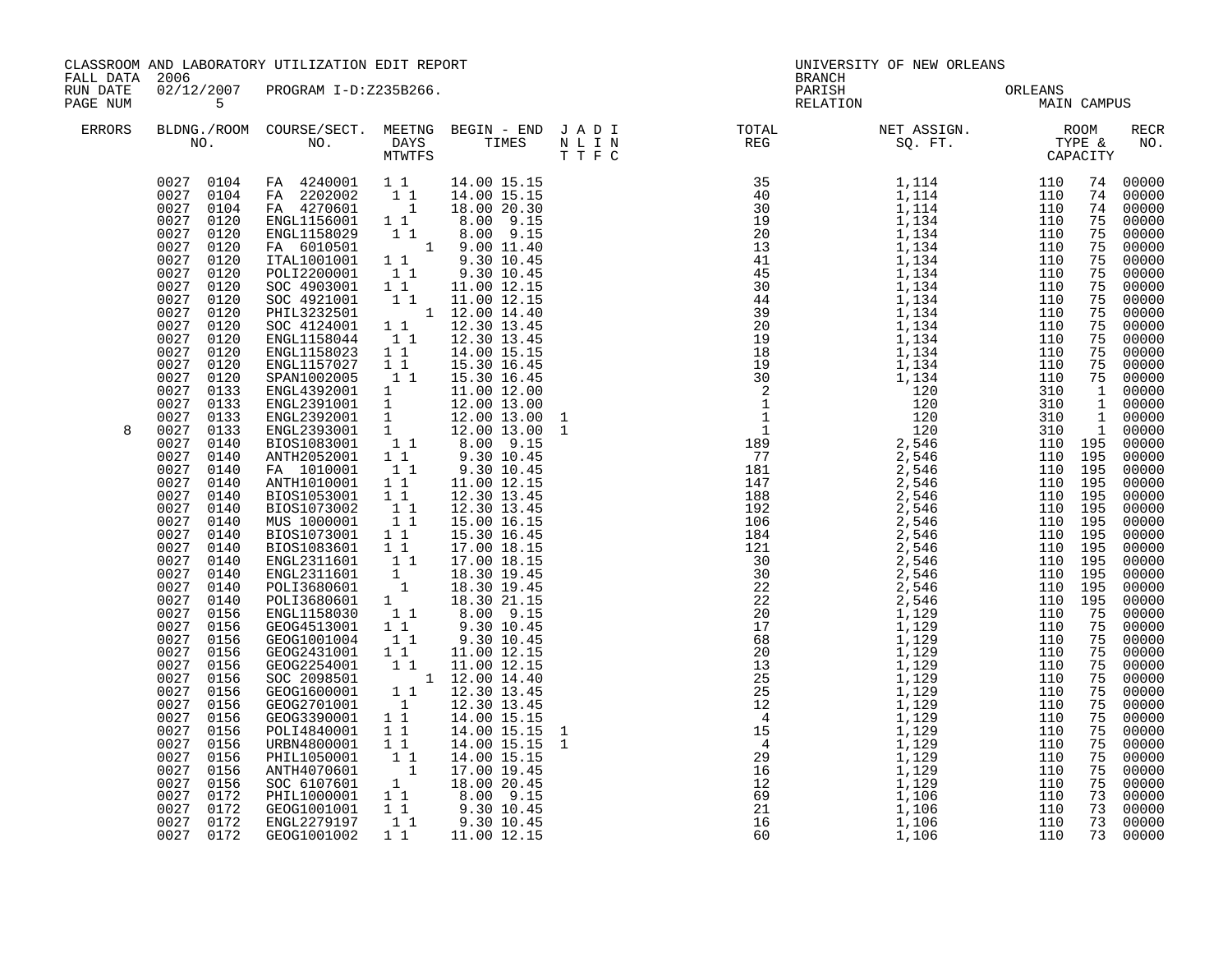CLASSROOM AND LABORATORY UTILIZATION EDIT REPORT
FALL DATA 2006
RUN DATE 02/12/2007 PROGRAM I-D:Z235B266.

UNIVERSITY OF NEW ORLEANS
BRANCH
PARISH ORLEANS
RELATION MAIN CAMPUS

| ERRORS | BLDNG./ROOM NO. | COURSE/SECT. NO. | MEETNG DAYS MTWTFS | BEGIN - END TIMES | J A D I N L I N T T F C | TOTAL REG | NET ASSIGN. SQ. FT. | ROOM TYPE & CAPACITY | | RECR NO. |
|---|---|---|---|---|---|---|---|---|---|---|
| | 0027 0104 | FA 4240001 | 1 1 | 14.00 15.15 | | 35 | 1,114 | 110 | 74 | 00000 |
| | 0027 0104 | FA 2202002 | 1 1 | 14.00 15.15 | | 40 | 1,114 | 110 | 74 | 00000 |
| | 0027 0104 | FA 4270601 | 1 | 18.00 20.30 | | 30 | 1,114 | 110 | 74 | 00000 |
| | 0027 0120 | ENGL1156001 | 1 1 | 8.00 9.15 | | 19 | 1,134 | 110 | 75 | 00000 |
| | 0027 0120 | ENGL1158029 | 1 1 | 8.00 9.15 | | 20 | 1,134 | 110 | 75 | 00000 |
| | 0027 0120 | FA 6010501 | 1 | 9.00 11.40 | | 13 | 1,134 | 110 | 75 | 00000 |
| | 0027 0120 | ITAL1001001 | 1 1 | 9.30 10.45 | | 41 | 1,134 | 110 | 75 | 00000 |
| | 0027 0120 | POLI2200001 | 1 1 | 9.30 10.45 | | 45 | 1,134 | 110 | 75 | 00000 |
| | 0027 0120 | SOC 4903001 | 1 1 | 11.00 12.15 | | 30 | 1,134 | 110 | 75 | 00000 |
| | 0027 0120 | SOC 4921001 | 1 1 | 11.00 12.15 | | 44 | 1,134 | 110 | 75 | 00000 |
| | 0027 0120 | PHIL3232501 | 1 | 12.00 14.40 | | 39 | 1,134 | 110 | 75 | 00000 |
| | 0027 0120 | SOC 4124001 | 1 1 | 12.30 13.45 | | 20 | 1,134 | 110 | 75 | 00000 |
| | 0027 0120 | ENGL1158044 | 1 1 | 12.30 13.45 | | 19 | 1,134 | 110 | 75 | 00000 |
| | 0027 0120 | ENGL1158023 | 1 1 | 14.00 15.15 | | 18 | 1,134 | 110 | 75 | 00000 |
| | 0027 0120 | ENGL1157027 | 1 1 | 15.30 16.45 | | 19 | 1,134 | 110 | 75 | 00000 |
| | 0027 0120 | SPAN1002005 | 1 1 | 15.30 16.45 | | 30 | 1,134 | 110 | 75 | 00000 |
| | 0027 0133 | ENGL4392001 | 1 | 11.00 12.00 | | 2 | 120 | 310 | 1 | 00000 |
| | 0027 0133 | ENGL2391001 | 1 | 12.00 13.00 | | 1 | 120 | 310 | 1 | 00000 |
| | 0027 0133 | ENGL2392001 | 1 | 12.00 13.00 | 1 | 1 | 120 | 310 | 1 | 00000 |
| 8 | 0027 0133 | ENGL2393001 | 1 | 12.00 13.00 | 1 | 1 | 120 | 310 | 1 | 00000 |
| | 0027 0140 | BIOS1083001 | 1 1 | 8.00 9.15 | | 189 | 2,546 | 110 | 195 | 00000 |
| | 0027 0140 | ANTH2052001 | 1 1 | 9.30 10.45 | | 77 | 2,546 | 110 | 195 | 00000 |
| | 0027 0140 | FA 1010001 | 1 1 | 9.30 10.45 | | 181 | 2,546 | 110 | 195 | 00000 |
| | 0027 0140 | ANTH1010001 | 1 1 | 11.00 12.15 | | 147 | 2,546 | 110 | 195 | 00000 |
| | 0027 0140 | BIOS1053001 | 1 1 | 12.30 13.45 | | 188 | 2,546 | 110 | 195 | 00000 |
| | 0027 0140 | BIOS1073002 | 1 1 | 12.30 13.45 | | 192 | 2,546 | 110 | 195 | 00000 |
| | 0027 0140 | MUS 1000001 | 1 1 | 15.00 16.15 | | 106 | 2,546 | 110 | 195 | 00000 |
| | 0027 0140 | BIOS1073001 | 1 1 | 15.30 16.45 | | 184 | 2,546 | 110 | 195 | 00000 |
| | 0027 0140 | BIOS1083601 | 1 1 | 17.00 18.15 | | 121 | 2,546 | 110 | 195 | 00000 |
| | 0027 0140 | ENGL2311601 | 1 1 | 17.00 18.15 | | 30 | 2,546 | 110 | 195 | 00000 |
| | 0027 0140 | ENGL2311601 | 1 | 18.30 19.45 | | 30 | 2,546 | 110 | 195 | 00000 |
| | 0027 0140 | POLI3680601 | 1 | 18.30 19.45 | | 22 | 2,546 | 110 | 195 | 00000 |
| | 0027 0140 | POLI3680601 | 1 | 18.30 21.15 | | 22 | 2,546 | 110 | 195 | 00000 |
| | 0027 0156 | ENGL1158030 | 1 1 | 8.00 9.15 | | 20 | 1,129 | 110 | 75 | 00000 |
| | 0027 0156 | GEOG4513001 | 1 1 | 9.30 10.45 | | 17 | 1,129 | 110 | 75 | 00000 |
| | 0027 0156 | GEOG1001004 | 1 1 | 9.30 10.45 | | 68 | 1,129 | 110 | 75 | 00000 |
| | 0027 0156 | GEOG2431001 | 1 1 | 11.00 12.15 | | 20 | 1,129 | 110 | 75 | 00000 |
| | 0027 0156 | GEOG2254001 | 1 1 | 11.00 12.15 | | 13 | 1,129 | 110 | 75 | 00000 |
| | 0027 0156 | SOC 2098501 | 1 | 12.00 14.40 | | 25 | 1,129 | 110 | 75 | 00000 |
| | 0027 0156 | GEOG1600001 | 1 1 | 12.30 13.45 | | 25 | 1,129 | 110 | 75 | 00000 |
| | 0027 0156 | GEOG2701001 | 1 | 12.30 13.45 | | 12 | 1,129 | 110 | 75 | 00000 |
| | 0027 0156 | GEOG3390001 | 1 1 | 14.00 15.15 | | 4 | 1,129 | 110 | 75 | 00000 |
| | 0027 0156 | POLI4840001 | 1 1 | 14.00 15.15 | 1 | 15 | 1,129 | 110 | 75 | 00000 |
| | 0027 0156 | URBN4800001 | 1 1 | 14.00 15.15 | 1 | 4 | 1,129 | 110 | 75 | 00000 |
| | 0027 0156 | PHIL1050001 | 1 1 | 14.00 15.15 | | 29 | 1,129 | 110 | 75 | 00000 |
| | 0027 0156 | ANTH4070601 | 1 | 17.00 19.45 | | 16 | 1,129 | 110 | 75 | 00000 |
| | 0027 0156 | SOC 6107601 | 1 | 18.00 20.45 | | 12 | 1,129 | 110 | 75 | 00000 |
| | 0027 0172 | PHIL1000001 | 1 1 | 8.00 9.15 | | 69 | 1,106 | 110 | 73 | 00000 |
| | 0027 0172 | GEOG1001001 | 1 1 | 9.30 10.45 | | 21 | 1,106 | 110 | 73 | 00000 |
| | 0027 0172 | ENGL2279197 | 1 1 | 9.30 10.45 | | 16 | 1,106 | 110 | 73 | 00000 |
| | 0027 0172 | GEOG1001002 | 1 1 | 11.00 12.15 | | 60 | 1,106 | 110 | 73 | 00000 |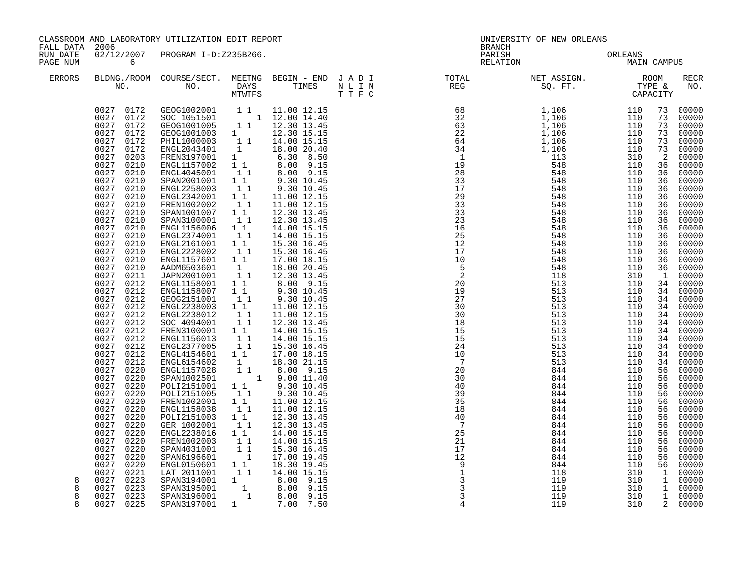CLASSROOM AND LABORATORY UTILIZATION EDIT REPORT
FALL DATA 2006
RUN DATE 02/12/2007 PROGRAM I-D:Z235B266.
PAGE NUM 6

UNIVERSITY OF NEW ORLEANS
BRANCH
PARISH ORLEANS
RELATION MAIN CAMPUS

| ERRORS | BLDG./ROOM NO. | COURSE/SECT. NO. | MEETNG DAYS MTWTFS | BEGIN - END TIMES | J A D I N L I N T T F C | TOTAL REG | NET ASSIGN. SQ. FT. | ROOM TYPE & CAPACITY | RECR NO. |
|---|---|---|---|---|---|---|---|---|---|
| | 0027 0172 | GEOG1002001 | 1 1 | 11.00 12.15 | | 68 | 1,106 | 110 73 | 00000 |
| | 0027 0172 | SOC 1051501 | 1 | 12.00 14.40 | | 32 | 1,106 | 110 73 | 00000 |
| | 0027 0172 | GEOG1001005 | 1 1 | 12.30 13.45 | | 63 | 1,106 | 110 73 | 00000 |
| | 0027 0172 | GEOG1001003 | 1 | 12.30 15.15 | | 22 | 1,106 | 110 73 | 00000 |
| | 0027 0172 | PHIL1000003 | 1 1 | 14.00 15.15 | | 64 | 1,106 | 110 73 | 00000 |
| | 0027 0172 | ENGL2043401 | 1 | 18.00 20.40 | | 34 | 1,106 | 110 73 | 00000 |
| | 0027 0203 | FREN3197001 | 1 | 6.30 8.50 | | 1 | 113 | 310 2 | 00000 |
| | 0027 0210 | ENGL1157002 | 1 1 | 8.00 9.15 | | 19 | 548 | 110 36 | 00000 |
| | 0027 0210 | ENGL4045001 | 1 1 | 8.00 9.15 | | 28 | 548 | 110 36 | 00000 |
| | 0027 0210 | SPAN2001001 | 1 1 | 9.30 10.45 | | 33 | 548 | 110 36 | 00000 |
| | 0027 0210 | ENGL2258003 | 1 1 | 9.30 10.45 | | 17 | 548 | 110 36 | 00000 |
| | 0027 0210 | ENGL2342001 | 1 1 | 11.00 12.15 | | 29 | 548 | 110 36 | 00000 |
| | 0027 0210 | FREN1002002 | 1 1 | 11.00 12.15 | | 33 | 548 | 110 36 | 00000 |
| | 0027 0210 | SPAN1001007 | 1 1 | 12.30 13.45 | | 33 | 548 | 110 36 | 00000 |
| | 0027 0210 | SPAN3100001 | 1 1 | 12.30 13.45 | | 23 | 548 | 110 36 | 00000 |
| | 0027 0210 | ENGL1156006 | 1 1 | 14.00 15.15 | | 16 | 548 | 110 36 | 00000 |
| | 0027 0210 | ENGL2374001 | 1 1 | 14.00 15.15 | | 25 | 548 | 110 36 | 00000 |
| | 0027 0210 | ENGL2161001 | 1 1 | 15.30 16.45 | | 12 | 548 | 110 36 | 00000 |
| | 0027 0210 | ENGL2228002 | 1 1 | 15.30 16.45 | | 17 | 548 | 110 36 | 00000 |
| | 0027 0210 | ENGL1157601 | 1 1 | 17.00 18.15 | | 10 | 548 | 110 36 | 00000 |
| | 0027 0210 | AADM6503601 | 1 | 18.00 20.45 | | 5 | 548 | 110 36 | 00000 |
| | 0027 0211 | JAPN2001001 | 1 1 | 12.30 13.45 | | 2 | 118 | 310 1 | 00000 |
| | 0027 0212 | ENGL1158001 | 1 1 | 8.00 9.15 | | 20 | 513 | 110 34 | 00000 |
| | 0027 0212 | ENGL1158007 | 1 1 | 9.30 10.45 | | 19 | 513 | 110 34 | 00000 |
| | 0027 0212 | GEOG2151001 | 1 1 | 9.30 10.45 | | 27 | 513 | 110 34 | 00000 |
| | 0027 0212 | ENGL2238003 | 1 1 | 11.00 12.15 | | 30 | 513 | 110 34 | 00000 |
| | 0027 0212 | ENGL2238012 | 1 1 | 11.00 12.15 | | 30 | 513 | 110 34 | 00000 |
| | 0027 0212 | SOC 4094001 | 1 1 | 12.30 13.45 | | 18 | 513 | 110 34 | 00000 |
| | 0027 0212 | FREN3100001 | 1 1 | 14.00 15.15 | | 15 | 513 | 110 34 | 00000 |
| | 0027 0212 | ENGL1156013 | 1 1 | 14.00 15.15 | | 15 | 513 | 110 34 | 00000 |
| | 0027 0212 | ENGL2377005 | 1 1 | 15.30 16.45 | | 24 | 513 | 110 34 | 00000 |
| | 0027 0212 | ENGL4154601 | 1 1 | 17.00 18.15 | | 10 | 513 | 110 34 | 00000 |
| | 0027 0212 | ENGL6154602 | 1 | 18.30 21.15 | | 7 | 513 | 110 34 | 00000 |
| | 0027 0220 | ENGL1157028 | 1 1 | 8.00 9.15 | | 20 | 844 | 110 56 | 00000 |
| | 0027 0220 | SPAN1002501 | 1 | 9.00 11.40 | | 30 | 844 | 110 56 | 00000 |
| | 0027 0220 | POLI2151001 | 1 1 | 9.30 10.45 | | 40 | 844 | 110 56 | 00000 |
| | 0027 0220 | POLI2151005 | 1 1 | 9.30 10.45 | | 39 | 844 | 110 56 | 00000 |
| | 0027 0220 | FREN1002001 | 1 1 | 11.00 12.15 | | 35 | 844 | 110 56 | 00000 |
| | 0027 0220 | ENGL1158038 | 1 1 | 11.00 12.15 | | 18 | 844 | 110 56 | 00000 |
| | 0027 0220 | POLI2151003 | 1 1 | 12.30 13.45 | | 40 | 844 | 110 56 | 00000 |
| | 0027 0220 | GER 1002001 | 1 1 | 12.30 13.45 | | 7 | 844 | 110 56 | 00000 |
| | 0027 0220 | ENGL2238016 | 1 1 | 14.00 15.15 | | 25 | 844 | 110 56 | 00000 |
| | 0027 0220 | FREN1002003 | 1 1 | 14.00 15.15 | | 21 | 844 | 110 56 | 00000 |
| | 0027 0220 | SPAN4031001 | 1 1 | 15.30 16.45 | | 17 | 844 | 110 56 | 00000 |
| | 0027 0220 | SPAN6196601 | 1 | 17.00 19.45 | | 12 | 844 | 110 56 | 00000 |
| | 0027 0220 | ENGL0150601 | 1 1 | 18.30 19.45 | | 9 | 844 | 110 56 | 00000 |
| | 0027 0221 | LAT 2011001 | 1 1 | 14.00 15.15 | | 1 | 118 | 310 1 | 00000 |
| 8 | 0027 0223 | SPAN3194001 | 1 | 8.00 9.15 | | 3 | 119 | 310 1 | 00000 |
| 8 | 0027 0223 | SPAN3195001 | 1 | 8.00 9.15 | | 3 | 119 | 310 1 | 00000 |
| 8 | 0027 0223 | SPAN3196001 | 1 | 8.00 9.15 | | 3 | 119 | 310 1 | 00000 |
| 8 | 0027 0225 | SPAN3197001 | 1 | 7.00 7.50 | | 4 | 119 | 310 2 | 00000 |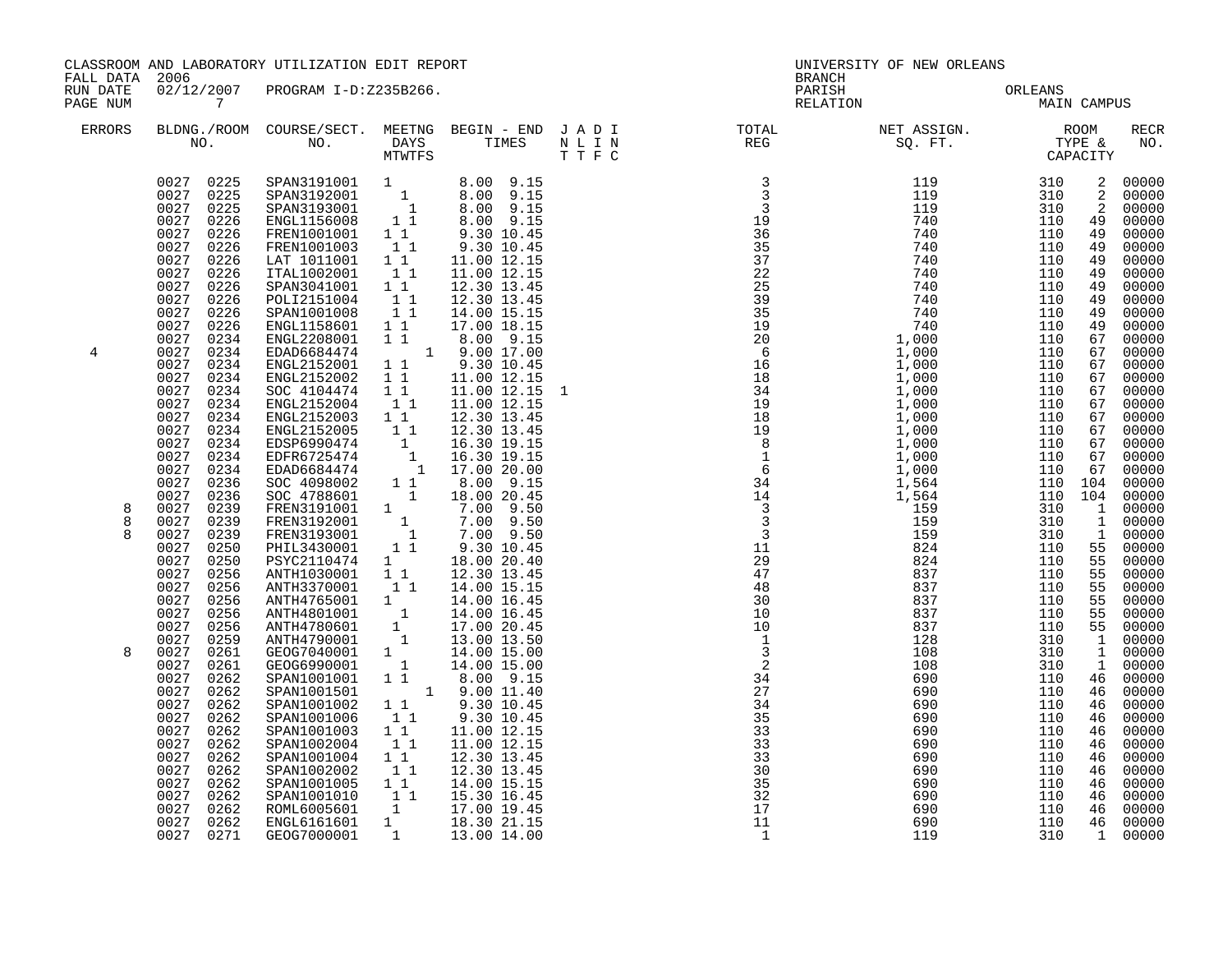CLASSROOM AND LABORATORY UTILIZATION EDIT REPORT
FALL DATA 2006
RUN DATE 02/12/2007 PROGRAM I-D:Z235B266.
PAGE NUM 7

UNIVERSITY OF NEW ORLEANS
BRANCH
PARISH ORLEANS
RELATION MAIN CAMPUS

| ERRORS | BLDNG./ROOM NO. | COURSE/SECT. NO. | MEETNG DAYS MTWTFS | BEGIN - END TIMES | J A D I N L I N T T F C | TOTAL REG | NET ASSIGN. SQ. FT. | ROOM TYPE & CAPACITY | RECR NO. |
|---|---|---|---|---|---|---|---|---|---|
| | 0027 0225 | SPAN3191001 | 1 | 8.00 9.15 | | 3 | 119 | 310 2 | 00000 |
| | 0027 0225 | SPAN3192001 | 1 | 8.00 9.15 | | 3 | 119 | 310 2 | 00000 |
| | 0027 0225 | SPAN3193001 | 1 | 8.00 9.15 | | 3 | 119 | 310 2 | 00000 |
| | 0027 0226 | ENGL1156008 | 1 1 | 8.00 9.15 | | 19 | 740 | 110 49 | 00000 |
| | 0027 0226 | FREN1001001 | 1 1 | 9.30 10.45 | | 36 | 740 | 110 49 | 00000 |
| | 0027 0226 | FREN1001003 | 1 1 | 9.30 10.45 | | 35 | 740 | 110 49 | 00000 |
| | 0027 0226 | LAT 1011001 | 1 1 | 11.00 12.15 | | 37 | 740 | 110 49 | 00000 |
| | 0027 0226 | ITAL1002001 | 1 1 | 11.00 12.15 | | 22 | 740 | 110 49 | 00000 |
| | 0027 0226 | SPAN3041001 | 1 1 | 12.30 13.45 | | 25 | 740 | 110 49 | 00000 |
| | 0027 0226 | POLI2151004 | 1 1 | 12.30 13.45 | | 39 | 740 | 110 49 | 00000 |
| | 0027 0226 | SPAN1001008 | 1 1 | 14.00 15.15 | | 35 | 740 | 110 49 | 00000 |
| | 0027 0226 | ENGL1158601 | 1 1 | 17.00 18.15 | | 19 | 740 | 110 49 | 00000 |
| | 0027 0234 | ENGL2208001 | 1 1 | 8.00 9.15 | | 20 | 1,000 | 110 67 | 00000 |
| 4 | 0027 0234 | EDAD6684474 | 1 | 9.00 17.00 | | 6 | 1,000 | 110 67 | 00000 |
| | 0027 0234 | ENGL2152001 | 1 1 | 9.30 10.45 | | 16 | 1,000 | 110 67 | 00000 |
| | 0027 0234 | ENGL2152002 | 1 1 | 11.00 12.15 | | 18 | 1,000 | 110 67 | 00000 |
| | 0027 0234 | SOC 4104474 | 1 1 | 11.00 12.15 | 1 | 34 | 1,000 | 110 67 | 00000 |
| | 0027 0234 | ENGL2152004 | 1 1 | 11.00 12.15 | | 19 | 1,000 | 110 67 | 00000 |
| | 0027 0234 | ENGL2152003 | 1 1 | 12.30 13.45 | | 18 | 1,000 | 110 67 | 00000 |
| | 0027 0234 | ENGL2152005 | 1 1 | 12.30 13.45 | | 19 | 1,000 | 110 67 | 00000 |
| | 0027 0234 | EDSP6990474 | 1 | 16.30 19.15 | | 8 | 1,000 | 110 67 | 00000 |
| | 0027 0234 | EDFR6725474 | 1 | 16.30 19.15 | | 1 | 1,000 | 110 67 | 00000 |
| | 0027 0234 | EDAD6684474 | 1 | 17.00 20.00 | | 6 | 1,000 | 110 67 | 00000 |
| | 0027 0236 | SOC 4098002 | 1 1 | 8.00 9.15 | | 34 | 1,564 | 110 104 | 00000 |
| | 0027 0236 | SOC 4788601 | 1 | 18.00 20.45 | | 14 | 1,564 | 110 104 | 00000 |
| 8 | 0027 0239 | FREN3191001 | 1 | 7.00 9.50 | | 3 | 159 | 310 1 | 00000 |
| 8 | 0027 0239 | FREN3192001 | 1 | 7.00 9.50 | | 3 | 159 | 310 1 | 00000 |
| 8 | 0027 0239 | FREN3193001 | 1 | 7.00 9.50 | | 3 | 159 | 310 1 | 00000 |
| | 0027 0250 | PHIL3430001 | 1 1 | 9.30 10.45 | | 11 | 824 | 110 55 | 00000 |
| | 0027 0250 | PSYC2110474 | 1 | 18.00 20.40 | | 29 | 824 | 110 55 | 00000 |
| | 0027 0256 | ANTH1030001 | 1 1 | 12.30 13.45 | | 47 | 837 | 110 55 | 00000 |
| | 0027 0256 | ANTH3370001 | 1 1 | 14.00 15.15 | | 48 | 837 | 110 55 | 00000 |
| | 0027 0256 | ANTH4765001 | 1 | 14.00 16.45 | | 30 | 837 | 110 55 | 00000 |
| | 0027 0256 | ANTH4801001 | 1 | 14.00 16.45 | | 10 | 837 | 110 55 | 00000 |
| | 0027 0256 | ANTH4780601 | 1 | 17.00 20.45 | | 10 | 837 | 110 55 | 00000 |
| | 0027 0259 | ANTH4790001 | 1 | 13.00 13.50 | | 1 | 128 | 310 1 | 00000 |
| 8 | 0027 0261 | GEOG7040001 | 1 | 14.00 15.00 | | 3 | 108 | 310 1 | 00000 |
| | 0027 0261 | GEOG6990001 | 1 | 14.00 15.00 | | 2 | 108 | 310 1 | 00000 |
| | 0027 0262 | SPAN1001001 | 1 1 | 8.00 9.15 | | 34 | 690 | 110 46 | 00000 |
| | 0027 0262 | SPAN1001501 | 1 | 9.00 11.40 | | 27 | 690 | 110 46 | 00000 |
| | 0027 0262 | SPAN1001002 | 1 1 | 9.30 10.45 | | 34 | 690 | 110 46 | 00000 |
| | 0027 0262 | SPAN1001006 | 1 1 | 9.30 10.45 | | 35 | 690 | 110 46 | 00000 |
| | 0027 0262 | SPAN1001003 | 1 1 | 11.00 12.15 | | 33 | 690 | 110 46 | 00000 |
| | 0027 0262 | SPAN1002004 | 1 1 | 11.00 12.15 | | 33 | 690 | 110 46 | 00000 |
| | 0027 0262 | SPAN1001004 | 1 1 | 12.30 13.45 | | 33 | 690 | 110 46 | 00000 |
| | 0027 0262 | SPAN1002002 | 1 1 | 12.30 13.45 | | 30 | 690 | 110 46 | 00000 |
| | 0027 0262 | SPAN1001005 | 1 1 | 14.00 15.15 | | 35 | 690 | 110 46 | 00000 |
| | 0027 0262 | SPAN1001010 | 1 1 | 15.30 16.45 | | 32 | 690 | 110 46 | 00000 |
| | 0027 0262 | ROML6005601 | 1 | 17.00 19.45 | | 17 | 690 | 110 46 | 00000 |
| | 0027 0262 | ENGL6161601 | 1 | 18.30 21.15 | | 11 | 690 | 110 46 | 00000 |
| | 0027 0271 | GEOG7000001 | 1 | 13.00 14.00 | | 1 | 119 | 310 1 | 00000 |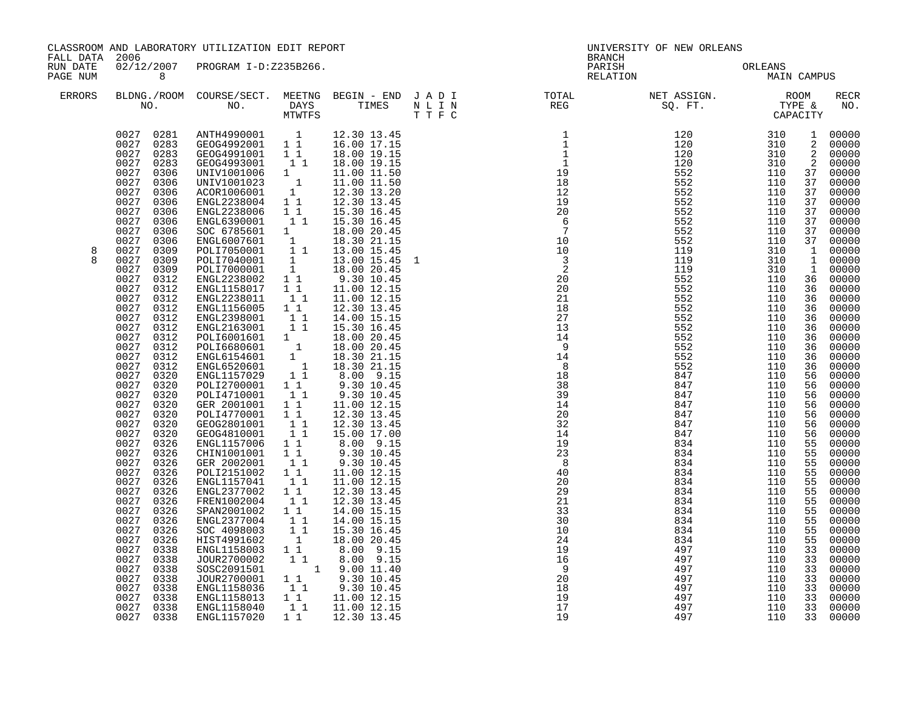CLASSROOM AND LABORATORY UTILIZATION EDIT REPORT
FALL DATA 2006
RUN DATE 02/12/2007 PROGRAM I-D:Z235B266.
PAGE NUM 8

UNIVERSITY OF NEW ORLEANS
BRANCH
PARISH ORLEANS
RELATION MAIN CAMPUS

| ERRORS | BLDNG./ROOM NO. | COURSE/SECT. NO. | MEETNG DAYS MTWTFS | BEGIN - END TIMES | J A D I N L I N T T F C | TOTAL REG | NET ASSIGN. SQ. FT. | ROOM TYPE & CAPACITY | | RECR NO. |
|---|---|---|---|---|---|---|---|---|---|---|
| | 0027 0281 | ANTH4990001 | 1 | 12.30 13.45 | | 1 | 120 | 310 | 1 | 00000 |
| | 0027 0283 | GEOG4992001 | 1 1 | 16.00 17.15 | | 1 | 120 | 310 | 2 | 00000 |
| | 0027 0283 | GEOG4991001 | 1 1 | 18.00 19.15 | | 1 | 120 | 310 | 2 | 00000 |
| | 0027 0283 | GEOG4993001 | 1 1 | 18.00 19.15 | | 1 | 120 | 310 | 2 | 00000 |
| | 0027 0306 | UNIV1001006 | 1 | 11.00 11.50 | | 19 | 552 | 110 | 37 | 00000 |
| | 0027 0306 | UNIV1001023 | 1 | 11.00 11.50 | | 18 | 552 | 110 | 37 | 00000 |
| | 0027 0306 | ACOR1006001 | 1 | 12.30 13.20 | | 12 | 552 | 110 | 37 | 00000 |
| | 0027 0306 | ENGL2238004 | 1 1 | 12.30 13.45 | | 19 | 552 | 110 | 37 | 00000 |
| | 0027 0306 | ENGL2238006 | 1 1 | 15.30 16.45 | | 20 | 552 | 110 | 37 | 00000 |
| | 0027 0306 | ENGL6390001 | 1 1 | 15.30 16.45 | | 6 | 552 | 110 | 37 | 00000 |
| | 0027 0306 | SOC 6785601 | 1 | 18.00 20.45 | | 7 | 552 | 110 | 37 | 00000 |
| | 0027 0306 | ENGL6007601 | 1 | 18.30 21.15 | | 10 | 552 | 110 | 37 | 00000 |
| 8 | 0027 0309 | POLI7050001 | 1 1 | 13.00 15.45 | | 10 | 119 | 310 | 1 | 00000 |
| 8 | 0027 0309 | POLI7040001 | 1 | 13.00 15.45 | 1 | 3 | 119 | 310 | 1 | 00000 |
| | 0027 0309 | POLI7000001 | 1 | 18.00 20.45 | | 2 | 119 | 310 | 1 | 00000 |
| | 0027 0312 | ENGL2238002 | 1 1 | 9.30 10.45 | | 20 | 552 | 110 | 36 | 00000 |
| | 0027 0312 | ENGL1158017 | 1 1 | 11.00 12.15 | | 20 | 552 | 110 | 36 | 00000 |
| | 0027 0312 | ENGL2238011 | 1 1 | 11.00 12.15 | | 21 | 552 | 110 | 36 | 00000 |
| | 0027 0312 | ENGL1156005 | 1 1 | 12.30 13.45 | | 18 | 552 | 110 | 36 | 00000 |
| | 0027 0312 | ENGL2398001 | 1 1 | 14.00 15.15 | | 27 | 552 | 110 | 36 | 00000 |
| | 0027 0312 | ENGL2163001 | 1 1 | 15.30 16.45 | | 13 | 552 | 110 | 36 | 00000 |
| | 0027 0312 | POLI6001601 | 1 | 18.00 20.45 | | 14 | 552 | 110 | 36 | 00000 |
| | 0027 0312 | POLI6680601 | 1 | 18.00 20.45 | | 9 | 552 | 110 | 36 | 00000 |
| | 0027 0312 | ENGL6154601 | 1 | 18.30 21.15 | | 14 | 552 | 110 | 36 | 00000 |
| | 0027 0312 | ENGL6520601 | 1 | 18.30 21.15 | | 8 | 552 | 110 | 36 | 00000 |
| | 0027 0320 | ENGL1157029 | 1 1 | 8.00 9.15 | | 18 | 847 | 110 | 56 | 00000 |
| | 0027 0320 | POLI2700001 | 1 1 | 9.30 10.45 | | 38 | 847 | 110 | 56 | 00000 |
| | 0027 0320 | POLI4710001 | 1 1 | 9.30 10.45 | | 39 | 847 | 110 | 56 | 00000 |
| | 0027 0320 | GER 2001001 | 1 1 | 11.00 12.15 | | 14 | 847 | 110 | 56 | 00000 |
| | 0027 0320 | POLI4770001 | 1 1 | 12.30 13.45 | | 20 | 847 | 110 | 56 | 00000 |
| | 0027 0320 | GEOG2801001 | 1 1 | 12.30 13.45 | | 32 | 847 | 110 | 56 | 00000 |
| | 0027 0320 | GEOG4810001 | 1 1 | 15.00 17.00 | | 14 | 847 | 110 | 56 | 00000 |
| | 0027 0326 | ENGL1157006 | 1 1 | 8.00 9.15 | | 19 | 834 | 110 | 55 | 00000 |
| | 0027 0326 | CHIN1001001 | 1 1 | 9.30 10.45 | | 23 | 834 | 110 | 55 | 00000 |
| | 0027 0326 | GER 2002001 | 1 1 | 9.30 10.45 | | 8 | 834 | 110 | 55 | 00000 |
| | 0027 0326 | POLI2151002 | 1 1 | 11.00 12.15 | | 40 | 834 | 110 | 55 | 00000 |
| | 0027 0326 | ENGL1157041 | 1 1 | 11.00 12.15 | | 20 | 834 | 110 | 55 | 00000 |
| | 0027 0326 | ENGL2377002 | 1 1 | 12.30 13.45 | | 29 | 834 | 110 | 55 | 00000 |
| | 0027 0326 | FREN1002004 | 1 1 | 12.30 13.45 | | 21 | 834 | 110 | 55 | 00000 |
| | 0027 0326 | SPAN2001002 | 1 1 | 14.00 15.15 | | 33 | 834 | 110 | 55 | 00000 |
| | 0027 0326 | ENGL2377004 | 1 1 | 14.00 15.15 | | 30 | 834 | 110 | 55 | 00000 |
| | 0027 0326 | SOC 4098003 | 1 1 | 15.30 16.45 | | 10 | 834 | 110 | 55 | 00000 |
| | 0027 0326 | HIST4991602 | 1 | 18.00 20.45 | | 24 | 834 | 110 | 55 | 00000 |
| | 0027 0338 | ENGL1158003 | 1 1 | 8.00 9.15 | | 19 | 497 | 110 | 33 | 00000 |
| | 0027 0338 | JOUR2700002 | 1 1 | 8.00 9.15 | | 16 | 497 | 110 | 33 | 00000 |
| | 0027 0338 | SOSC2091501 | 1 | 9.00 11.40 | | 9 | 497 | 110 | 33 | 00000 |
| | 0027 0338 | JOUR2700001 | 1 1 | 9.30 10.45 | | 20 | 497 | 110 | 33 | 00000 |
| | 0027 0338 | ENGL1158036 | 1 1 | 9.30 10.45 | | 18 | 497 | 110 | 33 | 00000 |
| | 0027 0338 | ENGL1158013 | 1 1 | 11.00 12.15 | | 19 | 497 | 110 | 33 | 00000 |
| | 0027 0338 | ENGL1158040 | 1 1 | 11.00 12.15 | | 17 | 497 | 110 | 33 | 00000 |
| | 0027 0338 | ENGL1157020 | 1 1 | 12.30 13.45 | | 19 | 497 | 110 | 33 | 00000 |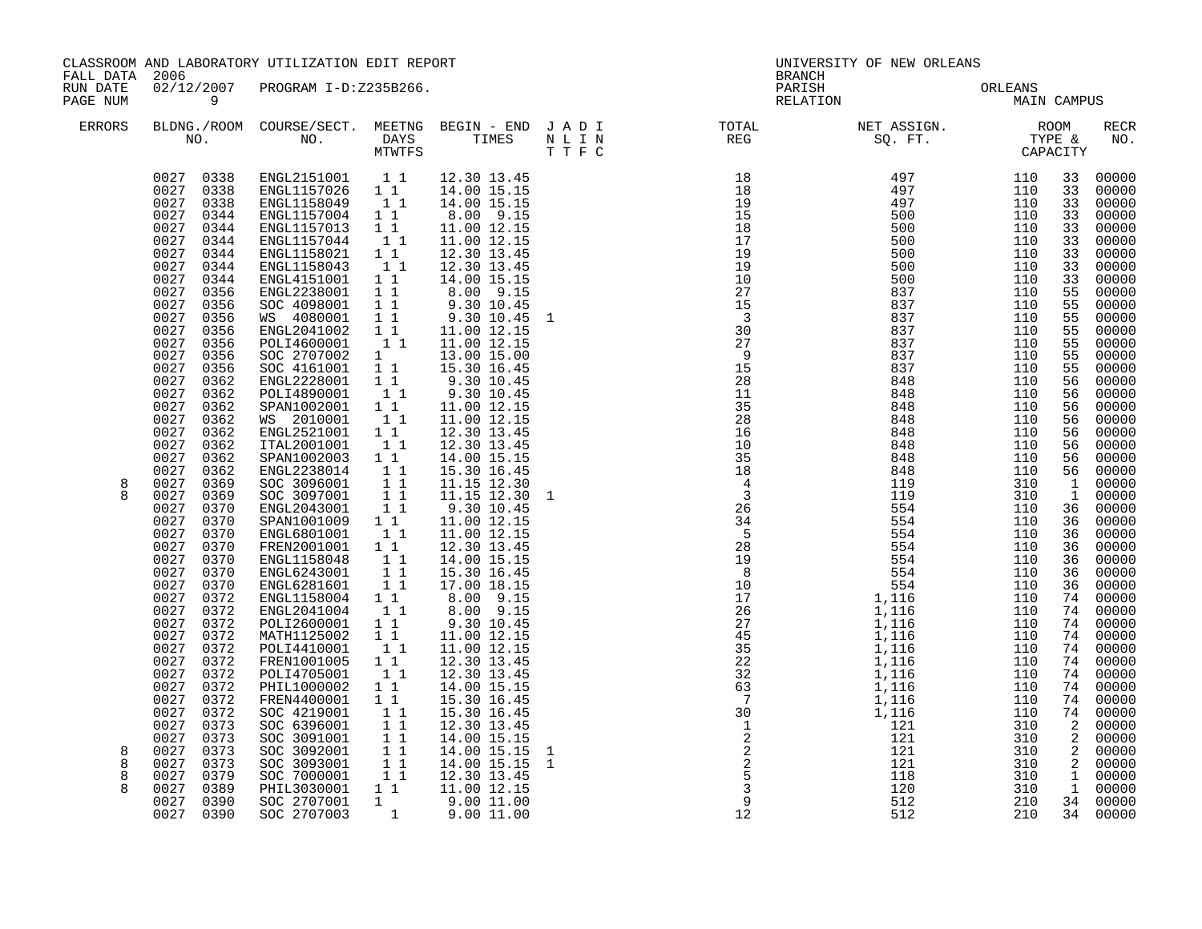CLASSROOM AND LABORATORY UTILIZATION EDIT REPORT
FALL DATA 2006
RUN DATE 02/12/2007 PROGRAM I-D:Z235B266.

UNIVERSITY OF NEW ORLEANS
BRANCH
PARISH ORLEANS
RELATION MAIN CAMPUS

| ERRORS | BLDNG./ROOM NO. | COURSE/SECT. NO. | MEETNG DAYS MTWTFS | BEGIN - END TIMES | J A D I N L I N T T F C | TOTAL REG | NET ASSIGN. SQ. FT. | ROOM TYPE & CAPACITY | | RECR NO. |
|---|---|---|---|---|---|---|---|---|---|---|
| | 0027 0338 | ENGL2151001 | 1 1 | 12.30 13.45 | | 18 | 497 | 110 | 33 | 00000 |
| | 0027 0338 | ENGL1157026 | 1 1 | 14.00 15.15 | | 18 | 497 | 110 | 33 | 00000 |
| | 0027 0338 | ENGL1158049 | 1 1 | 14.00 15.15 | | 19 | 497 | 110 | 33 | 00000 |
| | 0027 0344 | ENGL1157004 | 1 1 | 8.00 9.15 | | 15 | 500 | 110 | 33 | 00000 |
| | 0027 0344 | ENGL1157013 | 1 1 | 11.00 12.15 | | 18 | 500 | 110 | 33 | 00000 |
| | 0027 0344 | ENGL1157044 | 1 1 | 11.00 12.15 | | 17 | 500 | 110 | 33 | 00000 |
| | 0027 0344 | ENGL1158021 | 1 1 | 12.30 13.45 | | 19 | 500 | 110 | 33 | 00000 |
| | 0027 0344 | ENGL1158043 | 1 1 | 12.30 13.45 | | 19 | 500 | 110 | 33 | 00000 |
| | 0027 0344 | ENGL4151001 | 1 1 | 14.00 15.15 | | 10 | 500 | 110 | 33 | 00000 |
| | 0027 0356 | ENGL2238001 | 1 1 | 8.00 9.15 | | 27 | 837 | 110 | 55 | 00000 |
| | 0027 0356 | SOC 4098001 | 1 1 | 9.30 10.45 | | 15 | 837 | 110 | 55 | 00000 |
| | 0027 0356 | WS 4080001 | 1 1 | 9.30 10.45 | 1 | 3 | 837 | 110 | 55 | 00000 |
| | 0027 0356 | ENGL2041002 | 1 1 | 11.00 12.15 | | 30 | 837 | 110 | 55 | 00000 |
| | 0027 0356 | POLI4600001 | 1 1 | 11.00 12.15 | | 27 | 837 | 110 | 55 | 00000 |
| | 0027 0356 | SOC 2707002 | 1 | 13.00 15.00 | | 9 | 837 | 110 | 55 | 00000 |
| | 0027 0356 | SOC 4161001 | 1 1 | 15.30 16.45 | | 15 | 837 | 110 | 55 | 00000 |
| | 0027 0362 | ENGL2228001 | 1 1 | 9.30 10.45 | | 28 | 848 | 110 | 56 | 00000 |
| | 0027 0362 | POLI4890001 | 1 1 | 9.30 10.45 | | 11 | 848 | 110 | 56 | 00000 |
| | 0027 0362 | SPAN1002001 | 1 1 | 11.00 12.15 | | 35 | 848 | 110 | 56 | 00000 |
| | 0027 0362 | WS 2010001 | 1 1 | 11.00 12.15 | | 28 | 848 | 110 | 56 | 00000 |
| | 0027 0362 | ENGL2521001 | 1 1 | 12.30 13.45 | | 16 | 848 | 110 | 56 | 00000 |
| | 0027 0362 | ITAL2001001 | 1 1 | 12.30 13.45 | | 10 | 848 | 110 | 56 | 00000 |
| | 0027 0362 | SPAN1002003 | 1 1 | 14.00 15.15 | | 35 | 848 | 110 | 56 | 00000 |
| | 0027 0362 | ENGL2238014 | 1 1 | 15.30 16.45 | | 18 | 848 | 110 | 56 | 00000 |
| 8 | 0027 0369 | SOC 3096001 | 1 1 | 11.15 12.30 | | 4 | 119 | 310 | 1 | 00000 |
| 8 | 0027 0369 | SOC 3097001 | 1 1 | 11.15 12.30 | 1 | 3 | 119 | 310 | 1 | 00000 |
| | 0027 0370 | ENGL2043001 | 1 1 | 9.30 10.45 | | 26 | 554 | 110 | 36 | 00000 |
| | 0027 0370 | SPAN1001009 | 1 1 | 11.00 12.15 | | 34 | 554 | 110 | 36 | 00000 |
| | 0027 0370 | ENGL6801001 | 1 1 | 11.00 12.15 | | 5 | 554 | 110 | 36 | 00000 |
| | 0027 0370 | FREN2001001 | 1 1 | 12.30 13.45 | | 28 | 554 | 110 | 36 | 00000 |
| | 0027 0370 | ENGL1158048 | 1 1 | 14.00 15.15 | | 19 | 554 | 110 | 36 | 00000 |
| | 0027 0370 | ENGL6243001 | 1 1 | 15.30 16.45 | | 8 | 554 | 110 | 36 | 00000 |
| | 0027 0370 | ENGL6281601 | 1 1 | 17.00 18.15 | | 10 | 554 | 110 | 36 | 00000 |
| | 0027 0372 | ENGL1158004 | 1 1 | 8.00 9.15 | | 17 | 1,116 | 110 | 74 | 00000 |
| | 0027 0372 | ENGL2041004 | 1 1 | 8.00 9.15 | | 26 | 1,116 | 110 | 74 | 00000 |
| | 0027 0372 | POLI2600001 | 1 1 | 9.30 10.45 | | 27 | 1,116 | 110 | 74 | 00000 |
| | 0027 0372 | MATH1125002 | 1 1 | 11.00 12.15 | | 45 | 1,116 | 110 | 74 | 00000 |
| | 0027 0372 | POLI4410001 | 1 1 | 11.00 12.15 | | 35 | 1,116 | 110 | 74 | 00000 |
| | 0027 0372 | FREN1001005 | 1 1 | 12.30 13.45 | | 22 | 1,116 | 110 | 74 | 00000 |
| | 0027 0372 | POLI4705001 | 1 1 | 12.30 13.45 | | 32 | 1,116 | 110 | 74 | 00000 |
| | 0027 0372 | PHIL1000002 | 1 1 | 14.00 15.15 | | 63 | 1,116 | 110 | 74 | 00000 |
| | 0027 0372 | FREN4400001 | 1 1 | 15.30 16.45 | | 7 | 1,116 | 110 | 74 | 00000 |
| | 0027 0372 | SOC 4219001 | 1 1 | 15.30 16.45 | | 30 | 1,116 | 110 | 74 | 00000 |
| | 0027 0373 | SOC 6396001 | 1 1 | 12.30 13.45 | | 1 | 121 | 310 | 2 | 00000 |
| | 0027 0373 | SOC 3091001 | 1 1 | 14.00 15.15 | | 2 | 121 | 310 | 2 | 00000 |
| 8 | 0027 0373 | SOC 3092001 | 1 1 | 14.00 15.15 | 1 | 2 | 121 | 310 | 2 | 00000 |
| 8 | 0027 0373 | SOC 3093001 | 1 1 | 14.00 15.15 | 1 | 2 | 121 | 310 | 2 | 00000 |
| 8 | 0027 0379 | SOC 7000001 | 1 1 | 12.30 13.45 | | 5 | 118 | 310 | 1 | 00000 |
| 8 | 0027 0389 | PHIL3030001 | 1 1 | 11.00 12.15 | | 3 | 120 | 310 | 1 | 00000 |
| | 0027 0390 | SOC 2707001 | 1 | 9.00 11.00 | | 9 | 512 | 210 | 34 | 00000 |
| | 0027 0390 | SOC 2707003 | 1 | 9.00 11.00 | | 12 | 512 | 210 | 34 | 00000 |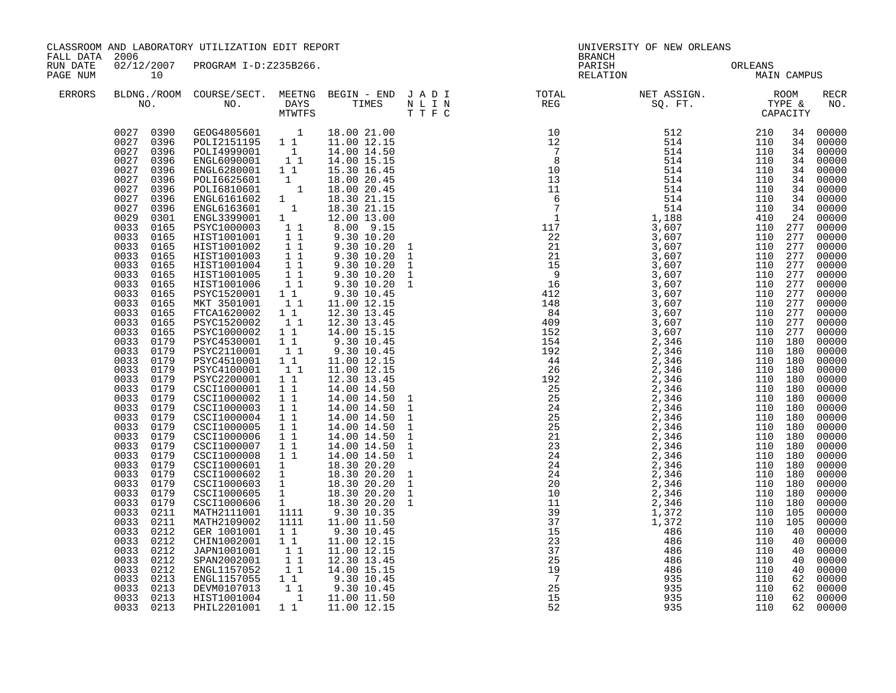CLASSROOM AND LABORATORY UTILIZATION EDIT REPORT
FALL DATA 2006
RUN DATE 02/12/2007 PROGRAM I-D:Z235B266.
PAGE NUM 10

UNIVERSITY OF NEW ORLEANS
BRANCH
PARISH ORLEANS
RELATION MAIN CAMPUS

| ERRORS | BLDNG./ROOM NO. | COURSE/SECT. NO. | MEETNG DAYS MTWTFS | BEGIN - END TIMES | J A D I N L I N T T F C | TOTAL REG | NET ASSIGN. SQ. FT. | ROOM TYPE & CAPACITY | RECR NO. |
|---|---|---|---|---|---|---|---|---|---|
| | 0027 0390 | GEOG4805601 | 1 | 18.00 21.00 | | 10 | 512 | 210 34 | 00000 |
| | 0027 0396 | POLI2151195 | 1 1 | 11.00 12.15 | | 12 | 514 | 110 34 | 00000 |
| | 0027 0396 | POLI4999001 | 1 | 14.00 14.50 | | 7 | 514 | 110 34 | 00000 |
| | 0027 0396 | ENGL6090001 | 1 1 | 14.00 15.15 | | 8 | 514 | 110 34 | 00000 |
| | 0027 0396 | ENGL6280001 | 1 1 | 15.30 16.45 | | 10 | 514 | 110 34 | 00000 |
| | 0027 0396 | POLI6625601 | 1 | 18.00 20.45 | | 13 | 514 | 110 34 | 00000 |
| | 0027 0396 | POLI6810601 | 1 | 18.00 20.45 | | 11 | 514 | 110 34 | 00000 |
| | 0027 0396 | ENGL6161602 | 1 | 18.30 21.15 | | 6 | 514 | 110 34 | 00000 |
| | 0027 0396 | ENGL6163601 | 1 | 18.30 21.15 | | 7 | 514 | 110 34 | 00000 |
| | 0029 0301 | ENGL3399001 | 1 | 12.00 13.00 | | 1 | 1,188 | 410 24 | 00000 |
| | 0033 0165 | PSYC1000003 | 1 1 | 8.00 9.15 | | 117 | 3,607 | 110 277 | 00000 |
| | 0033 0165 | HIST1001001 | 1 1 | 9.30 10.20 | | 22 | 3,607 | 110 277 | 00000 |
| | 0033 0165 | HIST1001002 | 1 1 | 9.30 10.20 | 1 | 21 | 3,607 | 110 277 | 00000 |
| | 0033 0165 | HIST1001003 | 1 1 | 9.30 10.20 | 1 | 21 | 3,607 | 110 277 | 00000 |
| | 0033 0165 | HIST1001004 | 1 1 | 9.30 10.20 | 1 | 15 | 3,607 | 110 277 | 00000 |
| | 0033 0165 | HIST1001005 | 1 1 | 9.30 10.20 | 1 | 9 | 3,607 | 110 277 | 00000 |
| | 0033 0165 | HIST1001006 | 1 1 | 9.30 10.20 | 1 | 16 | 3,607 | 110 277 | 00000 |
| | 0033 0165 | PSYC1520001 | 1 1 | 9.30 10.45 | | 412 | 3,607 | 110 277 | 00000 |
| | 0033 0165 | MKT 3501001 | 1 1 | 11.00 12.15 | | 148 | 3,607 | 110 277 | 00000 |
| | 0033 0165 | FTCA1620002 | 1 1 | 12.30 13.45 | | 84 | 3,607 | 110 277 | 00000 |
| | 0033 0165 | PSYC1520002 | 1 1 | 12.30 13.45 | | 409 | 3,607 | 110 277 | 00000 |
| | 0033 0165 | PSYC1000002 | 1 1 | 14.00 15.15 | | 152 | 3,607 | 110 277 | 00000 |
| | 0033 0179 | PSYC4530001 | 1 1 | 9.30 10.45 | | 154 | 2,346 | 110 180 | 00000 |
| | 0033 0179 | PSYC2110001 | 1 1 | 9.30 10.45 | | 192 | 2,346 | 110 180 | 00000 |
| | 0033 0179 | PSYC4510001 | 1 1 | 11.00 12.15 | | 44 | 2,346 | 110 180 | 00000 |
| | 0033 0179 | PSYC4100001 | 1 1 | 11.00 12.15 | | 26 | 2,346 | 110 180 | 00000 |
| | 0033 0179 | PSYC2200001 | 1 1 | 12.30 13.45 | | 192 | 2,346 | 110 180 | 00000 |
| | 0033 0179 | CSCI1000001 | 1 1 | 14.00 14.50 | | 25 | 2,346 | 110 180 | 00000 |
| | 0033 0179 | CSCI1000002 | 1 1 | 14.00 14.50 | 1 | 25 | 2,346 | 110 180 | 00000 |
| | 0033 0179 | CSCI1000003 | 1 1 | 14.00 14.50 | 1 | 24 | 2,346 | 110 180 | 00000 |
| | 0033 0179 | CSCI1000004 | 1 1 | 14.00 14.50 | 1 | 25 | 2,346 | 110 180 | 00000 |
| | 0033 0179 | CSCI1000005 | 1 1 | 14.00 14.50 | 1 | 25 | 2,346 | 110 180 | 00000 |
| | 0033 0179 | CSCI1000006 | 1 1 | 14.00 14.50 | 1 | 21 | 2,346 | 110 180 | 00000 |
| | 0033 0179 | CSCI1000007 | 1 1 | 14.00 14.50 | 1 | 23 | 2,346 | 110 180 | 00000 |
| | 0033 0179 | CSCI1000008 | 1 1 | 14.00 14.50 | 1 | 24 | 2,346 | 110 180 | 00000 |
| | 0033 0179 | CSCI1000601 | 1 | 18.30 20.20 | | 24 | 2,346 | 110 180 | 00000 |
| | 0033 0179 | CSCI1000602 | 1 | 18.30 20.20 | 1 | 24 | 2,346 | 110 180 | 00000 |
| | 0033 0179 | CSCI1000603 | 1 | 18.30 20.20 | 1 | 20 | 2,346 | 110 180 | 00000 |
| | 0033 0179 | CSCI1000605 | 1 | 18.30 20.20 | 1 | 10 | 2,346 | 110 180 | 00000 |
| | 0033 0179 | CSCI1000606 | 1 | 18.30 20.20 | 1 | 11 | 2,346 | 110 180 | 00000 |
| | 0033 0211 | MATH2111001 | 1111 | 9.30 10.35 | | 39 | 1,372 | 110 105 | 00000 |
| | 0033 0211 | MATH2109002 | 1111 | 11.00 11.50 | | 37 | 1,372 | 110 105 | 00000 |
| | 0033 0212 | GER 1001001 | 1 1 | 9.30 10.45 | | 15 | 486 | 110 40 | 00000 |
| | 0033 0212 | CHIN1002001 | 1 1 | 11.00 12.15 | | 23 | 486 | 110 40 | 00000 |
| | 0033 0212 | JAPN1001001 | 1 1 | 11.00 12.15 | | 37 | 486 | 110 40 | 00000 |
| | 0033 0212 | SPAN2002001 | 1 1 | 12.30 13.45 | | 25 | 486 | 110 40 | 00000 |
| | 0033 0212 | ENGL1157052 | 1 1 | 14.00 15.15 | | 19 | 486 | 110 40 | 00000 |
| | 0033 0213 | ENGL1157055 | 1 1 | 9.30 10.45 | | 7 | 935 | 110 62 | 00000 |
| | 0033 0213 | DEVM0107013 | 1 1 | 9.30 10.45 | | 25 | 935 | 110 62 | 00000 |
| | 0033 0213 | HIST1001004 | 1 | 11.00 11.50 | | 15 | 935 | 110 62 | 00000 |
| | 0033 0213 | PHIL2201001 | 1 1 | 11.00 12.15 | | 52 | 935 | 110 62 | 00000 |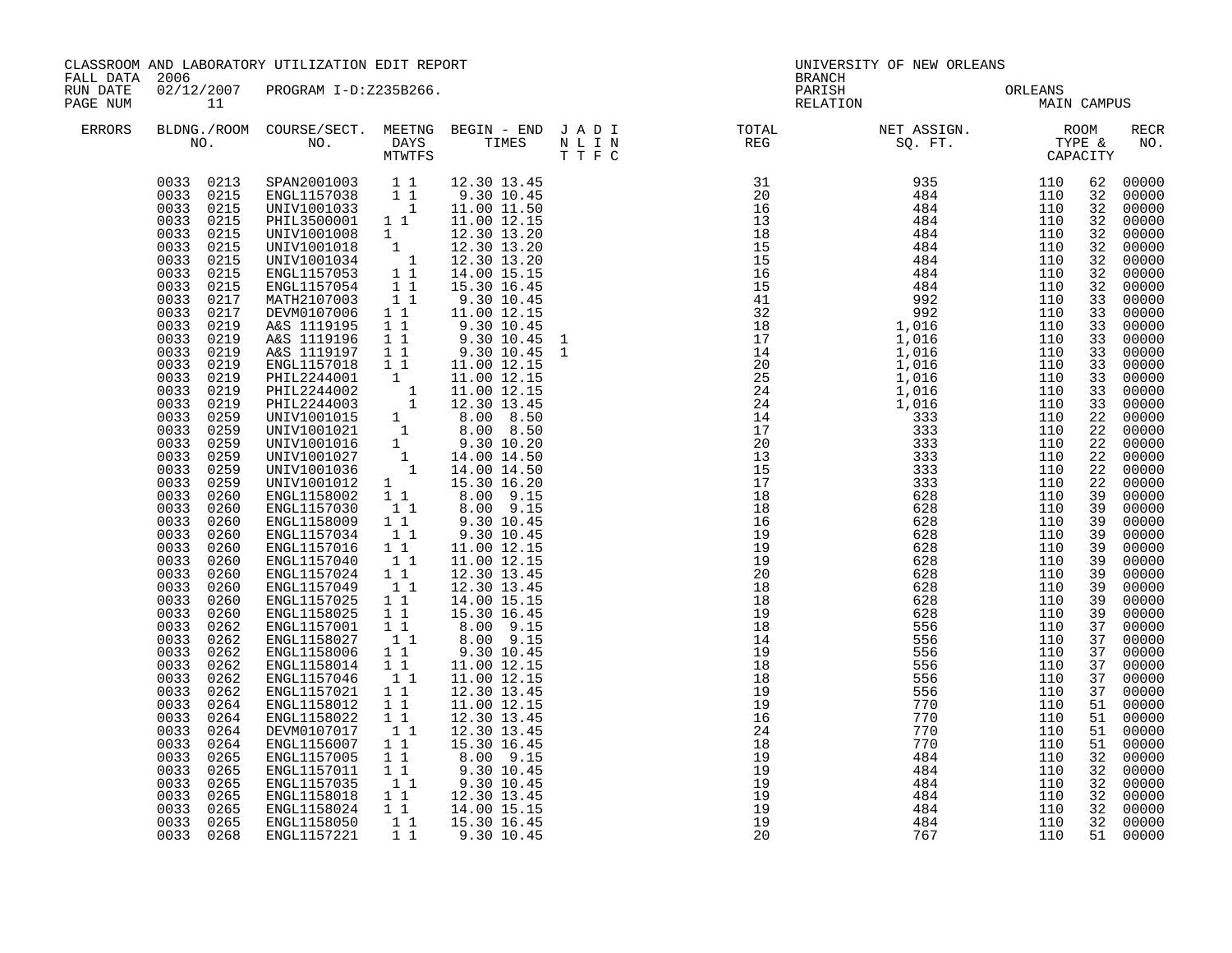CLASSROOM AND LABORATORY UTILIZATION EDIT REPORT
FALL DATA 2006
RUN DATE 02/12/2007 PROGRAM I-D:Z235B266.

UNIVERSITY OF NEW ORLEANS
BRANCH
PARISH ORLEANS
RELATION MAIN CAMPUS

| ERRORS | BLDNG./ROOM NO. | COURSE/SECT. NO. | MEETNG DAYS MTWTFS | BEGIN - END TIMES | J N T | A L T | D I F | I N C | TOTAL REG | NET ASSIGN. SQ. FT. | ROOM TYPE & | CAPACITY | RECR NO. |
|---|---|---|---|---|---|---|---|---|---|---|---|---|---|
| | 0033 0213 | SPAN2001003 | 1 1 | 12.30 13.45 | | | | | 31 | 935 | 110 | 62 | 00000 |
| | 0033 0215 | ENGL1157038 | 1 1 | 9.30 10.45 | | | | | 20 | 484 | 110 | 32 | 00000 |
| | 0033 0215 | UNIV1001033 | 1 | 11.00 11.50 | | | | | 16 | 484 | 110 | 32 | 00000 |
| | 0033 0215 | PHIL3500001 | 1 1 | 11.00 12.15 | | | | | 13 | 484 | 110 | 32 | 00000 |
| | 0033 0215 | UNIV1001008 | 1 | 12.30 13.20 | | | | | 18 | 484 | 110 | 32 | 00000 |
| | 0033 0215 | UNIV1001018 | 1 | 12.30 13.20 | | | | | 15 | 484 | 110 | 32 | 00000 |
| | 0033 0215 | UNIV1001034 | 1 | 12.30 13.20 | | | | | 15 | 484 | 110 | 32 | 00000 |
| | 0033 0215 | ENGL1157053 | 1 1 | 14.00 15.15 | | | | | 16 | 484 | 110 | 32 | 00000 |
| | 0033 0215 | ENGL1157054 | 1 1 | 15.30 16.45 | | | | | 15 | 484 | 110 | 32 | 00000 |
| | 0033 0217 | MATH2107003 | 1 1 | 9.30 10.45 | | | | | 41 | 992 | 110 | 33 | 00000 |
| | 0033 0217 | DEVM0107006 | 1 1 | 11.00 12.15 | | | | | 32 | 992 | 110 | 33 | 00000 |
| | 0033 0219 | A&S 1119195 | 1 1 | 9.30 10.45 | | | | | 18 | 1,016 | 110 | 33 | 00000 |
| | 0033 0219 | A&S 1119196 | 1 1 | 9.30 10.45 | 1 | | | | 17 | 1,016 | 110 | 33 | 00000 |
| | 0033 0219 | A&S 1119197 | 1 1 | 9.30 10.45 | 1 | | | | 14 | 1,016 | 110 | 33 | 00000 |
| | 0033 0219 | ENGL1157018 | 1 1 | 11.00 12.15 | | | | | 20 | 1,016 | 110 | 33 | 00000 |
| | 0033 0219 | PHIL2244001 | 1 | 11.00 12.15 | | | | | 25 | 1,016 | 110 | 33 | 00000 |
| | 0033 0219 | PHIL2244002 | 1 | 11.00 12.15 | | | | | 24 | 1,016 | 110 | 33 | 00000 |
| | 0033 0219 | PHIL2244003 | 1 | 12.30 13.45 | | | | | 24 | 1,016 | 110 | 33 | 00000 |
| | 0033 0259 | UNIV1001015 | 1 | 8.00 8.50 | | | | | 14 | 333 | 110 | 22 | 00000 |
| | 0033 0259 | UNIV1001021 | 1 | 8.00 8.50 | | | | | 17 | 333 | 110 | 22 | 00000 |
| | 0033 0259 | UNIV1001016 | 1 | 9.30 10.20 | | | | | 20 | 333 | 110 | 22 | 00000 |
| | 0033 0259 | UNIV1001027 | 1 | 14.00 14.50 | | | | | 13 | 333 | 110 | 22 | 00000 |
| | 0033 0259 | UNIV1001036 | 1 | 14.00 14.50 | | | | | 15 | 333 | 110 | 22 | 00000 |
| | 0033 0259 | UNIV1001012 | 1 | 15.30 16.20 | | | | | 17 | 333 | 110 | 22 | 00000 |
| | 0033 0260 | ENGL1158002 | 1 1 | 8.00 9.15 | | | | | 18 | 628 | 110 | 39 | 00000 |
| | 0033 0260 | ENGL1157030 | 1 1 | 8.00 9.15 | | | | | 18 | 628 | 110 | 39 | 00000 |
| | 0033 0260 | ENGL1158009 | 1 1 | 9.30 10.45 | | | | | 16 | 628 | 110 | 39 | 00000 |
| | 0033 0260 | ENGL1157034 | 1 1 | 9.30 10.45 | | | | | 19 | 628 | 110 | 39 | 00000 |
| | 0033 0260 | ENGL1157016 | 1 1 | 11.00 12.15 | | | | | 19 | 628 | 110 | 39 | 00000 |
| | 0033 0260 | ENGL1157040 | 1 1 | 11.00 12.15 | | | | | 19 | 628 | 110 | 39 | 00000 |
| | 0033 0260 | ENGL1157024 | 1 1 | 12.30 13.45 | | | | | 20 | 628 | 110 | 39 | 00000 |
| | 0033 0260 | ENGL1157049 | 1 1 | 12.30 13.45 | | | | | 18 | 628 | 110 | 39 | 00000 |
| | 0033 0260 | ENGL1157025 | 1 1 | 14.00 15.15 | | | | | 18 | 628 | 110 | 39 | 00000 |
| | 0033 0260 | ENGL1158025 | 1 1 | 15.30 16.45 | | | | | 19 | 628 | 110 | 39 | 00000 |
| | 0033 0262 | ENGL1157001 | 1 1 | 8.00 9.15 | | | | | 18 | 556 | 110 | 37 | 00000 |
| | 0033 0262 | ENGL1158027 | 1 1 | 8.00 9.15 | | | | | 14 | 556 | 110 | 37 | 00000 |
| | 0033 0262 | ENGL1158006 | 1 1 | 9.30 10.45 | | | | | 19 | 556 | 110 | 37 | 00000 |
| | 0033 0262 | ENGL1158014 | 1 1 | 11.00 12.15 | | | | | 18 | 556 | 110 | 37 | 00000 |
| | 0033 0262 | ENGL1157046 | 1 1 | 11.00 12.15 | | | | | 18 | 556 | 110 | 37 | 00000 |
| | 0033 0262 | ENGL1157021 | 1 1 | 12.30 13.45 | | | | | 19 | 556 | 110 | 37 | 00000 |
| | 0033 0264 | ENGL1158012 | 1 1 | 11.00 12.15 | | | | | 19 | 770 | 110 | 51 | 00000 |
| | 0033 0264 | ENGL1158022 | 1 1 | 12.30 13.45 | | | | | 16 | 770 | 110 | 51 | 00000 |
| | 0033 0264 | DEVM0107017 | 1 1 | 12.30 13.45 | | | | | 24 | 770 | 110 | 51 | 00000 |
| | 0033 0264 | ENGL1156007 | 1 1 | 15.30 16.45 | | | | | 18 | 770 | 110 | 51 | 00000 |
| | 0033 0265 | ENGL1157005 | 1 1 | 8.00 9.15 | | | | | 19 | 484 | 110 | 32 | 00000 |
| | 0033 0265 | ENGL1157011 | 1 1 | 9.30 10.45 | | | | | 19 | 484 | 110 | 32 | 00000 |
| | 0033 0265 | ENGL1157035 | 1 1 | 9.30 10.45 | | | | | 19 | 484 | 110 | 32 | 00000 |
| | 0033 0265 | ENGL1158018 | 1 1 | 12.30 13.45 | | | | | 19 | 484 | 110 | 32 | 00000 |
| | 0033 0265 | ENGL1158024 | 1 1 | 14.00 15.15 | | | | | 19 | 484 | 110 | 32 | 00000 |
| | 0033 0265 | ENGL1158050 | 1 1 | 15.30 16.45 | | | | | 19 | 484 | 110 | 32 | 00000 |
| | 0033 0268 | ENGL1157221 | 1 1 | 9.30 10.45 | | | | | 20 | 767 | 110 | 51 | 00000 |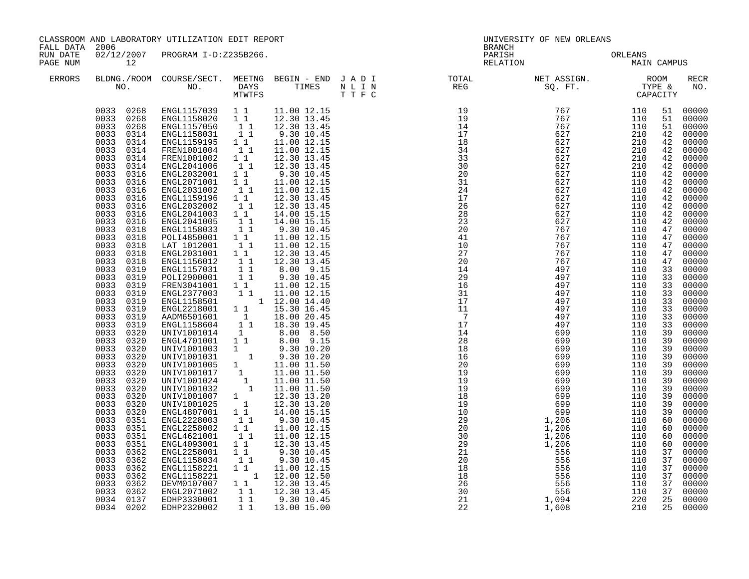CLASSROOM AND LABORATORY UTILIZATION EDIT REPORT
FALL DATA 2006
RUN DATE 02/12/2007 PROGRAM I-D:Z235B266.
PAGE NUM 12

UNIVERSITY OF NEW ORLEANS
BRANCH
PARISH ORLEANS
RELATION MAIN CAMPUS

| ERRORS | BLDNG./ROOM NO. | COURSE/SECT. NO. | MEETNG DAYS MTWTFS | BEGIN - END TIMES | J A D I N L I N T T F C | TOTAL REG | NET ASSIGN. SQ. FT. | ROOM TYPE & CAPACITY | | RECR NO. |
|---|---|---|---|---|---|---|---|---|---|---|
| | 0033 0268 | ENGL1157039 | 1 1 | 11.00 12.15 | | 19 | 767 | 110 | 51 | 00000 |
| | 0033 0268 | ENGL1158020 | 1 1 | 12.30 13.45 | | 19 | 767 | 110 | 51 | 00000 |
| | 0033 0268 | ENGL1157050 | 1 1 | 12.30 13.45 | | 14 | 767 | 110 | 51 | 00000 |
| | 0033 0314 | ENGL1158031 | 1 1 | 9.30 10.45 | | 17 | 627 | 210 | 42 | 00000 |
| | 0033 0314 | ENGL1159195 | 1 1 | 11.00 12.15 | | 18 | 627 | 210 | 42 | 00000 |
| | 0033 0314 | FREN1001004 | 1 1 | 11.00 12.15 | | 34 | 627 | 210 | 42 | 00000 |
| | 0033 0314 | FREN1001002 | 1 1 | 12.30 13.45 | | 33 | 627 | 210 | 42 | 00000 |
| | 0033 0314 | ENGL2041006 | 1 1 | 12.30 13.45 | | 30 | 627 | 210 | 42 | 00000 |
| | 0033 0316 | ENGL2032001 | 1 1 | 9.30 10.45 | | 20 | 627 | 110 | 42 | 00000 |
| | 0033 0316 | ENGL2071001 | 1 1 | 11.00 12.15 | | 31 | 627 | 110 | 42 | 00000 |
| | 0033 0316 | ENGL2031002 | 1 1 | 11.00 12.15 | | 24 | 627 | 110 | 42 | 00000 |
| | 0033 0316 | ENGL1159196 | 1 1 | 12.30 13.45 | | 17 | 627 | 110 | 42 | 00000 |
| | 0033 0316 | ENGL2032002 | 1 1 | 12.30 13.45 | | 26 | 627 | 110 | 42 | 00000 |
| | 0033 0316 | ENGL2041003 | 1 1 | 14.00 15.15 | | 28 | 627 | 110 | 42 | 00000 |
| | 0033 0316 | ENGL2041005 | 1 1 | 14.00 15.15 | | 23 | 627 | 110 | 42 | 00000 |
| | 0033 0318 | ENGL1158033 | 1 1 | 9.30 10.45 | | 20 | 767 | 110 | 47 | 00000 |
| | 0033 0318 | POLI4850001 | 1 1 | 11.00 12.15 | | 41 | 767 | 110 | 47 | 00000 |
| | 0033 0318 | LAT 1012001 | 1 1 | 11.00 12.15 | | 10 | 767 | 110 | 47 | 00000 |
| | 0033 0318 | ENGL2031001 | 1 1 | 12.30 13.45 | | 27 | 767 | 110 | 47 | 00000 |
| | 0033 0318 | ENGL1156012 | 1 1 | 12.30 13.45 | | 20 | 767 | 110 | 47 | 00000 |
| | 0033 0319 | ENGL1157031 | 1 1 | 8.00 9.15 | | 14 | 497 | 110 | 33 | 00000 |
| | 0033 0319 | POLI2900001 | 1 1 | 9.30 10.45 | | 29 | 497 | 110 | 33 | 00000 |
| | 0033 0319 | FREN3041001 | 1 1 | 11.00 12.15 | | 16 | 497 | 110 | 33 | 00000 |
| | 0033 0319 | ENGL2377003 | 1 1 | 11.00 12.15 | | 31 | 497 | 110 | 33 | 00000 |
| | 0033 0319 | ENGL1158501 | 1 | 12.00 14.40 | | 17 | 497 | 110 | 33 | 00000 |
| | 0033 0319 | ENGL2218001 | 1 1 | 15.30 16.45 | | 11 | 497 | 110 | 33 | 00000 |
| | 0033 0319 | AADM6501601 | 1 | 18.00 20.45 | | 7 | 497 | 110 | 33 | 00000 |
| | 0033 0319 | ENGL1158604 | 1 1 | 18.30 19.45 | | 17 | 497 | 110 | 33 | 00000 |
| | 0033 0320 | UNIV1001014 | 1 | 8.00 8.50 | | 14 | 699 | 110 | 39 | 00000 |
| | 0033 0320 | ENGL4701001 | 1 1 | 8.00 9.15 | | 28 | 699 | 110 | 39 | 00000 |
| | 0033 0320 | UNIV1001003 | 1 | 9.30 10.20 | | 18 | 699 | 110 | 39 | 00000 |
| | 0033 0320 | UNIV1001031 | 1 | 9.30 10.20 | | 16 | 699 | 110 | 39 | 00000 |
| | 0033 0320 | UNIV1001005 | 1 | 11.00 11.50 | | 20 | 699 | 110 | 39 | 00000 |
| | 0033 0320 | UNIV1001017 | 1 | 11.00 11.50 | | 19 | 699 | 110 | 39 | 00000 |
| | 0033 0320 | UNIV1001024 | 1 | 11.00 11.50 | | 19 | 699 | 110 | 39 | 00000 |
| | 0033 0320 | UNIV1001032 | 1 | 11.00 11.50 | | 19 | 699 | 110 | 39 | 00000 |
| | 0033 0320 | UNIV1001007 | 1 | 12.30 13.20 | | 18 | 699 | 110 | 39 | 00000 |
| | 0033 0320 | UNIV1001025 | 1 | 12.30 13.20 | | 19 | 699 | 110 | 39 | 00000 |
| | 0033 0320 | ENGL4807001 | 1 1 | 14.00 15.15 | | 10 | 699 | 110 | 39 | 00000 |
| | 0033 0351 | ENGL2228003 | 1 1 | 9.30 10.45 | | 29 | 1,206 | 110 | 60 | 00000 |
| | 0033 0351 | ENGL2258002 | 1 1 | 11.00 12.15 | | 20 | 1,206 | 110 | 60 | 00000 |
| | 0033 0351 | ENGL4621001 | 1 1 | 11.00 12.15 | | 30 | 1,206 | 110 | 60 | 00000 |
| | 0033 0351 | ENGL4093001 | 1 1 | 12.30 13.45 | | 29 | 1,206 | 110 | 60 | 00000 |
| | 0033 0362 | ENGL2258001 | 1 1 | 9.30 10.45 | | 21 | 556 | 110 | 37 | 00000 |
| | 0033 0362 | ENGL1158034 | 1 1 | 9.30 10.45 | | 20 | 556 | 110 | 37 | 00000 |
| | 0033 0362 | ENGL1158221 | 1 1 | 11.00 12.15 | | 18 | 556 | 110 | 37 | 00000 |
| | 0033 0362 | ENGL1158221 | 1 | 12.00 12.50 | | 18 | 556 | 110 | 37 | 00000 |
| | 0033 0362 | DEVM0107007 | 1 1 | 12.30 13.45 | | 26 | 556 | 110 | 37 | 00000 |
| | 0033 0362 | ENGL2071002 | 1 1 | 12.30 13.45 | | 30 | 556 | 110 | 37 | 00000 |
| | 0034 0137 | EDHP3330001 | 1 1 | 9.30 10.45 | | 21 | 1,094 | 220 | 25 | 00000 |
| | 0034 0202 | EDHP2320002 | 1 1 | 13.00 15.00 | | 22 | 1,608 | 210 | 25 | 00000 |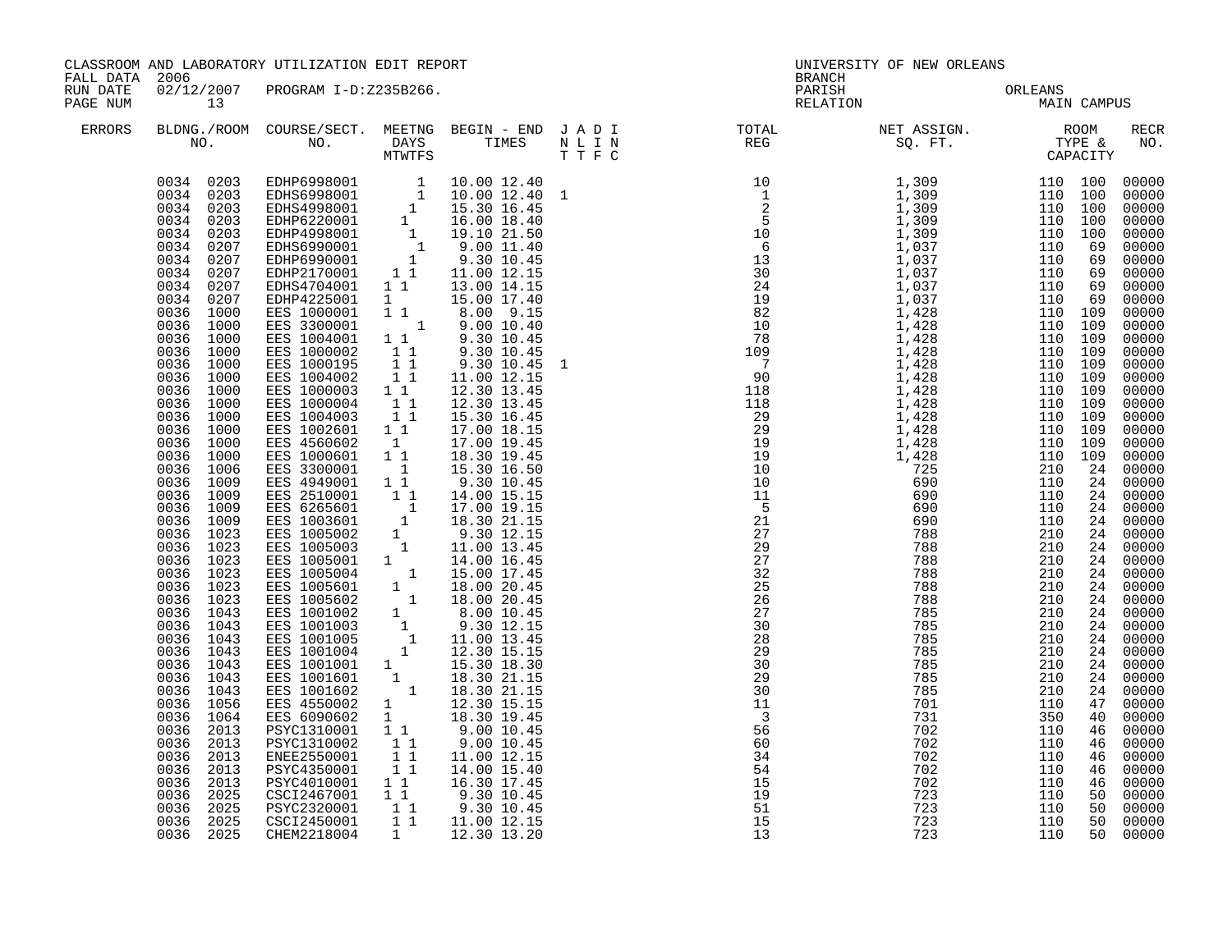CLASSROOM AND LABORATORY UTILIZATION EDIT REPORT
FALL DATA 2006
RUN DATE 02/12/2007 PROGRAM I-D:Z235B266.

UNIVERSITY OF NEW ORLEANS
BRANCH
PARISH ORLEANS
RELATION MAIN CAMPUS

| ERRORS | BLDNG./ROOM NO. | COURSE/SECT. NO. | MEETNG DAYS MTWTFS | BEGIN - END TIMES | J A D I N L I N T T F C | TOTAL REG | NET ASSIGN. SQ. FT. | ROOM TYPE & CAPACITY | RECR NO. |
|---|---|---|---|---|---|---|---|---|---|
| | 0034 0203 | EDHP6998001 | 1 | 10.00 12.40 | | 10 | 1,309 | 110 100 | 00000 |
| | 0034 0203 | EDHS6998001 | 1 | 10.00 12.40 | 1 | 1 | 1,309 | 110 100 | 00000 |
| | 0034 0203 | EDHS4998001 | 1 | 15.30 16.45 | | 2 | 1,309 | 110 100 | 00000 |
| | 0034 0203 | EDHP6220001 | 1 | 16.00 18.40 | | 5 | 1,309 | 110 100 | 00000 |
| | 0034 0203 | EDHP4998001 | 1 | 19.10 21.50 | | 10 | 1,309 | 110 100 | 00000 |
| | 0034 0207 | EDHS6990001 | 1 | 9.00 11.40 | | 6 | 1,037 | 110 69 | 00000 |
| | 0034 0207 | EDHP6990001 | 1 | 9.30 10.45 | | 13 | 1,037 | 110 69 | 00000 |
| | 0034 0207 | EDHP2170001 | 1 1 | 11.00 12.15 | | 30 | 1,037 | 110 69 | 00000 |
| | 0034 0207 | EDHS4704001 | 1 1 | 13.00 14.15 | | 24 | 1,037 | 110 69 | 00000 |
| | 0034 0207 | EDHP4225001 | 1 | 15.00 17.40 | | 19 | 1,037 | 110 69 | 00000 |
| | 0036 1000 | EES 1000001 | 1 1 | 8.00 9.15 | | 82 | 1,428 | 110 109 | 00000 |
| | 0036 1000 | EES 3300001 | 1 | 9.00 10.40 | | 10 | 1,428 | 110 109 | 00000 |
| | 0036 1000 | EES 1004001 | 1 1 | 9.30 10.45 | | 78 | 1,428 | 110 109 | 00000 |
| | 0036 1000 | EES 1000002 | 1 1 | 9.30 10.45 | | 109 | 1,428 | 110 109 | 00000 |
| | 0036 1000 | EES 1000195 | 1 1 | 9.30 10.45 | 1 | 7 | 1,428 | 110 109 | 00000 |
| | 0036 1000 | EES 1004002 | 1 1 | 11.00 12.15 | | 90 | 1,428 | 110 109 | 00000 |
| | 0036 1000 | EES 1000003 | 1 1 | 12.30 13.45 | | 118 | 1,428 | 110 109 | 00000 |
| | 0036 1000 | EES 1000004 | 1 1 | 12.30 13.45 | | 118 | 1,428 | 110 109 | 00000 |
| | 0036 1000 | EES 1004003 | 1 1 | 15.30 16.45 | | 29 | 1,428 | 110 109 | 00000 |
| | 0036 1000 | EES 1002601 | 1 1 | 17.00 18.15 | | 29 | 1,428 | 110 109 | 00000 |
| | 0036 1000 | EES 4560602 | 1 | 17.00 19.45 | | 19 | 1,428 | 110 109 | 00000 |
| | 0036 1000 | EES 1000601 | 1 1 | 18.30 19.45 | | 19 | 1,428 | 110 109 | 00000 |
| | 0036 1006 | EES 3300001 | 1 | 15.30 16.50 | | 10 | 725 | 210 24 | 00000 |
| | 0036 1009 | EES 4949001 | 1 1 | 9.30 10.45 | | 10 | 690 | 110 24 | 00000 |
| | 0036 1009 | EES 2510001 | 1 1 | 14.00 15.15 | | 11 | 690 | 110 24 | 00000 |
| | 0036 1009 | EES 6265601 | 1 | 17.00 19.15 | | 5 | 690 | 110 24 | 00000 |
| | 0036 1009 | EES 1003601 | 1 | 18.30 21.15 | | 21 | 690 | 110 24 | 00000 |
| | 0036 1023 | EES 1005002 | 1 | 9.30 12.15 | | 27 | 788 | 210 24 | 00000 |
| | 0036 1023 | EES 1005003 | 1 | 11.00 13.45 | | 29 | 788 | 210 24 | 00000 |
| | 0036 1023 | EES 1005001 | 1 | 14.00 16.45 | | 27 | 788 | 210 24 | 00000 |
| | 0036 1023 | EES 1005004 | 1 | 15.00 17.45 | | 32 | 788 | 210 24 | 00000 |
| | 0036 1023 | EES 1005601 | 1 | 18.00 20.45 | | 25 | 788 | 210 24 | 00000 |
| | 0036 1023 | EES 1005602 | 1 | 18.00 20.45 | | 26 | 788 | 210 24 | 00000 |
| | 0036 1043 | EES 1001002 | 1 | 8.00 10.45 | | 27 | 785 | 210 24 | 00000 |
| | 0036 1043 | EES 1001003 | 1 | 9.30 12.15 | | 30 | 785 | 210 24 | 00000 |
| | 0036 1043 | EES 1001005 | 1 | 11.00 13.45 | | 28 | 785 | 210 24 | 00000 |
| | 0036 1043 | EES 1001004 | 1 | 12.30 15.15 | | 29 | 785 | 210 24 | 00000 |
| | 0036 1043 | EES 1001001 | 1 | 15.30 18.30 | | 30 | 785 | 210 24 | 00000 |
| | 0036 1043 | EES 1001601 | 1 | 18.30 21.15 | | 29 | 785 | 210 24 | 00000 |
| | 0036 1043 | EES 1001602 | 1 | 18.30 21.15 | | 30 | 785 | 210 24 | 00000 |
| | 0036 1056 | EES 4550002 | 1 | 12.30 15.15 | | 11 | 701 | 110 47 | 00000 |
| | 0036 1064 | EES 6090602 | 1 | 18.30 19.45 | | 3 | 731 | 350 40 | 00000 |
| | 0036 2013 | PSYC1310001 | 1 1 | 9.00 10.45 | | 56 | 702 | 110 46 | 00000 |
| | 0036 2013 | PSYC1310002 | 1 1 | 9.00 10.45 | | 60 | 702 | 110 46 | 00000 |
| | 0036 2013 | ENEE2550001 | 1 1 | 11.00 12.15 | | 34 | 702 | 110 46 | 00000 |
| | 0036 2013 | PSYC4350001 | 1 1 | 14.00 15.40 | | 54 | 702 | 110 46 | 00000 |
| | 0036 2013 | PSYC4010001 | 1 1 | 16.30 17.45 | | 15 | 702 | 110 46 | 00000 |
| | 0036 2025 | CSCI2467001 | 1 1 | 9.30 10.45 | | 19 | 723 | 110 50 | 00000 |
| | 0036 2025 | PSYC2320001 | 1 1 | 9.30 10.45 | | 51 | 723 | 110 50 | 00000 |
| | 0036 2025 | CSCI2450001 | 1 1 | 11.00 12.15 | | 15 | 723 | 110 50 | 00000 |
| | 0036 2025 | CHEM2218004 | 1 | 12.30 13.20 | | 13 | 723 | 110 50 | 00000 |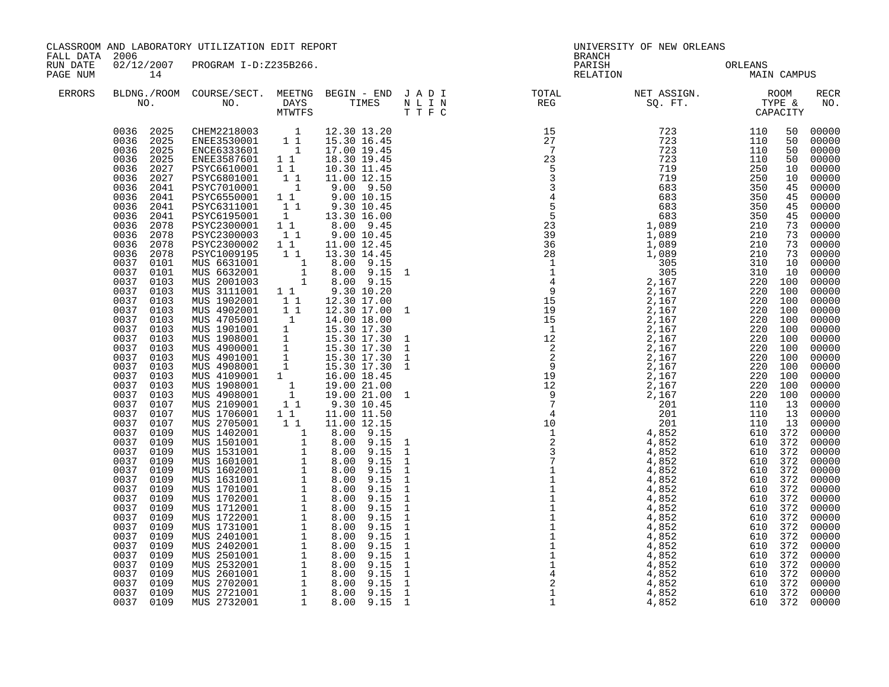CLASSROOM AND LABORATORY UTILIZATION EDIT REPORT
FALL DATA 2006
RUN DATE 02/12/2007 PROGRAM I-D:Z235B266.
PAGE NUM 14

UNIVERSITY OF NEW ORLEANS
BRANCH
PARISH ORLEANS
RELATION MAIN CAMPUS

| ERRORS | BLDNG./ROOM NO. | COURSE/SECT. NO. | MEETNG DAYS MTWTFS | BEGIN - END TIMES | J A D I N L I N T T F C | TOTAL REG | NET ASSIGN. SQ. FT. | ROOM TYPE & CAPACITY | RECR NO. |
|---|---|---|---|---|---|---|---|---|---|
| | 0036 2025 | CHEM2218003 | 1 | 12.30 13.20 | | 15 | 723 | 110 50 | 00000 |
| | 0036 2025 | ENEE3530001 | 1 1 | 15.30 16.45 | | 27 | 723 | 110 50 | 00000 |
| | 0036 2025 | ENCE6333601 | 1 | 17.00 19.45 | | 7 | 723 | 110 50 | 00000 |
| | 0036 2025 | ENEE3587601 | 1 1 | 18.30 19.45 | | 23 | 723 | 110 50 | 00000 |
| | 0036 2027 | PSYC6610001 | 1 1 | 10.30 11.45 | | 5 | 719 | 250 10 | 00000 |
| | 0036 2027 | PSYC6801001 | 1 1 | 11.00 12.15 | | 3 | 719 | 250 10 | 00000 |
| | 0036 2041 | PSYC7010001 | 1 | 9.00 9.50 | | 3 | 683 | 350 45 | 00000 |
| | 0036 2041 | PSYC6550001 | 1 1 | 9.00 10.15 | | 4 | 683 | 350 45 | 00000 |
| | 0036 2041 | PSYC6311001 | 1 1 | 9.30 10.45 | | 5 | 683 | 350 45 | 00000 |
| | 0036 2041 | PSYC6195001 | 1 | 13.30 16.00 | | 5 | 683 | 350 45 | 00000 |
| | 0036 2078 | PSYC2300001 | 1 1 | 8.00 9.45 | | 23 | 1,089 | 210 73 | 00000 |
| | 0036 2078 | PSYC2300003 | 1 1 | 9.00 10.45 | | 39 | 1,089 | 210 73 | 00000 |
| | 0036 2078 | PSYC2300002 | 1 1 | 11.00 12.45 | | 36 | 1,089 | 210 73 | 00000 |
| | 0036 2078 | PSYC1009195 | 1 1 | 13.30 14.45 | | 28 | 1,089 | 210 73 | 00000 |
| | 0037 0101 | MUS 6631001 | 1 | 8.00 9.15 | | 1 | 305 | 310 10 | 00000 |
| | 0037 0101 | MUS 6632001 | 1 | 8.00 9.15 | 1 | 1 | 305 | 310 10 | 00000 |
| | 0037 0103 | MUS 2001003 | 1 | 8.00 9.15 | | 4 | 2,167 | 220 100 | 00000 |
| | 0037 0103 | MUS 3111001 | 1 1 | 9.30 10.20 | | 9 | 2,167 | 220 100 | 00000 |
| | 0037 0103 | MUS 1902001 | 1 1 | 12.30 17.00 | | 15 | 2,167 | 220 100 | 00000 |
| | 0037 0103 | MUS 4902001 | 1 1 | 12.30 17.00 | 1 | 19 | 2,167 | 220 100 | 00000 |
| | 0037 0103 | MUS 4705001 | 1 | 14.00 18.00 | | 15 | 2,167 | 220 100 | 00000 |
| | 0037 0103 | MUS 1901001 | 1 | 15.30 17.30 | | 1 | 2,167 | 220 100 | 00000 |
| | 0037 0103 | MUS 1908001 | 1 | 15.30 17.30 | 1 | 12 | 2,167 | 220 100 | 00000 |
| | 0037 0103 | MUS 4900001 | 1 | 15.30 17.30 | 1 | 2 | 2,167 | 220 100 | 00000 |
| | 0037 0103 | MUS 4901001 | 1 | 15.30 17.30 | 1 | 2 | 2,167 | 220 100 | 00000 |
| | 0037 0103 | MUS 4908001 | 1 | 15.30 17.30 | 1 | 9 | 2,167 | 220 100 | 00000 |
| | 0037 0103 | MUS 4109001 | 1 | 16.00 18.45 | | 19 | 2,167 | 220 100 | 00000 |
| | 0037 0103 | MUS 1908001 | 1 | 19.00 21.00 | | 12 | 2,167 | 220 100 | 00000 |
| | 0037 0103 | MUS 4908001 | 1 | 19.00 21.00 | 1 | 9 | 2,167 | 220 100 | 00000 |
| | 0037 0107 | MUS 2109001 | 1 1 | 9.30 10.45 | | 7 | 201 | 110 13 | 00000 |
| | 0037 0107 | MUS 1706001 | 1 1 | 11.00 11.50 | | 4 | 201 | 110 13 | 00000 |
| | 0037 0107 | MUS 2705001 | 1 1 | 11.00 12.15 | | 10 | 201 | 110 13 | 00000 |
| | 0037 0109 | MUS 1402001 | 1 | 8.00 9.15 | | 1 | 4,852 | 610 372 | 00000 |
| | 0037 0109 | MUS 1501001 | 1 | 8.00 9.15 | 1 | 2 | 4,852 | 610 372 | 00000 |
| | 0037 0109 | MUS 1531001 | 1 | 8.00 9.15 | 1 | 3 | 4,852 | 610 372 | 00000 |
| | 0037 0109 | MUS 1601001 | 1 | 8.00 9.15 | 1 | 7 | 4,852 | 610 372 | 00000 |
| | 0037 0109 | MUS 1602001 | 1 | 8.00 9.15 | 1 | 1 | 4,852 | 610 372 | 00000 |
| | 0037 0109 | MUS 1631001 | 1 | 8.00 9.15 | 1 | 1 | 4,852 | 610 372 | 00000 |
| | 0037 0109 | MUS 1701001 | 1 | 8.00 9.15 | 1 | 1 | 4,852 | 610 372 | 00000 |
| | 0037 0109 | MUS 1702001 | 1 | 8.00 9.15 | 1 | 1 | 4,852 | 610 372 | 00000 |
| | 0037 0109 | MUS 1712001 | 1 | 8.00 9.15 | 1 | 1 | 4,852 | 610 372 | 00000 |
| | 0037 0109 | MUS 1722001 | 1 | 8.00 9.15 | 1 | 1 | 4,852 | 610 372 | 00000 |
| | 0037 0109 | MUS 1731001 | 1 | 8.00 9.15 | 1 | 1 | 4,852 | 610 372 | 00000 |
| | 0037 0109 | MUS 2401001 | 1 | 8.00 9.15 | 1 | 1 | 4,852 | 610 372 | 00000 |
| | 0037 0109 | MUS 2402001 | 1 | 8.00 9.15 | 1 | 1 | 4,852 | 610 372 | 00000 |
| | 0037 0109 | MUS 2501001 | 1 | 8.00 9.15 | 1 | 1 | 4,852 | 610 372 | 00000 |
| | 0037 0109 | MUS 2532001 | 1 | 8.00 9.15 | 1 | 1 | 4,852 | 610 372 | 00000 |
| | 0037 0109 | MUS 2601001 | 1 | 8.00 9.15 | 1 | 4 | 4,852 | 610 372 | 00000 |
| | 0037 0109 | MUS 2702001 | 1 | 8.00 9.15 | 1 | 2 | 4,852 | 610 372 | 00000 |
| | 0037 0109 | MUS 2721001 | 1 | 8.00 9.15 | 1 | 1 | 4,852 | 610 372 | 00000 |
| | 0037 0109 | MUS 2732001 | 1 | 8.00 9.15 | 1 | 1 | 4,852 | 610 372 | 00000 |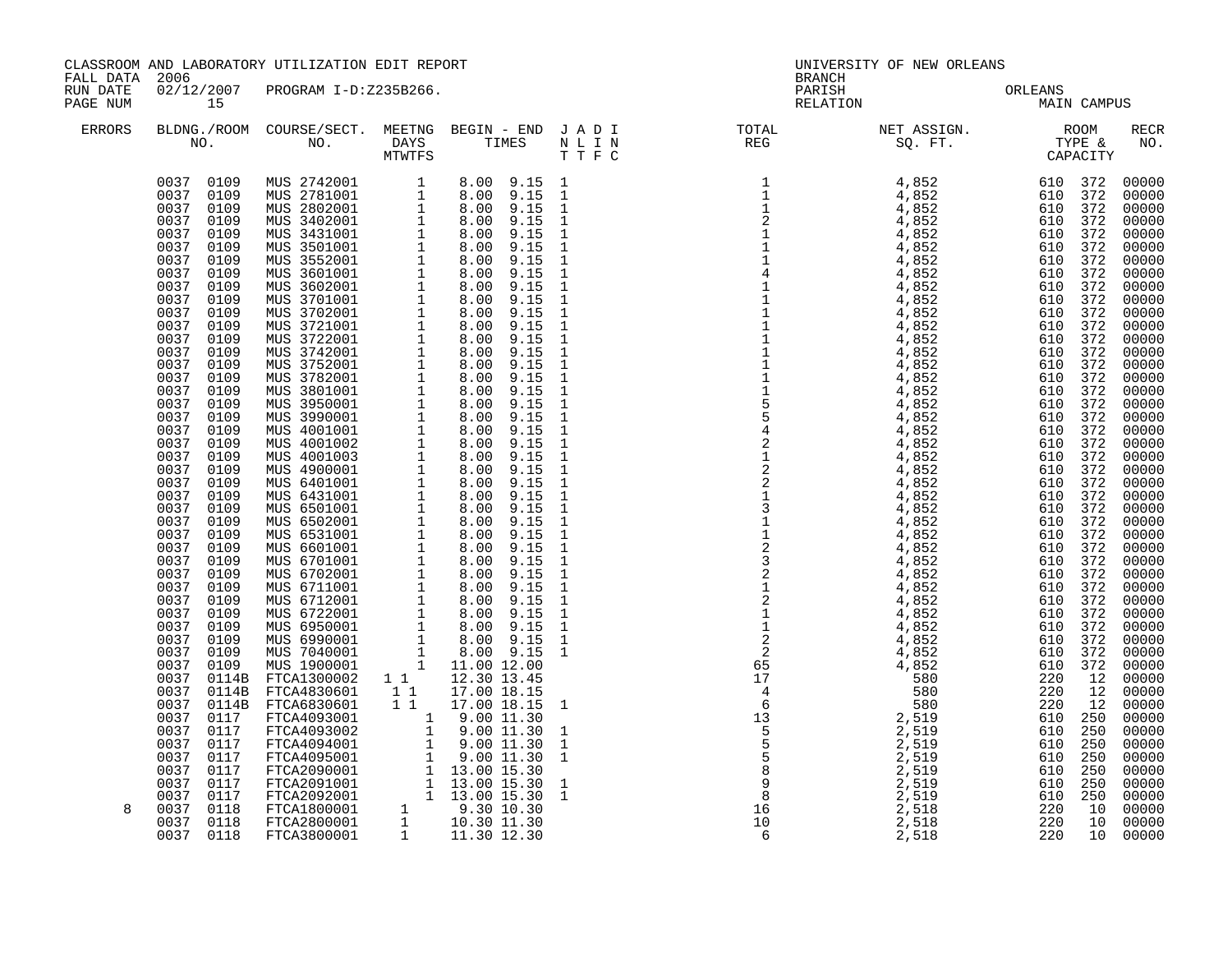CLASSROOM AND LABORATORY UTILIZATION EDIT REPORT
FALL DATA 2006
RUN DATE 02/12/2007 PROGRAM I-D:Z235B266.

UNIVERSITY OF NEW ORLEANS
BRANCH
PARISH ORLEANS
RELATION MAIN CAMPUS

| ERRORS | BLDNG. NO. | ROOM NO. | COURSE/SECT. NO. | MEETNG DAYS MTWTFS | BEGIN TIME | END TIME | J A D I / N L I N / T T F C | TOTAL REG | NET ASSIGN. SQ. FT. | ROOM TYPE & | CAPACITY | RECR NO. |
|---|---|---|---|---|---|---|---|---|---|---|---|---|
| | 0037 | 0109 | MUS 2742001 | 1 | 8.00 | 9.15 | 1 | 1 | 4,852 | 610 | 372 | 00000 |
| | 0037 | 0109 | MUS 2781001 | 1 | 8.00 | 9.15 | 1 | 1 | 4,852 | 610 | 372 | 00000 |
| | 0037 | 0109 | MUS 2802001 | 1 | 8.00 | 9.15 | 1 | 1 | 4,852 | 610 | 372 | 00000 |
| | 0037 | 0109 | MUS 3402001 | 1 | 8.00 | 9.15 | 1 | 2 | 4,852 | 610 | 372 | 00000 |
| | 0037 | 0109 | MUS 3431001 | 1 | 8.00 | 9.15 | 1 | 1 | 4,852 | 610 | 372 | 00000 |
| | 0037 | 0109 | MUS 3501001 | 1 | 8.00 | 9.15 | 1 | 1 | 4,852 | 610 | 372 | 00000 |
| | 0037 | 0109 | MUS 3552001 | 1 | 8.00 | 9.15 | 1 | 1 | 4,852 | 610 | 372 | 00000 |
| | 0037 | 0109 | MUS 3601001 | 1 | 8.00 | 9.15 | 1 | 4 | 4,852 | 610 | 372 | 00000 |
| | 0037 | 0109 | MUS 3602001 | 1 | 8.00 | 9.15 | 1 | 1 | 4,852 | 610 | 372 | 00000 |
| | 0037 | 0109 | MUS 3701001 | 1 | 8.00 | 9.15 | 1 | 1 | 4,852 | 610 | 372 | 00000 |
| | 0037 | 0109 | MUS 3702001 | 1 | 8.00 | 9.15 | 1 | 1 | 4,852 | 610 | 372 | 00000 |
| | 0037 | 0109 | MUS 3721001 | 1 | 8.00 | 9.15 | 1 | 1 | 4,852 | 610 | 372 | 00000 |
| | 0037 | 0109 | MUS 3722001 | 1 | 8.00 | 9.15 | 1 | 1 | 4,852 | 610 | 372 | 00000 |
| | 0037 | 0109 | MUS 3742001 | 1 | 8.00 | 9.15 | 1 | 1 | 4,852 | 610 | 372 | 00000 |
| | 0037 | 0109 | MUS 3752001 | 1 | 8.00 | 9.15 | 1 | 1 | 4,852 | 610 | 372 | 00000 |
| | 0037 | 0109 | MUS 3782001 | 1 | 8.00 | 9.15 | 1 | 1 | 4,852 | 610 | 372 | 00000 |
| | 0037 | 0109 | MUS 3801001 | 1 | 8.00 | 9.15 | 1 | 1 | 4,852 | 610 | 372 | 00000 |
| | 0037 | 0109 | MUS 3950001 | 1 | 8.00 | 9.15 | 1 | 5 | 4,852 | 610 | 372 | 00000 |
| | 0037 | 0109 | MUS 3990001 | 1 | 8.00 | 9.15 | 1 | 5 | 4,852 | 610 | 372 | 00000 |
| | 0037 | 0109 | MUS 4001001 | 1 | 8.00 | 9.15 | 1 | 4 | 4,852 | 610 | 372 | 00000 |
| | 0037 | 0109 | MUS 4001002 | 1 | 8.00 | 9.15 | 1 | 2 | 4,852 | 610 | 372 | 00000 |
| | 0037 | 0109 | MUS 4001003 | 1 | 8.00 | 9.15 | 1 | 1 | 4,852 | 610 | 372 | 00000 |
| | 0037 | 0109 | MUS 4900001 | 1 | 8.00 | 9.15 | 1 | 2 | 4,852 | 610 | 372 | 00000 |
| | 0037 | 0109 | MUS 6401001 | 1 | 8.00 | 9.15 | 1 | 2 | 4,852 | 610 | 372 | 00000 |
| | 0037 | 0109 | MUS 6431001 | 1 | 8.00 | 9.15 | 1 | 1 | 4,852 | 610 | 372 | 00000 |
| | 0037 | 0109 | MUS 6501001 | 1 | 8.00 | 9.15 | 1 | 3 | 4,852 | 610 | 372 | 00000 |
| | 0037 | 0109 | MUS 6502001 | 1 | 8.00 | 9.15 | 1 | 1 | 4,852 | 610 | 372 | 00000 |
| | 0037 | 0109 | MUS 6531001 | 1 | 8.00 | 9.15 | 1 | 1 | 4,852 | 610 | 372 | 00000 |
| | 0037 | 0109 | MUS 6601001 | 1 | 8.00 | 9.15 | 1 | 2 | 4,852 | 610 | 372 | 00000 |
| | 0037 | 0109 | MUS 6701001 | 1 | 8.00 | 9.15 | 1 | 3 | 4,852 | 610 | 372 | 00000 |
| | 0037 | 0109 | MUS 6702001 | 1 | 8.00 | 9.15 | 1 | 2 | 4,852 | 610 | 372 | 00000 |
| | 0037 | 0109 | MUS 6711001 | 1 | 8.00 | 9.15 | 1 | 1 | 4,852 | 610 | 372 | 00000 |
| | 0037 | 0109 | MUS 6712001 | 1 | 8.00 | 9.15 | 1 | 2 | 4,852 | 610 | 372 | 00000 |
| | 0037 | 0109 | MUS 6722001 | 1 | 8.00 | 9.15 | 1 | 1 | 4,852 | 610 | 372 | 00000 |
| | 0037 | 0109 | MUS 6950001 | 1 | 8.00 | 9.15 | 1 | 1 | 4,852 | 610 | 372 | 00000 |
| | 0037 | 0109 | MUS 6990001 | 1 | 8.00 | 9.15 | 1 | 2 | 4,852 | 610 | 372 | 00000 |
| | 0037 | 0109 | MUS 7040001 | 1 | 8.00 | 9.15 | 1 | 2 | 4,852 | 610 | 372 | 00000 |
| | 0037 | 0109 | MUS 1900001 | 1 | 11.00 | 12.00 | | 65 | 4,852 | 610 | 372 | 00000 |
| | 0037 | 0114B | FTCA1300002 | 1 1 | 12.30 | 13.45 | | 17 | 580 | 220 | 12 | 00000 |
| | 0037 | 0114B | FTCA4830601 | 1 1 | 17.00 | 18.15 | | 4 | 580 | 220 | 12 | 00000 |
| | 0037 | 0114B | FTCA6830601 | 1 1 | 17.00 | 18.15 | 1 | 6 | 580 | 220 | 12 | 00000 |
| | 0037 | 0117 | FTCA4093001 | 1 | 9.00 | 11.30 | | 13 | 2,519 | 610 | 250 | 00000 |
| | 0037 | 0117 | FTCA4093002 | 1 | 9.00 | 11.30 | 1 | 5 | 2,519 | 610 | 250 | 00000 |
| | 0037 | 0117 | FTCA4094001 | 1 | 9.00 | 11.30 | 1 | 5 | 2,519 | 610 | 250 | 00000 |
| | 0037 | 0117 | FTCA4095001 | 1 | 9.00 | 11.30 | 1 | 5 | 2,519 | 610 | 250 | 00000 |
| | 0037 | 0117 | FTCA2090001 | 1 | 13.00 | 15.30 | | 8 | 2,519 | 610 | 250 | 00000 |
| | 0037 | 0117 | FTCA2091001 | 1 | 13.00 | 15.30 | 1 | 9 | 2,519 | 610 | 250 | 00000 |
| | 0037 | 0117 | FTCA2092001 | 1 | 13.00 | 15.30 | 1 | 8 | 2,519 | 610 | 250 | 00000 |
| 8 | 0037 | 0118 | FTCA1800001 | 1 | 9.30 | 10.30 | | 16 | 2,518 | 220 | 10 | 00000 |
| | 0037 | 0118 | FTCA2800001 | 1 | 10.30 | 11.30 | | 10 | 2,518 | 220 | 10 | 00000 |
| | 0037 | 0118 | FTCA3800001 | 1 | 11.30 | 12.30 | | 6 | 2,518 | 220 | 10 | 00000 |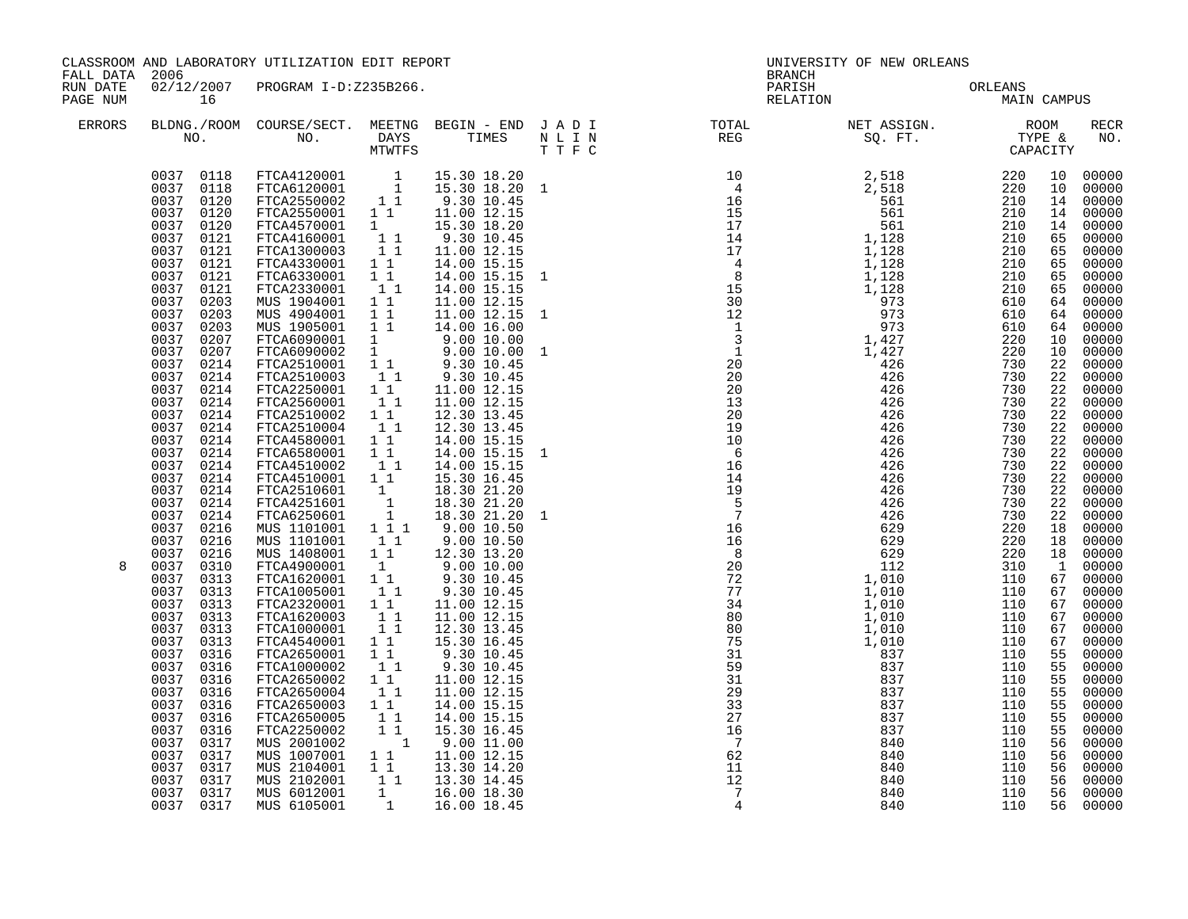CLASSROOM AND LABORATORY UTILIZATION EDIT REPORT
FALL DATA 2006
RUN DATE 02/12/2007 PROGRAM I-D:Z235B266.
PAGE NUM 16

UNIVERSITY OF NEW ORLEANS
BRANCH
PARISH ORLEANS
RELATION MAIN CAMPUS

| ERRORS | BLDNG./ROOM NO. | COURSE/SECT. NO. | MEETNG DAYS MTWTFS | BEGIN - END TIMES | J A D I N L I N T T F C | TOTAL REG | NET ASSIGN. SQ. FT. | ROOM TYPE & CAPACITY | | RECR NO. |
|---|---|---|---|---|---|---|---|---|---|---|
| | 0037 0118 | FTCA4120001 | 1 | 15.30 18.20 | | 10 | 2,518 | 220 | 10 | 00000 |
| | 0037 0118 | FTCA6120001 | 1 | 15.30 18.20 | 1 | 4 | 2,518 | 220 | 10 | 00000 |
| | 0037 0120 | FTCA2550002 | 1 1 | 9.30 10.45 | | 16 | 561 | 210 | 14 | 00000 |
| | 0037 0120 | FTCA2550001 | 1 1 | 11.00 12.15 | | 15 | 561 | 210 | 14 | 00000 |
| | 0037 0120 | FTCA4570001 | 1 | 15.30 18.20 | | 17 | 561 | 210 | 14 | 00000 |
| | 0037 0121 | FTCA4160001 | 1 1 | 9.30 10.45 | | 14 | 1,128 | 210 | 65 | 00000 |
| | 0037 0121 | FTCA1300003 | 1 1 | 11.00 12.15 | | 17 | 1,128 | 210 | 65 | 00000 |
| | 0037 0121 | FTCA4330001 | 1 1 | 14.00 15.15 | | 4 | 1,128 | 210 | 65 | 00000 |
| | 0037 0121 | FTCA6330001 | 1 1 | 14.00 15.15 | 1 | 8 | 1,128 | 210 | 65 | 00000 |
| | 0037 0121 | FTCA2330001 | 1 1 | 14.00 15.15 | | 15 | 1,128 | 210 | 65 | 00000 |
| | 0037 0203 | MUS 1904001 | 1 1 | 11.00 12.15 | | 30 | 973 | 610 | 64 | 00000 |
| | 0037 0203 | MUS 4904001 | 1 1 | 11.00 12.15 | 1 | 12 | 973 | 610 | 64 | 00000 |
| | 0037 0203 | MUS 1905001 | 1 1 | 14.00 16.00 | | 1 | 973 | 610 | 64 | 00000 |
| | 0037 0207 | FTCA6090001 | 1 | 9.00 10.00 | | 3 | 1,427 | 220 | 10 | 00000 |
| | 0037 0207 | FTCA6090002 | 1 | 9.00 10.00 | 1 | 1 | 1,427 | 220 | 10 | 00000 |
| | 0037 0214 | FTCA2510001 | 1 1 | 9.30 10.45 | | 20 | 426 | 730 | 22 | 00000 |
| | 0037 0214 | FTCA2510003 | 1 1 | 9.30 10.45 | | 20 | 426 | 730 | 22 | 00000 |
| | 0037 0214 | FTCA2250001 | 1 1 | 11.00 12.15 | | 20 | 426 | 730 | 22 | 00000 |
| | 0037 0214 | FTCA2560001 | 1 1 | 11.00 12.15 | | 13 | 426 | 730 | 22 | 00000 |
| | 0037 0214 | FTCA2510002 | 1 1 | 12.30 13.45 | | 20 | 426 | 730 | 22 | 00000 |
| | 0037 0214 | FTCA2510004 | 1 1 | 12.30 13.45 | | 19 | 426 | 730 | 22 | 00000 |
| | 0037 0214 | FTCA4580001 | 1 1 | 14.00 15.15 | | 10 | 426 | 730 | 22 | 00000 |
| | 0037 0214 | FTCA6580001 | 1 1 | 14.00 15.15 | 1 | 6 | 426 | 730 | 22 | 00000 |
| | 0037 0214 | FTCA4510002 | 1 1 | 14.00 15.15 | | 16 | 426 | 730 | 22 | 00000 |
| | 0037 0214 | FTCA4510001 | 1 1 | 15.30 16.45 | | 14 | 426 | 730 | 22 | 00000 |
| | 0037 0214 | FTCA2510601 | 1 | 18.30 21.20 | | 19 | 426 | 730 | 22 | 00000 |
| | 0037 0214 | FTCA4251601 | 1 | 18.30 21.20 | | 5 | 426 | 730 | 22 | 00000 |
| | 0037 0214 | FTCA6250601 | 1 | 18.30 21.20 | 1 | 7 | 426 | 730 | 22 | 00000 |
| | 0037 0216 | MUS 1101001 | 1 1 1 | 9.00 10.50 | | 16 | 629 | 220 | 18 | 00000 |
| | 0037 0216 | MUS 1101001 | 1 1 | 9.00 10.50 | | 16 | 629 | 220 | 18 | 00000 |
| | 0037 0216 | MUS 1408001 | 1 1 | 12.30 13.20 | | 8 | 629 | 220 | 18 | 00000 |
| 8 | 0037 0310 | FTCA4900001 | 1 | 9.00 10.00 | | 20 | 112 | 310 | 1 | 00000 |
| | 0037 0313 | FTCA1620001 | 1 1 | 9.30 10.45 | | 72 | 1,010 | 110 | 67 | 00000 |
| | 0037 0313 | FTCA1005001 | 1 1 | 9.30 10.45 | | 77 | 1,010 | 110 | 67 | 00000 |
| | 0037 0313 | FTCA2320001 | 1 1 | 11.00 12.15 | | 34 | 1,010 | 110 | 67 | 00000 |
| | 0037 0313 | FTCA1620003 | 1 1 | 11.00 12.15 | | 80 | 1,010 | 110 | 67 | 00000 |
| | 0037 0313 | FTCA1000001 | 1 1 | 12.30 13.45 | | 80 | 1,010 | 110 | 67 | 00000 |
| | 0037 0313 | FTCA4540001 | 1 1 | 15.30 16.45 | | 75 | 1,010 | 110 | 67 | 00000 |
| | 0037 0316 | FTCA2650001 | 1 1 | 9.30 10.45 | | 31 | 837 | 110 | 55 | 00000 |
| | 0037 0316 | FTCA1000002 | 1 1 | 9.30 10.45 | | 59 | 837 | 110 | 55 | 00000 |
| | 0037 0316 | FTCA2650002 | 1 1 | 11.00 12.15 | | 31 | 837 | 110 | 55 | 00000 |
| | 0037 0316 | FTCA2650004 | 1 1 | 11.00 12.15 | | 29 | 837 | 110 | 55 | 00000 |
| | 0037 0316 | FTCA2650003 | 1 1 | 14.00 15.15 | | 33 | 837 | 110 | 55 | 00000 |
| | 0037 0316 | FTCA2650005 | 1 1 | 14.00 15.15 | | 27 | 837 | 110 | 55 | 00000 |
| | 0037 0316 | FTCA2250002 | 1 1 | 15.30 16.45 | | 16 | 837 | 110 | 55 | 00000 |
| | 0037 0317 | MUS 2001002 | 1 | 9.00 11.00 | | 7 | 840 | 110 | 56 | 00000 |
| | 0037 0317 | MUS 1007001 | 1 1 | 11.00 12.15 | | 62 | 840 | 110 | 56 | 00000 |
| | 0037 0317 | MUS 2104001 | 1 1 | 13.30 14.20 | | 11 | 840 | 110 | 56 | 00000 |
| | 0037 0317 | MUS 2102001 | 1 1 | 13.30 14.45 | | 12 | 840 | 110 | 56 | 00000 |
| | 0037 0317 | MUS 6012001 | 1 | 16.00 18.30 | | 7 | 840 | 110 | 56 | 00000 |
| | 0037 0317 | MUS 6105001 | 1 | 16.00 18.45 | | 4 | 840 | 110 | 56 | 00000 |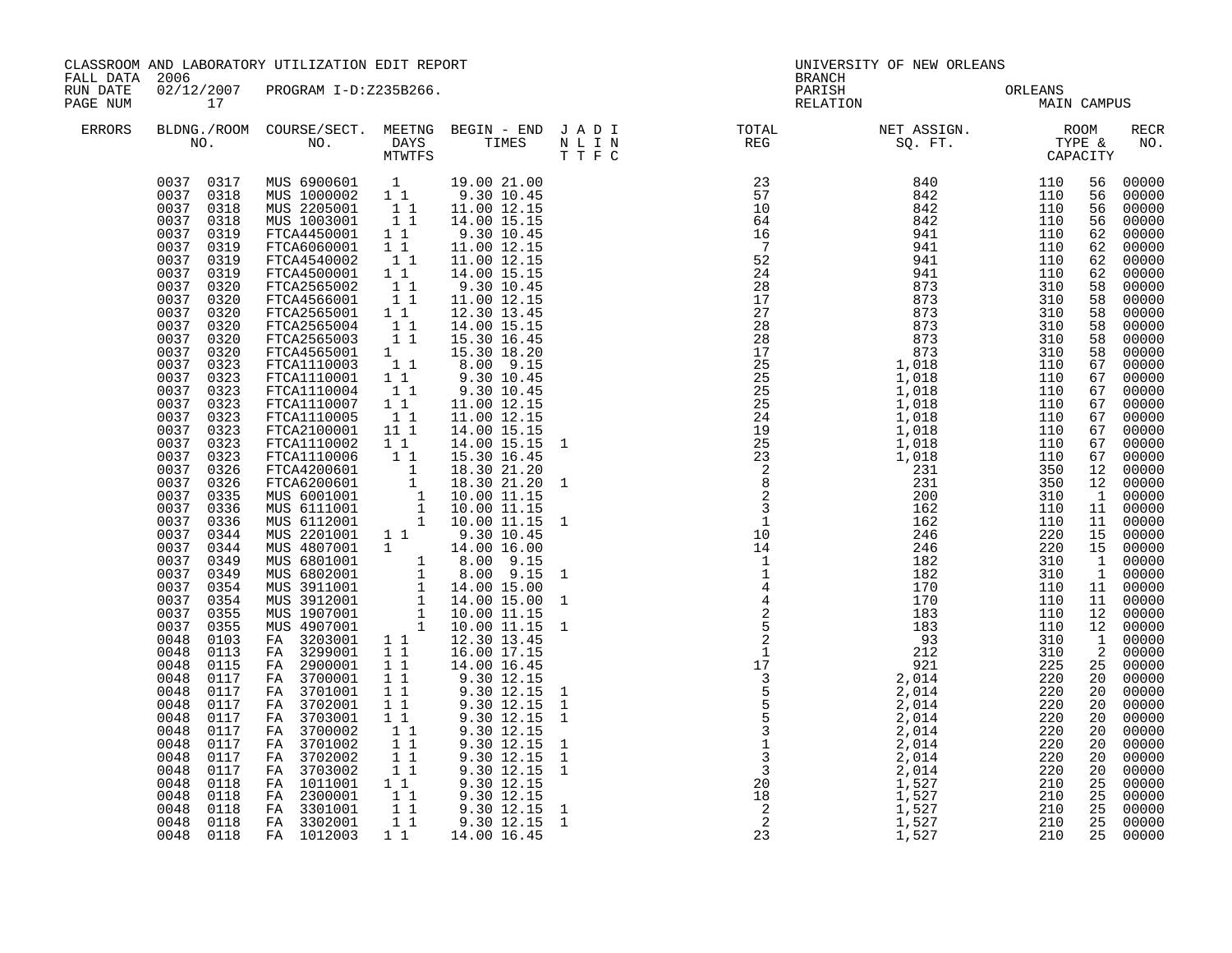CLASSROOM AND LABORATORY UTILIZATION EDIT REPORT
FALL DATA 2006
RUN DATE 02/12/2007 PROGRAM I-D:Z235B266.
PAGE NUM 17

UNIVERSITY OF NEW ORLEANS
BRANCH
PARISH ORLEANS
RELATION MAIN CAMPUS

| ERRORS | BLDNG./ROOM NO. | COURSE/SECT. NO. | MEETNG DAYS MTWTFS | BEGIN - END TIMES | J A D I N L I N T T F C | TOTAL REG | NET ASSIGN. SQ. FT. | ROOM TYPE & CAPACITY | | RECR NO. |
|---|---|---|---|---|---|---|---|---|---|---|
| | 0037 0317 | MUS 6900601 | 1 | 19.00 21.00 | | 23 | 840 | 110 | 56 | 00000 |
| | 0037 0318 | MUS 1000002 | 1 1 | 9.30 10.45 | | 57 | 842 | 110 | 56 | 00000 |
| | 0037 0318 | MUS 2205001 | 1 1 | 11.00 12.15 | | 10 | 842 | 110 | 56 | 00000 |
| | 0037 0318 | MUS 1003001 | 1 1 | 14.00 15.15 | | 64 | 842 | 110 | 56 | 00000 |
| | 0037 0319 | FTCA4450001 | 1 1 | 9.30 10.45 | | 16 | 941 | 110 | 62 | 00000 |
| | 0037 0319 | FTCA6060001 | 1 1 | 11.00 12.15 | | 7 | 941 | 110 | 62 | 00000 |
| | 0037 0319 | FTCA4540002 | 1 1 | 11.00 12.15 | | 52 | 941 | 110 | 62 | 00000 |
| | 0037 0319 | FTCA4500001 | 1 1 | 14.00 15.15 | | 24 | 941 | 110 | 62 | 00000 |
| | 0037 0320 | FTCA2565002 | 1 1 | 9.30 10.45 | | 28 | 873 | 310 | 58 | 00000 |
| | 0037 0320 | FTCA4566001 | 1 1 | 11.00 12.15 | | 17 | 873 | 310 | 58 | 00000 |
| | 0037 0320 | FTCA2565001 | 1 1 | 12.30 13.45 | | 27 | 873 | 310 | 58 | 00000 |
| | 0037 0320 | FTCA2565004 | 1 1 | 14.00 15.15 | | 28 | 873 | 310 | 58 | 00000 |
| | 0037 0320 | FTCA2565003 | 1 1 | 15.30 16.45 | | 28 | 873 | 310 | 58 | 00000 |
| | 0037 0320 | FTCA4565001 | 1 | 15.30 18.20 | | 17 | 873 | 310 | 58 | 00000 |
| | 0037 0323 | FTCA1110003 | 1 1 | 8.00 9.15 | | 25 | 1,018 | 110 | 67 | 00000 |
| | 0037 0323 | FTCA1110001 | 1 1 | 9.30 10.45 | | 25 | 1,018 | 110 | 67 | 00000 |
| | 0037 0323 | FTCA1110004 | 1 1 | 9.30 10.45 | | 25 | 1,018 | 110 | 67 | 00000 |
| | 0037 0323 | FTCA1110007 | 1 1 | 11.00 12.15 | | 25 | 1,018 | 110 | 67 | 00000 |
| | 0037 0323 | FTCA1110005 | 1 1 | 11.00 12.15 | | 24 | 1,018 | 110 | 67 | 00000 |
| | 0037 0323 | FTCA2100001 | 11 1 | 14.00 15.15 | | 19 | 1,018 | 110 | 67 | 00000 |
| | 0037 0323 | FTCA1110002 | 1 1 | 14.00 15.15 | 1 | 25 | 1,018 | 110 | 67 | 00000 |
| | 0037 0323 | FTCA1110006 | 1 1 | 15.30 16.45 | | 23 | 1,018 | 110 | 67 | 00000 |
| | 0037 0326 | FTCA4200601 | 1 | 18.30 21.20 | | 2 | 231 | 350 | 12 | 00000 |
| | 0037 0326 | FTCA6200601 | 1 | 18.30 21.20 | 1 | 8 | 231 | 350 | 12 | 00000 |
| | 0037 0335 | MUS 6001001 | 1 | 10.00 11.15 | | 2 | 200 | 310 | 1 | 00000 |
| | 0037 0336 | MUS 6111001 | 1 | 10.00 11.15 | | 3 | 162 | 110 | 11 | 00000 |
| | 0037 0336 | MUS 6112001 | 1 | 10.00 11.15 | 1 | 1 | 162 | 110 | 11 | 00000 |
| | 0037 0344 | MUS 2201001 | 1 1 | 9.30 10.45 | | 10 | 246 | 220 | 15 | 00000 |
| | 0037 0344 | MUS 4807001 | 1 | 14.00 16.00 | | 14 | 246 | 220 | 15 | 00000 |
| | 0037 0349 | MUS 6801001 | 1 | 8.00 9.15 | | 1 | 182 | 310 | 1 | 00000 |
| | 0037 0349 | MUS 6802001 | 1 | 8.00 9.15 | 1 | 1 | 182 | 310 | 1 | 00000 |
| | 0037 0354 | MUS 3911001 | 1 | 14.00 15.00 | | 4 | 170 | 110 | 11 | 00000 |
| | 0037 0354 | MUS 3912001 | 1 | 14.00 15.00 | 1 | 4 | 170 | 110 | 11 | 00000 |
| | 0037 0355 | MUS 1907001 | 1 | 10.00 11.15 | | 2 | 183 | 110 | 12 | 00000 |
| | 0037 0355 | MUS 4907001 | 1 | 10.00 11.15 | 1 | 5 | 183 | 110 | 12 | 00000 |
| | 0048 0103 | FA 3203001 | 1 1 | 12.30 13.45 | | 2 | 93 | 310 | 1 | 00000 |
| | 0048 0113 | FA 3299001 | 1 1 | 16.00 17.15 | | 1 | 212 | 310 | 2 | 00000 |
| | 0048 0115 | FA 2900001 | 1 1 | 14.00 16.45 | | 17 | 921 | 225 | 25 | 00000 |
| | 0048 0117 | FA 3700001 | 1 1 | 9.30 12.15 | | 3 | 2,014 | 220 | 20 | 00000 |
| | 0048 0117 | FA 3701001 | 1 1 | 9.30 12.15 | 1 | 5 | 2,014 | 220 | 20 | 00000 |
| | 0048 0117 | FA 3702001 | 1 1 | 9.30 12.15 | 1 | 5 | 2,014 | 220 | 20 | 00000 |
| | 0048 0117 | FA 3703001 | 1 1 | 9.30 12.15 | 1 | 5 | 2,014 | 220 | 20 | 00000 |
| | 0048 0117 | FA 3700002 | 1 1 | 9.30 12.15 | | 3 | 2,014 | 220 | 20 | 00000 |
| | 0048 0117 | FA 3701002 | 1 1 | 9.30 12.15 | 1 | 1 | 2,014 | 220 | 20 | 00000 |
| | 0048 0117 | FA 3702002 | 1 1 | 9.30 12.15 | 1 | 3 | 2,014 | 220 | 20 | 00000 |
| | 0048 0117 | FA 3703002 | 1 1 | 9.30 12.15 | 1 | 3 | 2,014 | 220 | 20 | 00000 |
| | 0048 0118 | FA 1011001 | 1 1 | 9.30 12.15 | | 20 | 1,527 | 210 | 25 | 00000 |
| | 0048 0118 | FA 2300001 | 1 1 | 9.30 12.15 | | 18 | 1,527 | 210 | 25 | 00000 |
| | 0048 0118 | FA 3301001 | 1 1 | 9.30 12.15 | 1 | 2 | 1,527 | 210 | 25 | 00000 |
| | 0048 0118 | FA 3302001 | 1 1 | 9.30 12.15 | 1 | 2 | 1,527 | 210 | 25 | 00000 |
| | 0048 0118 | FA 1012003 | 1 1 | 14.00 16.45 | | 23 | 1,527 | 210 | 25 | 00000 |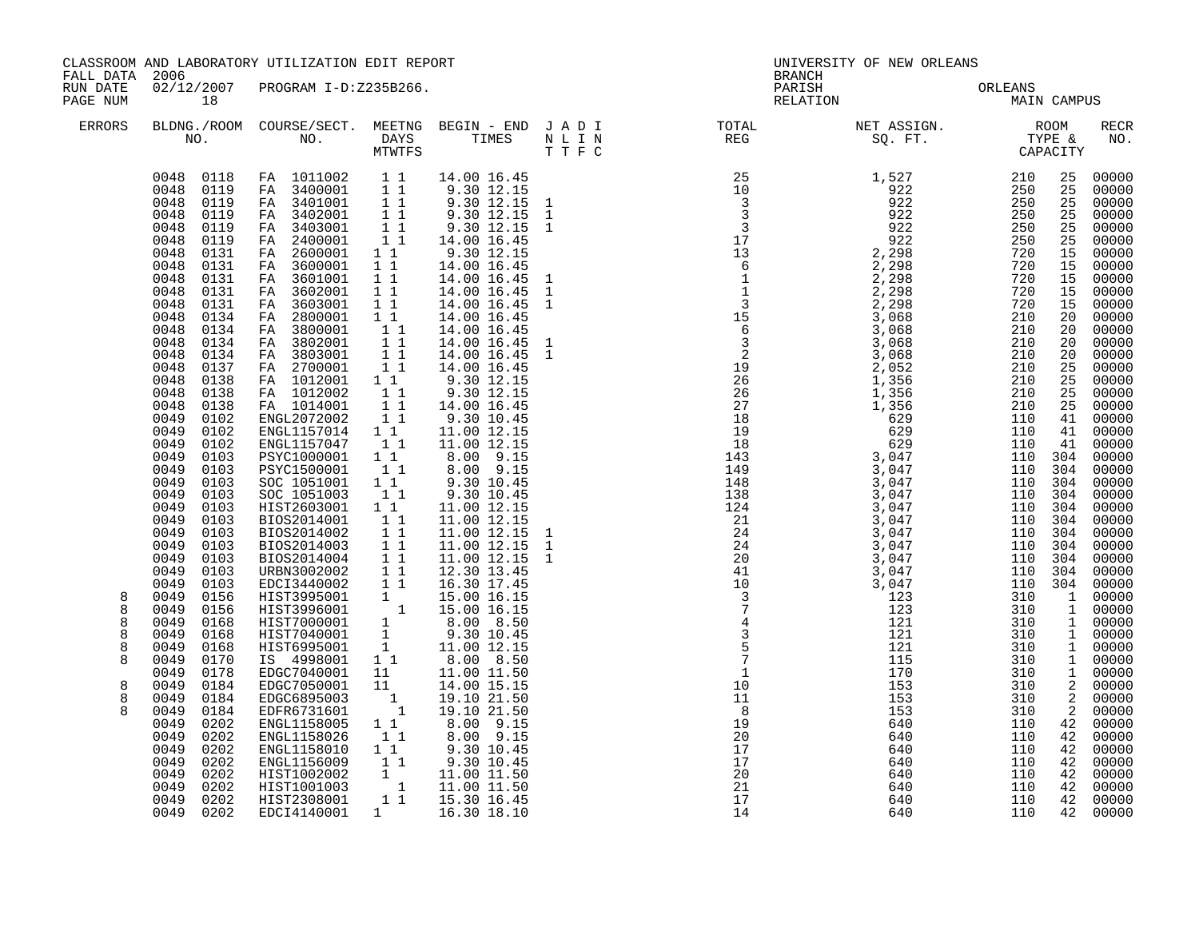CLASSROOM AND LABORATORY UTILIZATION EDIT REPORT
FALL DATA 2006
RUN DATE 02/12/2007 PROGRAM I-D:Z235B266.

UNIVERSITY OF NEW ORLEANS
BRANCH
PARISH ORLEANS
RELATION MAIN CAMPUS

| ERRORS | BLDNG./ROOM NO. | COURSE/SECT. NO. | MEETNG DAYS MTWTFS | BEGIN - END TIMES | J A D I N L I N T T F C | TOTAL REG | NET ASSIGN. SQ. FT. | ROOM TYPE & CAPACITY | | RECR NO. |
|---|---|---|---|---|---|---|---|---|---|---|
| | 0048 0118 | FA 1011002 | 1 1 | 14.00 16.45 | | 25 | 1,527 | 210 | 25 | 00000 |
| | 0048 0119 | FA 3400001 | 1 1 | 9.30 12.15 | | 10 | 922 | 250 | 25 | 00000 |
| | 0048 0119 | FA 3401001 | 1 1 | 9.30 12.15 | 1 | 3 | 922 | 250 | 25 | 00000 |
| | 0048 0119 | FA 3402001 | 1 1 | 9.30 12.15 | 1 | 3 | 922 | 250 | 25 | 00000 |
| | 0048 0119 | FA 3403001 | 1 1 | 9.30 12.15 | 1 | 3 | 922 | 250 | 25 | 00000 |
| | 0048 0119 | FA 2400001 | 1 1 | 14.00 16.45 | | 17 | 922 | 250 | 25 | 00000 |
| | 0048 0131 | FA 2600001 | 1 1 | 9.30 12.15 | | 13 | 2,298 | 720 | 15 | 00000 |
| | 0048 0131 | FA 3600001 | 1 1 | 14.00 16.45 | | 6 | 2,298 | 720 | 15 | 00000 |
| | 0048 0131 | FA 3601001 | 1 1 | 14.00 16.45 | 1 | 1 | 2,298 | 720 | 15 | 00000 |
| | 0048 0131 | FA 3602001 | 1 1 | 14.00 16.45 | 1 | 1 | 2,298 | 720 | 15 | 00000 |
| | 0048 0131 | FA 3603001 | 1 1 | 14.00 16.45 | 1 | 3 | 2,298 | 720 | 15 | 00000 |
| | 0048 0134 | FA 2800001 | 1 1 | 14.00 16.45 | | 15 | 3,068 | 210 | 20 | 00000 |
| | 0048 0134 | FA 3800001 | 1 1 | 14.00 16.45 | | 6 | 3,068 | 210 | 20 | 00000 |
| | 0048 0134 | FA 3802001 | 1 1 | 14.00 16.45 | 1 | 3 | 3,068 | 210 | 20 | 00000 |
| | 0048 0134 | FA 3803001 | 1 1 | 14.00 16.45 | 1 | 2 | 3,068 | 210 | 20 | 00000 |
| | 0048 0137 | FA 2700001 | 1 1 | 14.00 16.45 | | 19 | 2,052 | 210 | 25 | 00000 |
| | 0048 0138 | FA 1012001 | 1 1 | 9.30 12.15 | | 26 | 1,356 | 210 | 25 | 00000 |
| | 0048 0138 | FA 1012002 | 1 1 | 9.30 12.15 | | 26 | 1,356 | 210 | 25 | 00000 |
| | 0048 0138 | FA 1014001 | 1 1 | 14.00 16.45 | | 27 | 1,356 | 210 | 25 | 00000 |
| | 0049 0102 | ENGL2072002 | 1 1 | 9.30 10.45 | | 18 | 629 | 110 | 41 | 00000 |
| | 0049 0102 | ENGL1157014 | 1 1 | 11.00 12.15 | | 19 | 629 | 110 | 41 | 00000 |
| | 0049 0102 | ENGL1157047 | 1 1 | 11.00 12.15 | | 18 | 629 | 110 | 41 | 00000 |
| | 0049 0103 | PSYC1000001 | 1 1 | 8.00 9.15 | | 143 | 3,047 | 110 | 304 | 00000 |
| | 0049 0103 | PSYC1500001 | 1 1 | 8.00 9.15 | | 149 | 3,047 | 110 | 304 | 00000 |
| | 0049 0103 | SOC 1051001 | 1 1 | 9.30 10.45 | | 148 | 3,047 | 110 | 304 | 00000 |
| | 0049 0103 | SOC 1051003 | 1 1 | 9.30 10.45 | | 138 | 3,047 | 110 | 304 | 00000 |
| | 0049 0103 | HIST2603001 | 1 1 | 11.00 12.15 | | 124 | 3,047 | 110 | 304 | 00000 |
| | 0049 0103 | BIOS2014001 | 1 1 | 11.00 12.15 | | 21 | 3,047 | 110 | 304 | 00000 |
| | 0049 0103 | BIOS2014002 | 1 1 | 11.00 12.15 | 1 | 24 | 3,047 | 110 | 304 | 00000 |
| | 0049 0103 | BIOS2014003 | 1 1 | 11.00 12.15 | 1 | 24 | 3,047 | 110 | 304 | 00000 |
| | 0049 0103 | BIOS2014004 | 1 1 | 11.00 12.15 | 1 | 20 | 3,047 | 110 | 304 | 00000 |
| | 0049 0103 | URBN3002002 | 1 1 | 12.30 13.45 | | 41 | 3,047 | 110 | 304 | 00000 |
| | 0049 0103 | EDCI3440002 | 1 1 | 16.30 17.45 | | 10 | 3,047 | 110 | 304 | 00000 |
| 8 | 0049 0156 | HIST3995001 | 1 | 15.00 16.15 | | 3 | 123 | 310 | 1 | 00000 |
| 8 | 0049 0156 | HIST3996001 | 1 | 15.00 16.15 | | 7 | 123 | 310 | 1 | 00000 |
| 8 | 0049 0168 | HIST7000001 | 1 | 8.00 8.50 | | 4 | 121 | 310 | 1 | 00000 |
| 8 | 0049 0168 | HIST7040001 | 1 | 9.30 10.45 | | 3 | 121 | 310 | 1 | 00000 |
| 8 | 0049 0168 | HIST6995001 | 1 | 11.00 12.15 | | 5 | 121 | 310 | 1 | 00000 |
| 8 | 0049 0170 | IS 4998001 | 1 1 | 8.00 8.50 | | 7 | 115 | 310 | 1 | 00000 |
| | 0049 0178 | EDGC7040001 | 11 | 11.00 11.50 | | 1 | 170 | 310 | 1 | 00000 |
| 8 | 0049 0184 | EDGC7050001 | 11 | 14.00 15.15 | | 10 | 153 | 310 | 2 | 00000 |
| 8 | 0049 0184 | EDGC6895003 | 1 | 19.10 21.50 | | 11 | 153 | 310 | 2 | 00000 |
| 8 | 0049 0184 | EDFR6731601 | 1 | 19.10 21.50 | | 8 | 153 | 310 | 2 | 00000 |
| | 0049 0202 | ENGL1158005 | 1 1 | 8.00 9.15 | | 19 | 640 | 110 | 42 | 00000 |
| | 0049 0202 | ENGL1158026 | 1 1 | 8.00 9.15 | | 20 | 640 | 110 | 42 | 00000 |
| | 0049 0202 | ENGL1158010 | 1 1 | 9.30 10.45 | | 17 | 640 | 110 | 42 | 00000 |
| | 0049 0202 | ENGL1156009 | 1 1 | 9.30 10.45 | | 17 | 640 | 110 | 42 | 00000 |
| | 0049 0202 | HIST1002002 | 1 | 11.00 11.50 | | 20 | 640 | 110 | 42 | 00000 |
| | 0049 0202 | HIST1001003 | 1 | 11.00 11.50 | | 21 | 640 | 110 | 42 | 00000 |
| | 0049 0202 | HIST2308001 | 1 1 | 15.30 16.45 | | 17 | 640 | 110 | 42 | 00000 |
| | 0049 0202 | EDCI4140001 | 1 | 16.30 18.10 | | 14 | 640 | 110 | 42 | 00000 |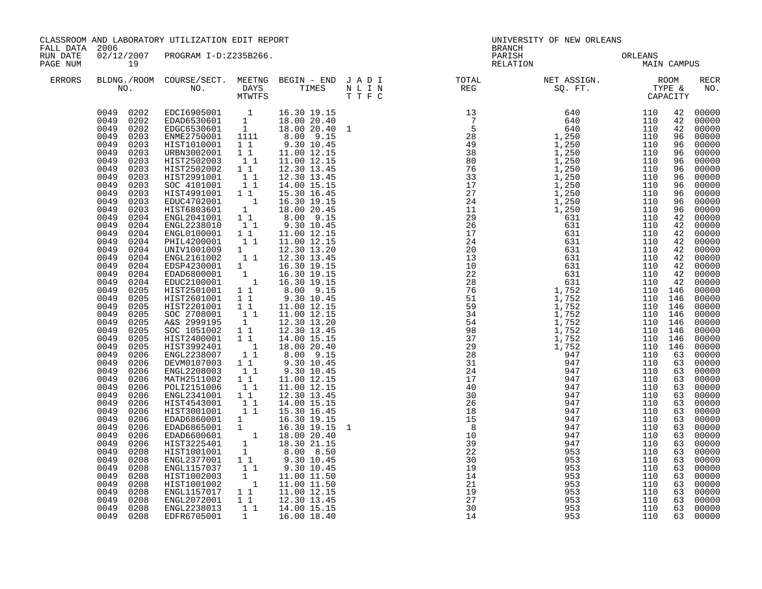CLASSROOM AND LABORATORY UTILIZATION EDIT REPORT
FALL DATA 2006
RUN DATE 02/12/2007 PROGRAM I-D:Z235B266.
PAGE NUM 19

UNIVERSITY OF NEW ORLEANS
BRANCH
PARISH ORLEANS
RELATION MAIN CAMPUS

| ERRORS | BLDNG./ROOM NO. | COURSE/SECT. NO. | MEETNG DAYS MTWTFS | BEGIN - END TIMES | J A D I N L I N T T F C | TOTAL REG | NET ASSIGN. SQ. FT. | ROOM TYPE & CAPACITY | RECR NO. |
|---|---|---|---|---|---|---|---|---|---|
| | 0049 0202 | EDCI6905001 | 1 | 16.30 19.15 | | 13 | 640 | 110 42 | 00000 |
| | 0049 0202 | EDAD6530601 | 1 | 18.00 20.40 | | 7 | 640 | 110 42 | 00000 |
| | 0049 0202 | EDGC6530601 | 1 | 18.00 20.40 | 1 | 5 | 640 | 110 42 | 00000 |
| | 0049 0203 | ENME2750001 | 1111 | 8.00 9.15 | | 28 | 1,250 | 110 96 | 00000 |
| | 0049 0203 | HIST1010001 | 1 1 | 9.30 10.45 | | 49 | 1,250 | 110 96 | 00000 |
| | 0049 0203 | URBN3002001 | 1 1 | 11.00 12.15 | | 38 | 1,250 | 110 96 | 00000 |
| | 0049 0203 | HIST2502003 | 1 1 | 11.00 12.15 | | 80 | 1,250 | 110 96 | 00000 |
| | 0049 0203 | HIST2502002 | 1 1 | 12.30 13.45 | | 76 | 1,250 | 110 96 | 00000 |
| | 0049 0203 | HIST2991001 | 1 1 | 12.30 13.45 | | 33 | 1,250 | 110 96 | 00000 |
| | 0049 0203 | SOC 4101001 | 1 1 | 14.00 15.15 | | 17 | 1,250 | 110 96 | 00000 |
| | 0049 0203 | HIST4991001 | 1 1 | 15.30 16.45 | | 27 | 1,250 | 110 96 | 00000 |
| | 0049 0203 | EDUC4702001 | 1 | 16.30 19.15 | | 24 | 1,250 | 110 96 | 00000 |
| | 0049 0203 | HIST6803601 | 1 | 18.00 20.45 | | 11 | 1,250 | 110 96 | 00000 |
| | 0049 0204 | ENGL2041001 | 1 1 | 8.00 9.15 | | 29 | 631 | 110 42 | 00000 |
| | 0049 0204 | ENGL2238010 | 1 1 | 9.30 10.45 | | 26 | 631 | 110 42 | 00000 |
| | 0049 0204 | ENGL0100001 | 1 1 | 11.00 12.15 | | 17 | 631 | 110 42 | 00000 |
| | 0049 0204 | PHIL4200001 | 1 1 | 11.00 12.15 | | 24 | 631 | 110 42 | 00000 |
| | 0049 0204 | UNIV1001009 | 1 | 12.30 13.20 | | 20 | 631 | 110 42 | 00000 |
| | 0049 0204 | ENGL2161002 | 1 1 | 12.30 13.45 | | 13 | 631 | 110 42 | 00000 |
| | 0049 0204 | EDSP4230001 | 1 | 16.30 19.15 | | 10 | 631 | 110 42 | 00000 |
| | 0049 0204 | EDAD6800001 | 1 | 16.30 19.15 | | 22 | 631 | 110 42 | 00000 |
| | 0049 0204 | EDUC2100001 | 1 | 16.30 19.15 | | 28 | 631 | 110 42 | 00000 |
| | 0049 0205 | HIST2501001 | 1 1 | 8.00 9.15 | | 76 | 1,752 | 110 146 | 00000 |
| | 0049 0205 | HIST2601001 | 1 1 | 9.30 10.45 | | 51 | 1,752 | 110 146 | 00000 |
| | 0049 0205 | HIST2201001 | 1 1 | 11.00 12.15 | | 59 | 1,752 | 110 146 | 00000 |
| | 0049 0205 | SOC 2708001 | 1 1 | 11.00 12.15 | | 34 | 1,752 | 110 146 | 00000 |
| | 0049 0205 | A&S 2999195 | 1 | 12.30 13.20 | | 54 | 1,752 | 110 146 | 00000 |
| | 0049 0205 | SOC 1051002 | 1 1 | 12.30 13.45 | | 98 | 1,752 | 110 146 | 00000 |
| | 0049 0205 | HIST2400001 | 1 1 | 14.00 15.15 | | 37 | 1,752 | 110 146 | 00000 |
| | 0049 0205 | HIST3992401 | 1 | 18.00 20.40 | | 29 | 1,752 | 110 146 | 00000 |
| | 0049 0206 | ENGL2238007 | 1 1 | 8.00 9.15 | | 28 | 947 | 110 63 | 00000 |
| | 0049 0206 | DEVM0107003 | 1 1 | 9.30 10.45 | | 31 | 947 | 110 63 | 00000 |
| | 0049 0206 | ENGL2208003 | 1 1 | 9.30 10.45 | | 24 | 947 | 110 63 | 00000 |
| | 0049 0206 | MATH2511002 | 1 1 | 11.00 12.15 | | 17 | 947 | 110 63 | 00000 |
| | 0049 0206 | POLI2151006 | 1 1 | 11.00 12.15 | | 40 | 947 | 110 63 | 00000 |
| | 0049 0206 | ENGL2341001 | 1 1 | 12.30 13.45 | | 30 | 947 | 110 63 | 00000 |
| | 0049 0206 | HIST4543001 | 1 1 | 14.00 15.15 | | 26 | 947 | 110 63 | 00000 |
| | 0049 0206 | HIST3001001 | 1 1 | 15.30 16.45 | | 18 | 947 | 110 63 | 00000 |
| | 0049 0206 | EDAD6860001 | 1 | 16.30 19.15 | | 15 | 947 | 110 63 | 00000 |
| | 0049 0206 | EDAD6865001 | 1 | 16.30 19.15 | 1 | 8 | 947 | 110 63 | 00000 |
| | 0049 0206 | EDAD6600601 | 1 | 18.00 20.40 | | 10 | 947 | 110 63 | 00000 |
| | 0049 0206 | HIST3225401 | 1 | 18.30 21.15 | | 39 | 947 | 110 63 | 00000 |
| | 0049 0208 | HIST1001001 | 1 | 8.00 8.50 | | 22 | 953 | 110 63 | 00000 |
| | 0049 0208 | ENGL2377001 | 1 1 | 9.30 10.45 | | 30 | 953 | 110 63 | 00000 |
| | 0049 0208 | ENGL1157037 | 1 1 | 9.30 10.45 | | 19 | 953 | 110 63 | 00000 |
| | 0049 0208 | HIST1002003 | 1 | 11.00 11.50 | | 14 | 953 | 110 63 | 00000 |
| | 0049 0208 | HIST1001002 | 1 | 11.00 11.50 | | 21 | 953 | 110 63 | 00000 |
| | 0049 0208 | ENGL1157017 | 1 1 | 11.00 12.15 | | 19 | 953 | 110 63 | 00000 |
| | 0049 0208 | ENGL2072001 | 1 1 | 12.30 13.45 | | 27 | 953 | 110 63 | 00000 |
| | 0049 0208 | ENGL2238013 | 1 1 | 14.00 15.15 | | 30 | 953 | 110 63 | 00000 |
| | 0049 0208 | EDFR6705001 | 1 | 16.00 18.40 | | 14 | 953 | 110 63 | 00000 |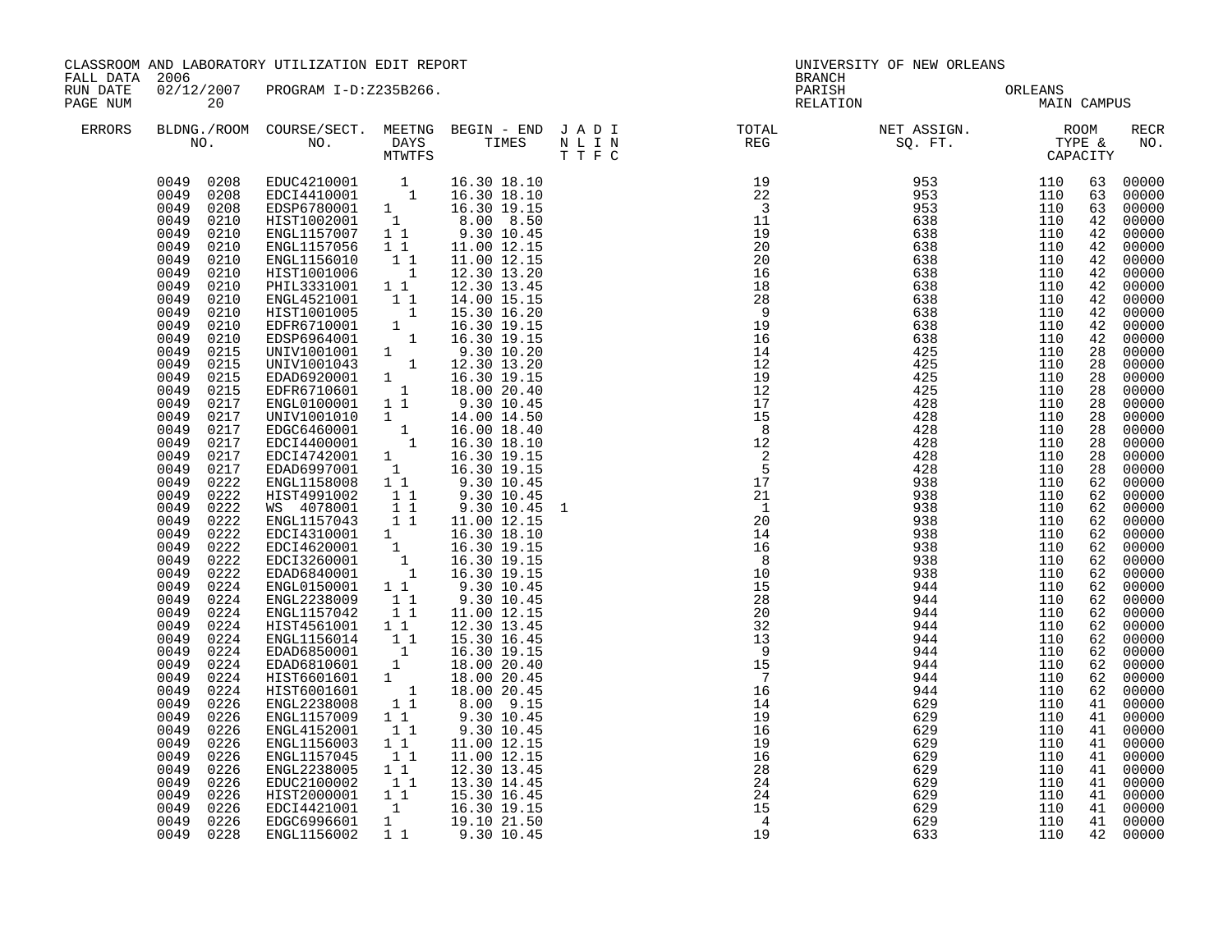CLASSROOM AND LABORATORY UTILIZATION EDIT REPORT
FALL DATA 2006
RUN DATE 02/12/2007 PROGRAM I-D:Z235B266.
PAGE NUM 20

UNIVERSITY OF NEW ORLEANS
BRANCH
PARISH ORLEANS
RELATION MAIN CAMPUS

| ERRORS | BLDNG./ROOM NO. | COURSE/SECT. NO. | MEETNG DAYS MTWTFS | BEGIN - END TIMES | J A D I N L I N T T F C | TOTAL REG | NET ASSIGN. SQ. FT. | ROOM TYPE & CAPACITY | | RECR NO. |
|---|---|---|---|---|---|---|---|---|---|---|
| | 0049 0208 | EDUC4210001 | 1 | 16.30 18.10 | | 19 | 953 | 110 | 63 | 00000 |
| | 0049 0208 | EDCI4410001 | 1 | 16.30 18.10 | | 22 | 953 | 110 | 63 | 00000 |
| | 0049 0208 | EDSP6780001 | 1 | 16.30 19.15 | | 3 | 953 | 110 | 63 | 00000 |
| | 0049 0210 | HIST1002001 | 1 | 8.00 8.50 | | 11 | 638 | 110 | 42 | 00000 |
| | 0049 0210 | ENGL1157007 | 1 1 | 9.30 10.45 | | 19 | 638 | 110 | 42 | 00000 |
| | 0049 0210 | ENGL1157056 | 1 1 | 11.00 12.15 | | 20 | 638 | 110 | 42 | 00000 |
| | 0049 0210 | ENGL1156010 | 1 1 | 11.00 12.15 | | 20 | 638 | 110 | 42 | 00000 |
| | 0049 0210 | HIST1001006 | 1 | 12.30 13.20 | | 16 | 638 | 110 | 42 | 00000 |
| | 0049 0210 | PHIL3331001 | 1 1 | 12.30 13.45 | | 18 | 638 | 110 | 42 | 00000 |
| | 0049 0210 | ENGL4521001 | 1 1 | 14.00 15.15 | | 28 | 638 | 110 | 42 | 00000 |
| | 0049 0210 | HIST1001005 | 1 | 15.30 16.20 | | 9 | 638 | 110 | 42 | 00000 |
| | 0049 0210 | EDFR6710001 | 1 | 16.30 19.15 | | 19 | 638 | 110 | 42 | 00000 |
| | 0049 0210 | EDSP6964001 | 1 | 16.30 19.15 | | 16 | 638 | 110 | 42 | 00000 |
| | 0049 0215 | UNIV1001001 | 1 | 9.30 10.20 | | 14 | 425 | 110 | 28 | 00000 |
| | 0049 0215 | UNIV1001043 | 1 | 12.30 13.20 | | 12 | 425 | 110 | 28 | 00000 |
| | 0049 0215 | EDAD6920001 | 1 | 16.30 19.15 | | 19 | 425 | 110 | 28 | 00000 |
| | 0049 0215 | EDFR6710601 | 1 | 18.00 20.40 | | 12 | 425 | 110 | 28 | 00000 |
| | 0049 0217 | ENGL0100001 | 1 1 | 9.30 10.45 | | 17 | 428 | 110 | 28 | 00000 |
| | 0049 0217 | UNIV1001010 | 1 | 14.00 14.50 | | 15 | 428 | 110 | 28 | 00000 |
| | 0049 0217 | EDGC6460001 | 1 | 16.00 18.40 | | 8 | 428 | 110 | 28 | 00000 |
| | 0049 0217 | EDCI4400001 | 1 | 16.30 18.10 | | 12 | 428 | 110 | 28 | 00000 |
| | 0049 0217 | EDCI4742001 | 1 | 16.30 19.15 | | 2 | 428 | 110 | 28 | 00000 |
| | 0049 0217 | EDAD6997001 | 1 | 16.30 19.15 | | 5 | 428 | 110 | 28 | 00000 |
| | 0049 0222 | ENGL1158008 | 1 1 | 9.30 10.45 | | 17 | 938 | 110 | 62 | 00000 |
| | 0049 0222 | HIST4991002 | 1 1 | 9.30 10.45 | | 21 | 938 | 110 | 62 | 00000 |
| | 0049 0222 | WS 4078001 | 1 1 | 9.30 10.45 | 1 | 1 | 938 | 110 | 62 | 00000 |
| | 0049 0222 | ENGL1157043 | 1 1 | 11.00 12.15 | | 20 | 938 | 110 | 62 | 00000 |
| | 0049 0222 | EDCI4310001 | 1 | 16.30 18.10 | | 14 | 938 | 110 | 62 | 00000 |
| | 0049 0222 | EDCI4620001 | 1 | 16.30 19.15 | | 16 | 938 | 110 | 62 | 00000 |
| | 0049 0222 | EDCI3260001 | 1 | 16.30 19.15 | | 8 | 938 | 110 | 62 | 00000 |
| | 0049 0222 | EDAD6840001 | 1 | 16.30 19.15 | | 10 | 938 | 110 | 62 | 00000 |
| | 0049 0224 | ENGL0150001 | 1 1 | 9.30 10.45 | | 15 | 944 | 110 | 62 | 00000 |
| | 0049 0224 | ENGL2238009 | 1 1 | 9.30 10.45 | | 28 | 944 | 110 | 62 | 00000 |
| | 0049 0224 | ENGL1157042 | 1 1 | 11.00 12.15 | | 20 | 944 | 110 | 62 | 00000 |
| | 0049 0224 | HIST4561001 | 1 1 | 12.30 13.45 | | 32 | 944 | 110 | 62 | 00000 |
| | 0049 0224 | ENGL1156014 | 1 1 | 15.30 16.45 | | 13 | 944 | 110 | 62 | 00000 |
| | 0049 0224 | EDAD6850001 | 1 | 16.30 19.15 | | 9 | 944 | 110 | 62 | 00000 |
| | 0049 0224 | EDAD6810601 | 1 | 18.00 20.40 | | 15 | 944 | 110 | 62 | 00000 |
| | 0049 0224 | HIST6601601 | 1 | 18.00 20.45 | | 7 | 944 | 110 | 62 | 00000 |
| | 0049 0224 | HIST6001601 | 1 | 18.00 20.45 | | 16 | 944 | 110 | 62 | 00000 |
| | 0049 0226 | ENGL2238008 | 1 1 | 8.00 9.15 | | 14 | 629 | 110 | 41 | 00000 |
| | 0049 0226 | ENGL1157009 | 1 1 | 9.30 10.45 | | 19 | 629 | 110 | 41 | 00000 |
| | 0049 0226 | ENGL4152001 | 1 1 | 9.30 10.45 | | 16 | 629 | 110 | 41 | 00000 |
| | 0049 0226 | ENGL1156003 | 1 1 | 11.00 12.15 | | 19 | 629 | 110 | 41 | 00000 |
| | 0049 0226 | ENGL1157045 | 1 1 | 11.00 12.15 | | 16 | 629 | 110 | 41 | 00000 |
| | 0049 0226 | ENGL2238005 | 1 1 | 12.30 13.45 | | 28 | 629 | 110 | 41 | 00000 |
| | 0049 0226 | EDUC2100002 | 1 1 | 13.30 14.45 | | 24 | 629 | 110 | 41 | 00000 |
| | 0049 0226 | HIST2000001 | 1 1 | 15.30 16.45 | | 24 | 629 | 110 | 41 | 00000 |
| | 0049 0226 | EDCI4421001 | 1 | 16.30 19.15 | | 15 | 629 | 110 | 41 | 00000 |
| | 0049 0226 | EDGC6996601 | 1 | 19.10 21.50 | | 4 | 629 | 110 | 41 | 00000 |
| | 0049 0228 | ENGL1156002 | 1 1 | 9.30 10.45 | | 19 | 633 | 110 | 42 | 00000 |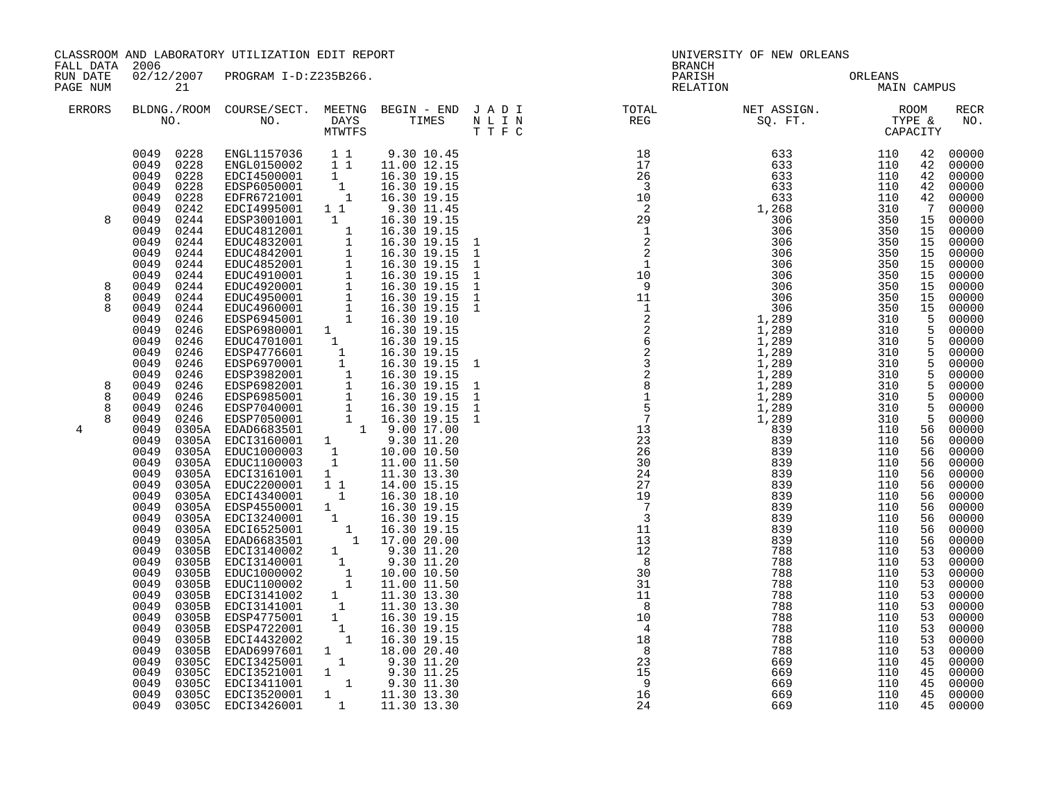CLASSROOM AND LABORATORY UTILIZATION EDIT REPORT
FALL DATA 2006
RUN DATE 02/12/2007 PROGRAM I-D:Z235B266.

UNIVERSITY OF NEW ORLEANS
BRANCH
PARISH ORLEANS
RELATION MAIN CAMPUS

| ERRORS | BLDG. NO. | ROOM NO. | COURSE/SECT. NO. | M | T | W | T | F | S | BEGIN TIME | END TIME | J | A | D | I | TOTAL REG | NET ASSIGN. SQ. FT. | ROOM TYPE | CAPACITY | RECR NO. |
|---|---|---|---|---|---|---|---|---|---|---|---|---|---|---|---|---|---|---|---|---|
| | 0049 | 0228 | ENGL1157036 | 1 | | 1 | | | | 9.30 | 10.45 | | | | | 18 | 633 | 110 | 42 | 00000 |
| | 0049 | 0228 | ENGL0150002 | 1 | | 1 | | | | 11.00 | 12.15 | | | | | 17 | 633 | 110 | 42 | 00000 |
| | 0049 | 0228 | EDCI4500001 | 1 | | | | | | 16.30 | 19.15 | | | | | 26 | 633 | 110 | 42 | 00000 |
| | 0049 | 0228 | EDSP6050001 | | 1 | | | | | 16.30 | 19.15 | | | | | 3 | 633 | 110 | 42 | 00000 |
| | 0049 | 0228 | EDFR6721001 | | | 1 | | | | 16.30 | 19.15 | | | | | 10 | 633 | 110 | 42 | 00000 |
| | 0049 | 0242 | EDCI4995001 | 1 | | 1 | | | | 9.30 | 11.45 | | | | | 2 | 1,268 | 310 | 7 | 00000 |
| 8 | 0049 | 0244 | EDSP3001001 | | 1 | | | | | 16.30 | 19.15 | | | | | 29 | 306 | 350 | 15 | 00000 |
| | 0049 | 0244 | EDUC4812001 | | | | 1 | | | 16.30 | 19.15 | | | | | 1 | 306 | 350 | 15 | 00000 |
| | 0049 | 0244 | EDUC4832001 | | | | 1 | | | 16.30 | 19.15 | 1 | | | | 2 | 306 | 350 | 15 | 00000 |
| | 0049 | 0244 | EDUC4842001 | | | | 1 | | | 16.30 | 19.15 | 1 | | | | 2 | 306 | 350 | 15 | 00000 |
| | 0049 | 0244 | EDUC4852001 | | | | 1 | | | 16.30 | 19.15 | 1 | | | | 1 | 306 | 350 | 15 | 00000 |
| | 0049 | 0244 | EDUC4910001 | | | | 1 | | | 16.30 | 19.15 | 1 | | | | 10 | 306 | 350 | 15 | 00000 |
| 8 | 0049 | 0244 | EDUC4920001 | | | | 1 | | | 16.30 | 19.15 | 1 | | | | 9 | 306 | 350 | 15 | 00000 |
| 8 | 0049 | 0244 | EDUC4950001 | | | | 1 | | | 16.30 | 19.15 | 1 | | | | 11 | 306 | 350 | 15 | 00000 |
| 8 | 0049 | 0244 | EDUC4960001 | | | | 1 | | | 16.30 | 19.15 | 1 | | | | 1 | 306 | 350 | 15 | 00000 |
| | 0049 | 0246 | EDSP6945001 | | | | 1 | | | 16.30 | 19.10 | | | | | 2 | 1,289 | 310 | 5 | 00000 |
| | 0049 | 0246 | EDSP6980001 | 1 | | | | | | 16.30 | 19.15 | | | | | 2 | 1,289 | 310 | 5 | 00000 |
| | 0049 | 0246 | EDUC4701001 | | 1 | | | | | 16.30 | 19.15 | | | | | 6 | 1,289 | 310 | 5 | 00000 |
| | 0049 | 0246 | EDSP4776601 | | | 1 | | | | 16.30 | 19.15 | | | | | 2 | 1,289 | 310 | 5 | 00000 |
| | 0049 | 0246 | EDSP6970001 | | | 1 | | | | 16.30 | 19.15 | 1 | | | | 3 | 1,289 | 310 | 5 | 00000 |
| | 0049 | 0246 | EDSP3982001 | | | | 1 | | | 16.30 | 19.15 | | | | | 2 | 1,289 | 310 | 5 | 00000 |
| 8 | 0049 | 0246 | EDSP6982001 | | | 1 | | | | 16.30 | 19.15 | 1 | | | | 8 | 1,289 | 310 | 5 | 00000 |
| 8 | 0049 | 0246 | EDSP6985001 | | | 1 | | | | 16.30 | 19.15 | 1 | | | | 1 | 1,289 | 310 | 5 | 00000 |
| 8 | 0049 | 0246 | EDSP7040001 | | | 1 | | | | 16.30 | 19.15 | 1 | | | | 5 | 1,289 | 310 | 5 | 00000 |
| 8 | 0049 | 0246 | EDSP7050001 | | | | 1 | | | 16.30 | 19.15 | 1 | | | | 7 | 1,289 | 310 | 5 | 00000 |
| 4 | 0049 | 0305A | EDAD6683501 | | | | | | 1 | 9.00 | 17.00 | | | | | 13 | 839 | 110 | 56 | 00000 |
| | 0049 | 0305A | EDCI3160001 | 1 | | | | | | 9.30 | 11.20 | | | | | 23 | 839 | 110 | 56 | 00000 |
| | 0049 | 0305A | EDUC1000003 | | 1 | | | | | 10.00 | 10.50 | | | | | 26 | 839 | 110 | 56 | 00000 |
| | 0049 | 0305A | EDUC1100003 | | 1 | | | | | 11.00 | 11.50 | | | | | 30 | 839 | 110 | 56 | 00000 |
| | 0049 | 0305A | EDCI3161001 | 1 | | | | | | 11.30 | 13.30 | | | | | 24 | 839 | 110 | 56 | 00000 |
| | 0049 | 0305A | EDUC2200001 | 1 | | 1 | | | | 14.00 | 15.15 | | | | | 27 | 839 | 110 | 56 | 00000 |
| | 0049 | 0305A | EDCI4340001 | | 1 | | | | | 16.30 | 18.10 | | | | | 19 | 839 | 110 | 56 | 00000 |
| | 0049 | 0305A | EDSP4550001 | 1 | | | | | | 16.30 | 19.15 | | | | | 7 | 839 | 110 | 56 | 00000 |
| | 0049 | 0305A | EDCI3240001 | | 1 | | | | | 16.30 | 19.15 | | | | | 3 | 839 | 110 | 56 | 00000 |
| | 0049 | 0305A | EDCI6525001 | | | 1 | | | | 16.30 | 19.15 | | | | | 11 | 839 | 110 | 56 | 00000 |
| | 0049 | 0305A | EDAD6683501 | | | | 1 | | | 17.00 | 20.00 | | | | | 13 | 839 | 110 | 56 | 00000 |
| | 0049 | 0305B | EDCI3140002 | 1 | | | | | | 9.30 | 11.20 | | | | | 12 | 788 | 110 | 53 | 00000 |
| | 0049 | 0305B | EDCI3140001 | | 1 | | | | | 9.30 | 11.20 | | | | | 8 | 788 | 110 | 53 | 00000 |
| | 0049 | 0305B | EDUC1000002 | | | 1 | | | | 10.00 | 10.50 | | | | | 30 | 788 | 110 | 53 | 00000 |
| | 0049 | 0305B | EDUC1100002 | | | 1 | | | | 11.00 | 11.50 | | | | | 31 | 788 | 110 | 53 | 00000 |
| | 0049 | 0305B | EDCI3141002 | 1 | | | | | | 11.30 | 13.30 | | | | | 11 | 788 | 110 | 53 | 00000 |
| | 0049 | 0305B | EDCI3141001 | | 1 | | | | | 11.30 | 13.30 | | | | | 8 | 788 | 110 | 53 | 00000 |
| | 0049 | 0305B | EDSP4775001 | 1 | | | | | | 16.30 | 19.15 | | | | | 10 | 788 | 110 | 53 | 00000 |
| | 0049 | 0305B | EDSP4722001 | | 1 | | | | | 16.30 | 19.15 | | | | | 4 | 788 | 110 | 53 | 00000 |
| | 0049 | 0305B | EDCI4432002 | | | 1 | | | | 16.30 | 19.15 | | | | | 18 | 788 | 110 | 53 | 00000 |
| | 0049 | 0305B | EDAD6997601 | 1 | | | | | | 18.00 | 20.40 | | | | | 8 | 788 | 110 | 53 | 00000 |
| | 0049 | 0305C | EDCI3425001 | | 1 | | | | | 9.30 | 11.20 | | | | | 23 | 669 | 110 | 45 | 00000 |
| | 0049 | 0305C | EDCI3521001 | 1 | | | | | | 9.30 | 11.25 | | | | | 15 | 669 | 110 | 45 | 00000 |
| | 0049 | 0305C | EDCI3411001 | | | 1 | | | | 9.30 | 11.30 | | | | | 9 | 669 | 110 | 45 | 00000 |
| | 0049 | 0305C | EDCI3520001 | 1 | | | | | | 11.30 | 13.30 | | | | | 16 | 669 | 110 | 45 | 00000 |
| | 0049 | 0305C | EDCI3426001 | | 1 | | | | | 11.30 | 13.30 | | | | | 24 | 669 | 110 | 45 | 00000 |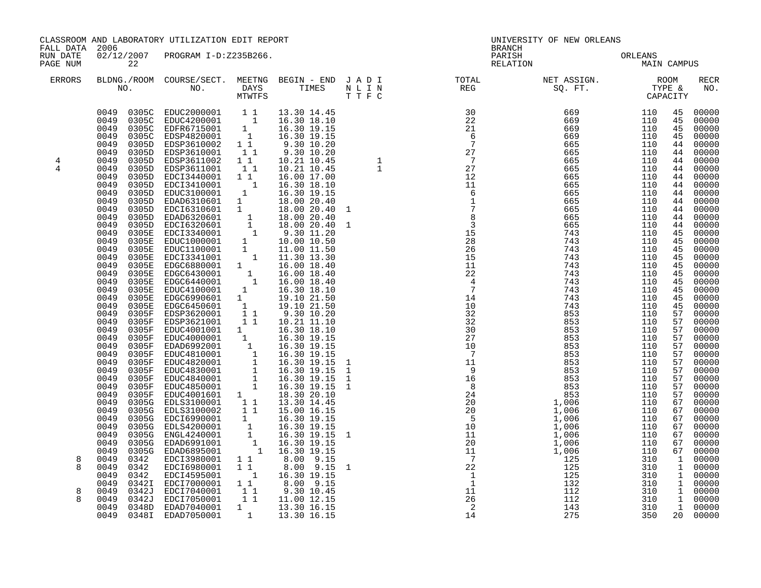CLASSROOM AND LABORATORY UTILIZATION EDIT REPORT
FALL DATA 2006
RUN DATE 02/12/2007 PROGRAM I-D:Z235B266.
PAGE NUM 22

UNIVERSITY OF NEW ORLEANS
BRANCH
PARISH ORLEANS
RELATION MAIN CAMPUS

| ERRORS | BLDNG./ROOM NO. | COURSE/SECT. NO. | MEETNG DAYS MTWTFS | BEGIN - END TIMES | J A D I N L I N T T F C | TOTAL REG | NET ASSIGN. SQ. FT. | ROOM TYPE & CAPACITY | RECR NO. |
|---|---|---|---|---|---|---|---|---|---|
| | 0049 0305C | EDUC2000001 | 1 1 | 13.30 14.45 | | 30 | 669 | 110 45 | 00000 |
| | 0049 0305C | EDUC4200001 | 1 | 16.30 18.10 | | 22 | 669 | 110 45 | 00000 |
| | 0049 0305C | EDFR6715001 | 1 | 16.30 19.15 | | 21 | 669 | 110 45 | 00000 |
| | 0049 0305C | EDSP4820001 | 1 | 16.30 19.15 | | 6 | 669 | 110 45 | 00000 |
| | 0049 0305D | EDSP3610002 | 1 1 | 9.30 10.20 | | 7 | 665 | 110 44 | 00000 |
| | 0049 0305D | EDSP3610001 | 1 1 | 9.30 10.20 | | 27 | 665 | 110 44 | 00000 |
| 4 | 0049 0305D | EDSP3611002 | 1 1 | 10.21 10.45 | 1 | 7 | 665 | 110 44 | 00000 |
| 4 | 0049 0305D | EDSP3611001 | 1 1 | 10.21 10.45 | 1 | 27 | 665 | 110 44 | 00000 |
| | 0049 0305D | EDCI3440001 | 1 1 | 16.00 17.00 | | 12 | 665 | 110 44 | 00000 |
| | 0049 0305D | EDCI3410001 | 1 | 16.30 18.10 | | 11 | 665 | 110 44 | 00000 |
| | 0049 0305D | EDUC3100001 | 1 | 16.30 19.15 | | 6 | 665 | 110 44 | 00000 |
| | 0049 0305D | EDAD6310601 | 1 | 18.00 20.40 | | 1 | 665 | 110 44 | 00000 |
| | 0049 0305D | EDCI6310601 | 1 | 18.00 20.40 | 1 | 7 | 665 | 110 44 | 00000 |
| | 0049 0305D | EDAD6320601 | 1 | 18.00 20.40 | | 8 | 665 | 110 44 | 00000 |
| | 0049 0305D | EDCI6320601 | 1 | 18.00 20.40 | 1 | 3 | 665 | 110 44 | 00000 |
| | 0049 0305E | EDCI3340001 | 1 | 9.30 11.20 | | 15 | 743 | 110 45 | 00000 |
| | 0049 0305E | EDUC1000001 | 1 | 10.00 10.50 | | 28 | 743 | 110 45 | 00000 |
| | 0049 0305E | EDUC1100001 | 1 | 11.00 11.50 | | 26 | 743 | 110 45 | 00000 |
| | 0049 0305E | EDCI3341001 | 1 | 11.30 13.30 | | 15 | 743 | 110 45 | 00000 |
| | 0049 0305E | EDGC6880001 | 1 | 16.00 18.40 | | 11 | 743 | 110 45 | 00000 |
| | 0049 0305E | EDGC6430001 | 1 | 16.00 18.40 | | 22 | 743 | 110 45 | 00000 |
| | 0049 0305E | EDGC6440001 | 1 | 16.00 18.40 | | 4 | 743 | 110 45 | 00000 |
| | 0049 0305E | EDUC4100001 | 1 | 16.30 18.10 | | 7 | 743 | 110 45 | 00000 |
| | 0049 0305E | EDGC6990601 | 1 | 19.10 21.50 | | 14 | 743 | 110 45 | 00000 |
| | 0049 0305E | EDGC6450601 | 1 | 19.10 21.50 | | 10 | 743 | 110 45 | 00000 |
| | 0049 0305F | EDSP3620001 | 1 1 | 9.30 10.20 | | 32 | 853 | 110 57 | 00000 |
| | 0049 0305F | EDSP3621001 | 1 1 | 10.21 11.10 | | 32 | 853 | 110 57 | 00000 |
| | 0049 0305F | EDUC4001001 | 1 | 16.30 18.10 | | 30 | 853 | 110 57 | 00000 |
| | 0049 0305F | EDUC4000001 | 1 | 16.30 19.15 | | 27 | 853 | 110 57 | 00000 |
| | 0049 0305F | EDAD6992001 | 1 | 16.30 19.15 | | 10 | 853 | 110 57 | 00000 |
| | 0049 0305F | EDUC4810001 | 1 | 16.30 19.15 | | 7 | 853 | 110 57 | 00000 |
| | 0049 0305F | EDUC4820001 | 1 | 16.30 19.15 | 1 | 11 | 853 | 110 57 | 00000 |
| | 0049 0305F | EDUC4830001 | 1 | 16.30 19.15 | 1 | 9 | 853 | 110 57 | 00000 |
| | 0049 0305F | EDUC4840001 | 1 | 16.30 19.15 | 1 | 16 | 853 | 110 57 | 00000 |
| | 0049 0305F | EDUC4850001 | 1 | 16.30 19.15 | 1 | 8 | 853 | 110 57 | 00000 |
| | 0049 0305F | EDUC4001601 | 1 | 18.30 20.10 | | 24 | 853 | 110 57 | 00000 |
| | 0049 0305G | EDLS3100001 | 1 1 | 13.30 14.45 | | 20 | 1,006 | 110 67 | 00000 |
| | 0049 0305G | EDLS3100002 | 1 1 | 15.00 16.15 | | 20 | 1,006 | 110 67 | 00000 |
| | 0049 0305G | EDCI6990001 | 1 | 16.30 19.15 | | 5 | 1,006 | 110 67 | 00000 |
| | 0049 0305G | EDLS4200001 | 1 | 16.30 19.15 | | 10 | 1,006 | 110 67 | 00000 |
| | 0049 0305G | ENGL4240001 | 1 | 16.30 19.15 | 1 | 11 | 1,006 | 110 67 | 00000 |
| | 0049 0305G | EDAD6991001 | 1 | 16.30 19.15 | | 20 | 1,006 | 110 67 | 00000 |
| | 0049 0305G | EDAD6895001 | 1 | 16.30 19.15 | | 11 | 1,006 | 110 67 | 00000 |
| 8 | 0049 0342 | EDCI3980001 | 1 1 | 8.00 9.15 | | 7 | 125 | 310 1 | 00000 |
| 8 | 0049 0342 | EDCI6980001 | 1 1 | 8.00 9.15 | 1 | 22 | 125 | 310 1 | 00000 |
| | 0049 0342 | EDCI4595001 | 1 | 16.30 19.15 | | 1 | 125 | 310 1 | 00000 |
| | 0049 0342I | EDCI7000001 | 1 1 | 8.00 9.15 | | 1 | 132 | 310 1 | 00000 |
| 8 | 0049 0342J | EDCI7040001 | 1 1 | 9.30 10.45 | | 11 | 112 | 310 1 | 00000 |
| 8 | 0049 0342J | EDCI7050001 | 1 1 | 11.00 12.15 | | 26 | 112 | 310 1 | 00000 |
| | 0049 0348D | EDAD7040001 | 1 | 13.30 16.15 | | 2 | 143 | 310 1 | 00000 |
| | 0049 0348I | EDAD7050001 | 1 | 13.30 16.15 | | 14 | 275 | 350 20 | 00000 |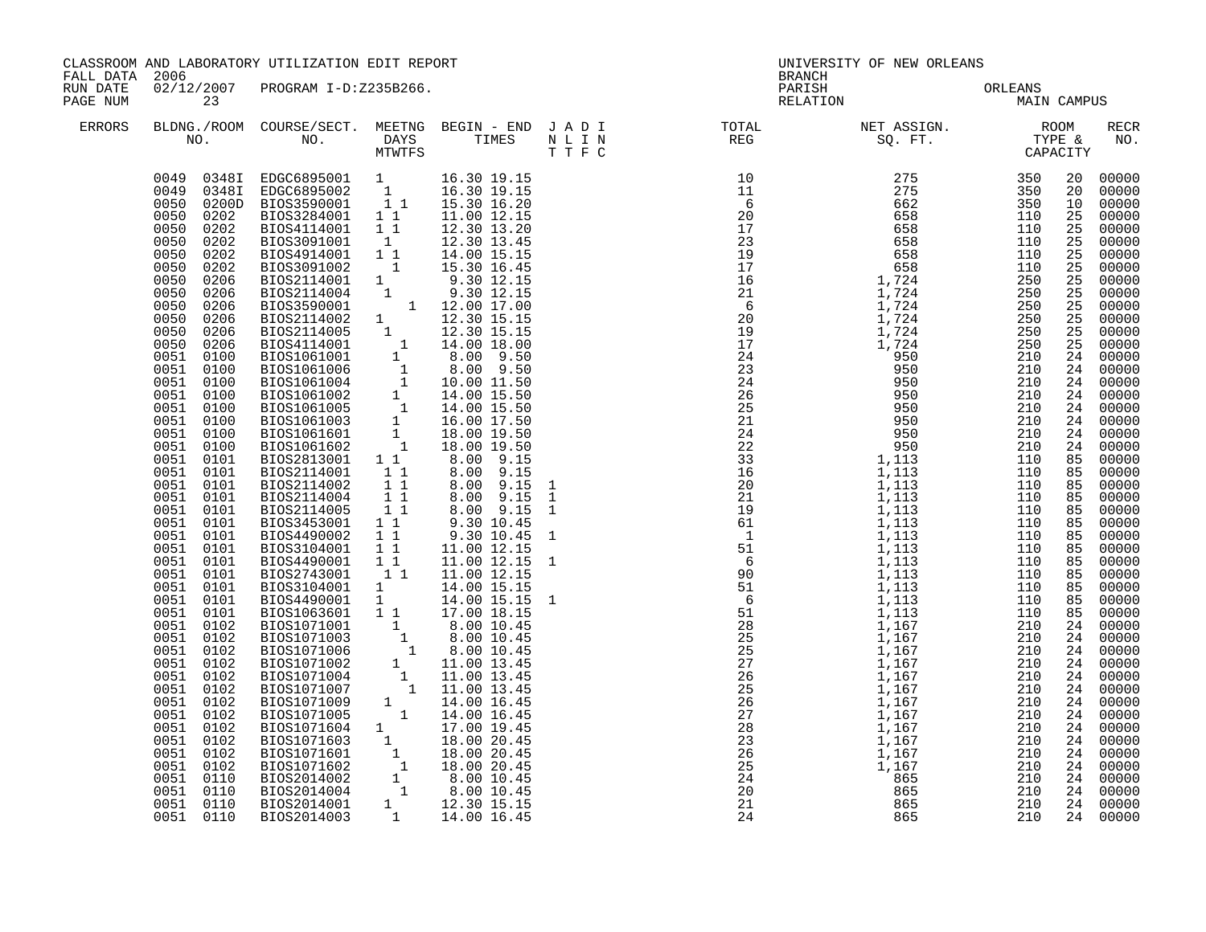CLASSROOM AND LABORATORY UTILIZATION EDIT REPORT
FALL DATA 2006
RUN DATE 02/12/2007 PROGRAM I-D:Z235B266.
PAGE NUM 23

UNIVERSITY OF NEW ORLEANS
BRANCH
PARISH ORLEANS
RELATION MAIN CAMPUS

| ERRORS | BLDG. NO. | ROOM NO. | COURSE/SECT. NO. | M | T | W | T | F | S | BEGIN TIME | END TIME | J N T | A L T | D I F | I N C | TOTAL REG | NET ASSIGN. SQ. FT. | ROOM TYPE | CAPACITY | RECR NO. |
|---|---|---|---|---|---|---|---|---|---|---|---|---|---|---|---|---|---|---|---|---|
| | 0049 | 0348I | EDGC6895001 | 1 | | | | | | 16.30 | 19.15 | | | | | 10 | 275 | 350 | 20 | 00000 |
| | 0049 | 0348I | EDGC6895002 | | 1 | | | | | 16.30 | 19.15 | | | | | 11 | 275 | 350 | 20 | 00000 |
| | 0050 | 0200D | BIOS3590001 | | 1 | | 1 | | | 15.30 | 16.20 | | | | | 6 | 662 | 350 | 10 | 00000 |
| | 0050 | 0202 | BIOS3284001 | 1 | | 1 | | | | 11.00 | 12.15 | | | | | 20 | 658 | 110 | 25 | 00000 |
| | 0050 | 0202 | BIOS4114001 | 1 | | 1 | | | | 12.30 | 13.20 | | | | | 17 | 658 | 110 | 25 | 00000 |
| | 0050 | 0202 | BIOS3091001 | | 1 | | | | | 12.30 | 13.45 | | | | | 23 | 658 | 110 | 25 | 00000 |
| | 0050 | 0202 | BIOS4914001 | 1 | | 1 | | | | 14.00 | 15.15 | | | | | 19 | 658 | 110 | 25 | 00000 |
| | 0050 | 0202 | BIOS3091002 | | 1 | | | | | 15.30 | 16.45 | | | | | 17 | 658 | 110 | 25 | 00000 |
| | 0050 | 0206 | BIOS2114001 | 1 | | | | | | 9.30 | 12.15 | | | | | 16 | 1,724 | 250 | 25 | 00000 |
| | 0050 | 0206 | BIOS2114004 | | 1 | | | | | 9.30 | 12.15 | | | | | 21 | 1,724 | 250 | 25 | 00000 |
| | 0050 | 0206 | BIOS3590001 | | | | | 1 | | 12.00 | 17.00 | | | | | 6 | 1,724 | 250 | 25 | 00000 |
| | 0050 | 0206 | BIOS2114002 | 1 | | | | | | 12.30 | 15.15 | | | | | 20 | 1,724 | 250 | 25 | 00000 |
| | 0050 | 0206 | BIOS2114005 | | 1 | | | | | 12.30 | 15.15 | | | | | 19 | 1,724 | 250 | 25 | 00000 |
| | 0050 | 0206 | BIOS4114001 | | | | 1 | | | 14.00 | 18.00 | | | | | 17 | 1,724 | 250 | 25 | 00000 |
| | 0051 | 0100 | BIOS1061001 | | | 1 | | | | 8.00 | 9.50 | | | | | 24 | 950 | 210 | 24 | 00000 |
| | 0051 | 0100 | BIOS1061006 | | | | 1 | | | 8.00 | 9.50 | | | | | 23 | 950 | 210 | 24 | 00000 |
| | 0051 | 0100 | BIOS1061004 | | | | 1 | | | 10.00 | 11.50 | | | | | 24 | 950 | 210 | 24 | 00000 |
| | 0051 | 0100 | BIOS1061002 | | | 1 | | | | 14.00 | 15.50 | | | | | 26 | 950 | 210 | 24 | 00000 |
| | 0051 | 0100 | BIOS1061005 | | | | 1 | | | 14.00 | 15.50 | | | | | 25 | 950 | 210 | 24 | 00000 |
| | 0051 | 0100 | BIOS1061003 | | | 1 | | | | 16.00 | 17.50 | | | | | 21 | 950 | 210 | 24 | 00000 |
| | 0051 | 0100 | BIOS1061601 | | | 1 | | | | 18.00 | 19.50 | | | | | 24 | 950 | 210 | 24 | 00000 |
| | 0051 | 0100 | BIOS1061602 | | | | 1 | | | 18.00 | 19.50 | | | | | 22 | 950 | 210 | 24 | 00000 |
| | 0051 | 0101 | BIOS2813001 | 1 | | 1 | | | | 8.00 | 9.15 | | | | | 33 | 1,113 | 110 | 85 | 00000 |
| | 0051 | 0101 | BIOS2114001 | | 1 | | 1 | | | 8.00 | 9.15 | | | | | 16 | 1,113 | 110 | 85 | 00000 |
| | 0051 | 0101 | BIOS2114002 | | 1 | | 1 | | | 8.00 | 9.15 | | 1 | | | 20 | 1,113 | 110 | 85 | 00000 |
| | 0051 | 0101 | BIOS2114004 | | 1 | | 1 | | | 8.00 | 9.15 | | 1 | | | 21 | 1,113 | 110 | 85 | 00000 |
| | 0051 | 0101 | BIOS2114005 | | 1 | | 1 | | | 8.00 | 9.15 | | 1 | | | 19 | 1,113 | 110 | 85 | 00000 |
| | 0051 | 0101 | BIOS3453001 | 1 | | 1 | | | | 9.30 | 10.45 | | | | | 61 | 1,113 | 110 | 85 | 00000 |
| | 0051 | 0101 | BIOS4490002 | 1 | | 1 | | | | 9.30 | 10.45 | | 1 | | | 1 | 1,113 | 110 | 85 | 00000 |
| | 0051 | 0101 | BIOS3104001 | 1 | | 1 | | | | 11.00 | 12.15 | | | | | 51 | 1,113 | 110 | 85 | 00000 |
| | 0051 | 0101 | BIOS4490001 | 1 | | 1 | | | | 11.00 | 12.15 | | 1 | | | 6 | 1,113 | 110 | 85 | 00000 |
| | 0051 | 0101 | BIOS2743001 | | 1 | | 1 | | | 11.00 | 12.15 | | | | | 90 | 1,113 | 110 | 85 | 00000 |
| | 0051 | 0101 | BIOS3104001 | 1 | | | | | | 14.00 | 15.15 | | | | | 51 | 1,113 | 110 | 85 | 00000 |
| | 0051 | 0101 | BIOS4490001 | 1 | | | | | | 14.00 | 15.15 | | 1 | | | 6 | 1,113 | 110 | 85 | 00000 |
| | 0051 | 0101 | BIOS1063601 | 1 | | 1 | | | | 17.00 | 18.15 | | | | | 51 | 1,113 | 110 | 85 | 00000 |
| | 0051 | 0102 | BIOS1071001 | | | 1 | | | | 8.00 | 10.45 | | | | | 28 | 1,167 | 210 | 24 | 00000 |
| | 0051 | 0102 | BIOS1071003 | | | | 1 | | | 8.00 | 10.45 | | | | | 25 | 1,167 | 210 | 24 | 00000 |
| | 0051 | 0102 | BIOS1071006 | | | | | 1 | | 8.00 | 10.45 | | | | | 25 | 1,167 | 210 | 24 | 00000 |
| | 0051 | 0102 | BIOS1071002 | | | 1 | | | | 11.00 | 13.45 | | | | | 27 | 1,167 | 210 | 24 | 00000 |
| | 0051 | 0102 | BIOS1071004 | | | | 1 | | | 11.00 | 13.45 | | | | | 26 | 1,167 | 210 | 24 | 00000 |
| | 0051 | 0102 | BIOS1071007 | | | | | 1 | | 11.00 | 13.45 | | | | | 25 | 1,167 | 210 | 24 | 00000 |
| | 0051 | 0102 | BIOS1071009 | | 1 | | | | | 14.00 | 16.45 | | | | | 26 | 1,167 | 210 | 24 | 00000 |
| | 0051 | 0102 | BIOS1071005 | | | | 1 | | | 14.00 | 16.45 | | | | | 27 | 1,167 | 210 | 24 | 00000 |
| | 0051 | 0102 | BIOS1071604 | | 1 | | | | | 17.00 | 19.45 | | | | | 28 | 1,167 | 210 | 24 | 00000 |
| | 0051 | 0102 | BIOS1071603 | | 1 | | | | | 18.00 | 20.45 | | | | | 23 | 1,167 | 210 | 24 | 00000 |
| | 0051 | 0102 | BIOS1071601 | | | 1 | | | | 18.00 | 20.45 | | | | | 26 | 1,167 | 210 | 24 | 00000 |
| | 0051 | 0102 | BIOS1071602 | | | | 1 | | | 18.00 | 20.45 | | | | | 25 | 1,167 | 210 | 24 | 00000 |
| | 0051 | 0110 | BIOS2014002 | | | 1 | | | | 8.00 | 10.45 | | | | | 24 | 865 | 210 | 24 | 00000 |
| | 0051 | 0110 | BIOS2014004 | | | | 1 | | | 8.00 | 10.45 | | | | | 20 | 865 | 210 | 24 | 00000 |
| | 0051 | 0110 | BIOS2014001 | | 1 | | | | | 12.30 | 15.15 | | | | | 21 | 865 | 210 | 24 | 00000 |
| | 0051 | 0110 | BIOS2014003 | | | 1 | | | | 14.00 | 16.45 | | | | | 24 | 865 | 210 | 24 | 00000 |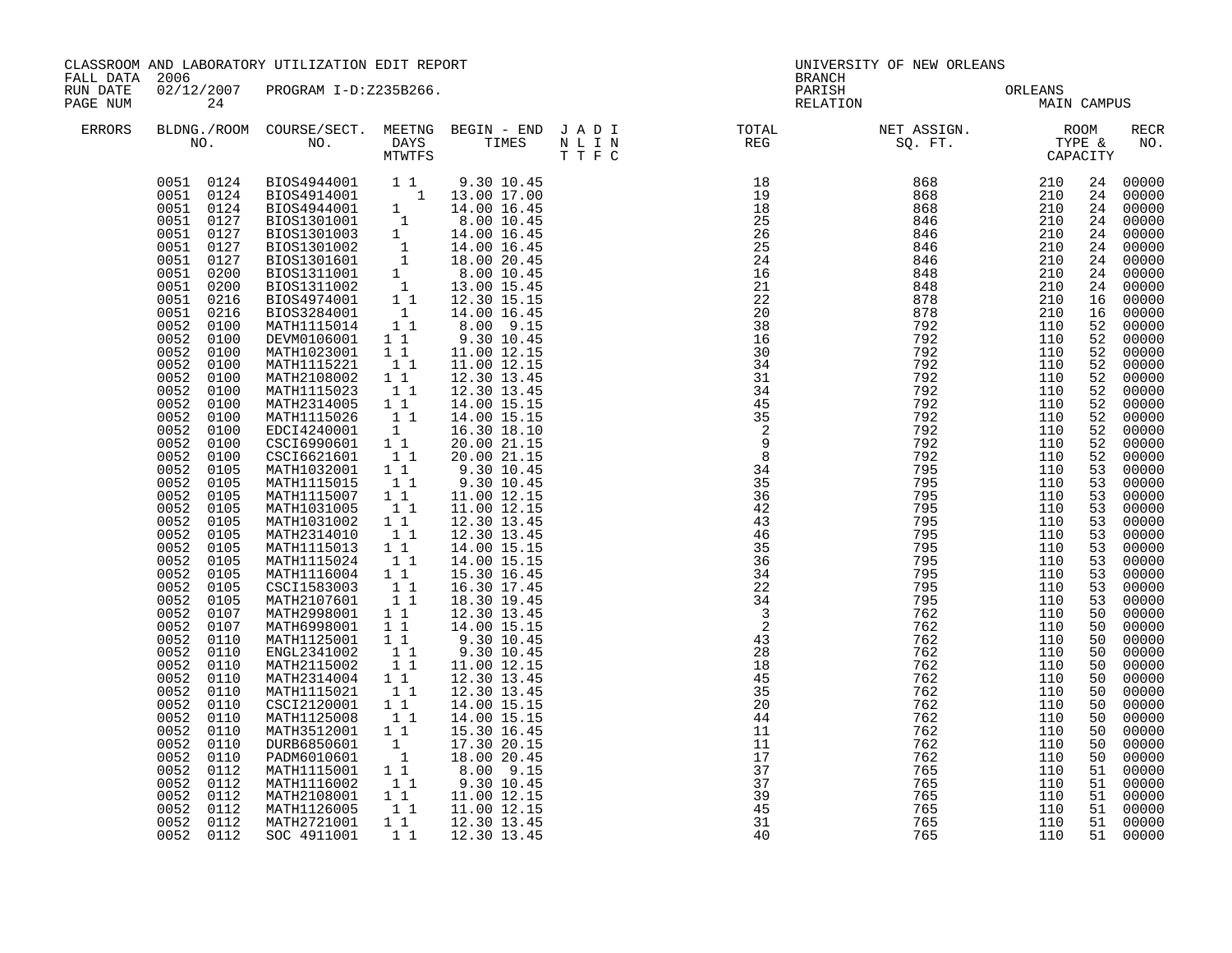CLASSROOM AND LABORATORY UTILIZATION EDIT REPORT
FALL DATA 2006
RUN DATE 02/12/2007 PROGRAM I-D:Z235B266.
PAGE NUM 24

UNIVERSITY OF NEW ORLEANS
BRANCH
PARISH ORLEANS
RELATION MAIN CAMPUS

| ERRORS | BLDNG./ROOM NO. | COURSE/SECT. NO. | MEETNG DAYS MTWTFS | BEGIN - END TIMES | J A D I N L I N T T F C | TOTAL REG | NET ASSIGN. SQ. FT. | ROOM TYPE & CAPACITY | | RECR NO. |
|---|---|---|---|---|---|---|---|---|---|---|
| | 0051 0124 | BIOS4944001 | 1 1 | 9.30 10.45 | | 18 | 868 | 210 | 24 | 00000 |
| | 0051 0124 | BIOS4914001 | 1 | 13.00 17.00 | | 19 | 868 | 210 | 24 | 00000 |
| | 0051 0124 | BIOS4944001 | 1 | 14.00 16.45 | | 18 | 868 | 210 | 24 | 00000 |
| | 0051 0127 | BIOS1301001 | 1 | 8.00 10.45 | | 25 | 846 | 210 | 24 | 00000 |
| | 0051 0127 | BIOS1301003 | 1 | 14.00 16.45 | | 26 | 846 | 210 | 24 | 00000 |
| | 0051 0127 | BIOS1301002 | 1 | 14.00 16.45 | | 25 | 846 | 210 | 24 | 00000 |
| | 0051 0127 | BIOS1301601 | 1 | 18.00 20.45 | | 24 | 846 | 210 | 24 | 00000 |
| | 0051 0200 | BIOS1311001 | 1 | 8.00 10.45 | | 16 | 848 | 210 | 24 | 00000 |
| | 0051 0200 | BIOS1311002 | 1 | 13.00 15.45 | | 21 | 848 | 210 | 24 | 00000 |
| | 0051 0216 | BIOS4974001 | 1 1 | 12.30 15.15 | | 22 | 878 | 210 | 16 | 00000 |
| | 0051 0216 | BIOS3284001 | 1 | 14.00 16.45 | | 20 | 878 | 210 | 16 | 00000 |
| | 0052 0100 | MATH1115014 | 1 1 | 8.00 9.15 | | 38 | 792 | 110 | 52 | 00000 |
| | 0052 0100 | DEVM0106001 | 1 1 | 9.30 10.45 | | 16 | 792 | 110 | 52 | 00000 |
| | 0052 0100 | MATH1023001 | 1 1 | 11.00 12.15 | | 30 | 792 | 110 | 52 | 00000 |
| | 0052 0100 | MATH1115221 | 1 1 | 11.00 12.15 | | 34 | 792 | 110 | 52 | 00000 |
| | 0052 0100 | MATH2108002 | 1 1 | 12.30 13.45 | | 31 | 792 | 110 | 52 | 00000 |
| | 0052 0100 | MATH1115023 | 1 1 | 12.30 13.45 | | 34 | 792 | 110 | 52 | 00000 |
| | 0052 0100 | MATH2314005 | 1 1 | 14.00 15.15 | | 45 | 792 | 110 | 52 | 00000 |
| | 0052 0100 | MATH1115026 | 1 1 | 14.00 15.15 | | 35 | 792 | 110 | 52 | 00000 |
| | 0052 0100 | EDCI4240001 | 1 | 16.30 18.10 | | 2 | 792 | 110 | 52 | 00000 |
| | 0052 0100 | CSCI6990601 | 1 1 | 20.00 21.15 | | 9 | 792 | 110 | 52 | 00000 |
| | 0052 0100 | CSCI6621601 | 1 1 | 20.00 21.15 | | 8 | 792 | 110 | 52 | 00000 |
| | 0052 0105 | MATH1032001 | 1 1 | 9.30 10.45 | | 34 | 795 | 110 | 53 | 00000 |
| | 0052 0105 | MATH1115015 | 1 1 | 9.30 10.45 | | 35 | 795 | 110 | 53 | 00000 |
| | 0052 0105 | MATH1115007 | 1 1 | 11.00 12.15 | | 36 | 795 | 110 | 53 | 00000 |
| | 0052 0105 | MATH1031005 | 1 1 | 11.00 12.15 | | 42 | 795 | 110 | 53 | 00000 |
| | 0052 0105 | MATH1031002 | 1 1 | 12.30 13.45 | | 43 | 795 | 110 | 53 | 00000 |
| | 0052 0105 | MATH2314010 | 1 1 | 12.30 13.45 | | 46 | 795 | 110 | 53 | 00000 |
| | 0052 0105 | MATH1115013 | 1 1 | 14.00 15.15 | | 35 | 795 | 110 | 53 | 00000 |
| | 0052 0105 | MATH1115024 | 1 1 | 14.00 15.15 | | 36 | 795 | 110 | 53 | 00000 |
| | 0052 0105 | MATH1116004 | 1 1 | 15.30 16.45 | | 34 | 795 | 110 | 53 | 00000 |
| | 0052 0105 | CSCI1583003 | 1 1 | 16.30 17.45 | | 22 | 795 | 110 | 53 | 00000 |
| | 0052 0105 | MATH2107601 | 1 1 | 18.30 19.45 | | 34 | 795 | 110 | 53 | 00000 |
| | 0052 0107 | MATH2998001 | 1 1 | 12.30 13.45 | | 3 | 762 | 110 | 50 | 00000 |
| | 0052 0107 | MATH6998001 | 1 1 | 14.00 15.15 | | 2 | 762 | 110 | 50 | 00000 |
| | 0052 0110 | MATH1125001 | 1 1 | 9.30 10.45 | | 43 | 762 | 110 | 50 | 00000 |
| | 0052 0110 | ENGL2341002 | 1 1 | 9.30 10.45 | | 28 | 762 | 110 | 50 | 00000 |
| | 0052 0110 | MATH2115002 | 1 1 | 11.00 12.15 | | 18 | 762 | 110 | 50 | 00000 |
| | 0052 0110 | MATH2314004 | 1 1 | 12.30 13.45 | | 45 | 762 | 110 | 50 | 00000 |
| | 0052 0110 | MATH1115021 | 1 1 | 12.30 13.45 | | 35 | 762 | 110 | 50 | 00000 |
| | 0052 0110 | CSCI2120001 | 1 1 | 14.00 15.15 | | 20 | 762 | 110 | 50 | 00000 |
| | 0052 0110 | MATH1125008 | 1 1 | 14.00 15.15 | | 44 | 762 | 110 | 50 | 00000 |
| | 0052 0110 | MATH3512001 | 1 1 | 15.30 16.45 | | 11 | 762 | 110 | 50 | 00000 |
| | 0052 0110 | DURB6850601 | 1 | 17.30 20.15 | | 11 | 762 | 110 | 50 | 00000 |
| | 0052 0110 | PADM6010601 | 1 | 18.00 20.45 | | 17 | 762 | 110 | 50 | 00000 |
| | 0052 0112 | MATH1115001 | 1 1 | 8.00 9.15 | | 37 | 765 | 110 | 51 | 00000 |
| | 0052 0112 | MATH1116002 | 1 1 | 9.30 10.45 | | 37 | 765 | 110 | 51 | 00000 |
| | 0052 0112 | MATH2108001 | 1 1 | 11.00 12.15 | | 39 | 765 | 110 | 51 | 00000 |
| | 0052 0112 | MATH1126005 | 1 1 | 11.00 12.15 | | 45 | 765 | 110 | 51 | 00000 |
| | 0052 0112 | MATH2721001 | 1 1 | 12.30 13.45 | | 31 | 765 | 110 | 51 | 00000 |
| | 0052 0112 | SOC 4911001 | 1 1 | 12.30 13.45 | | 40 | 765 | 110 | 51 | 00000 |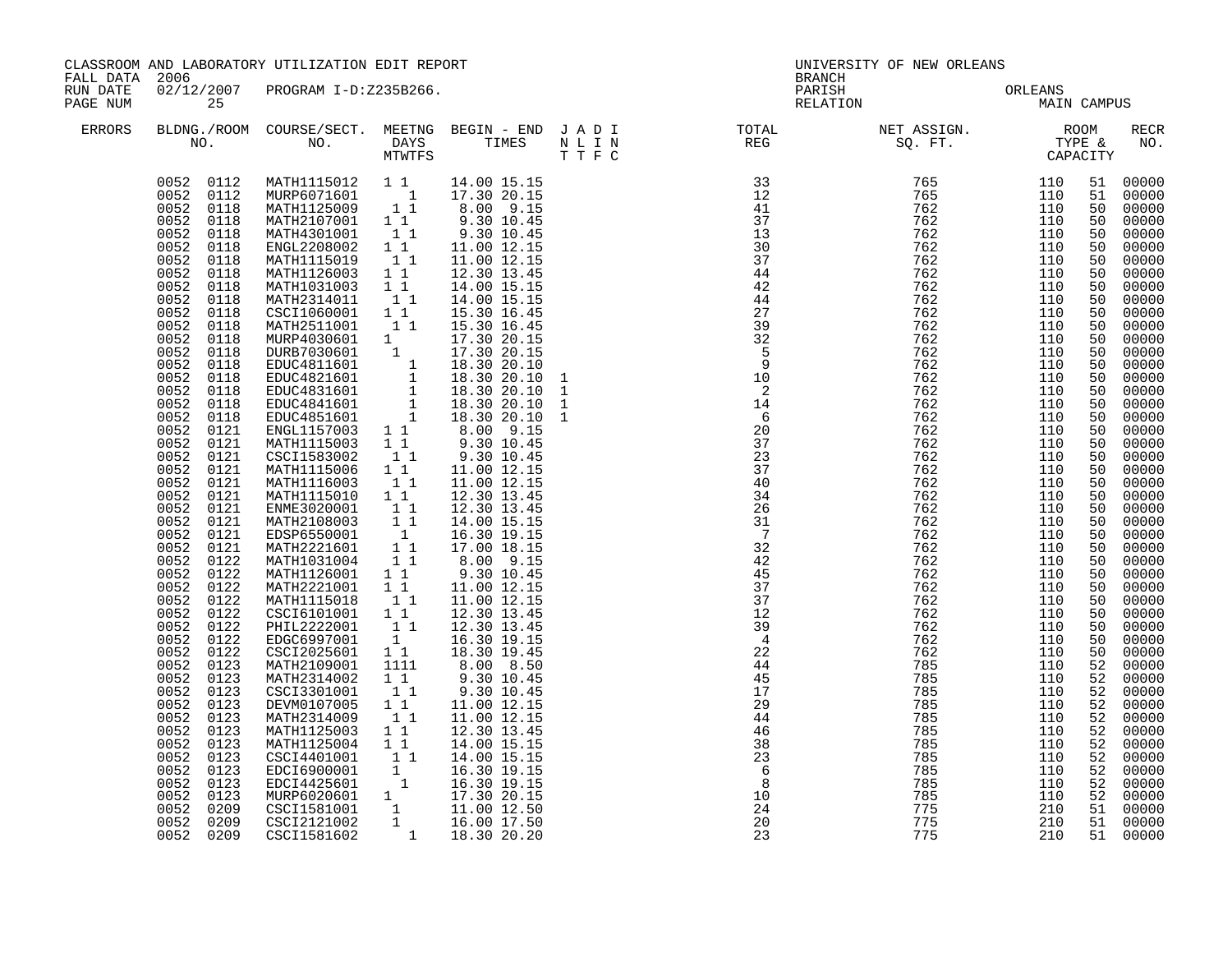CLASSROOM AND LABORATORY UTILIZATION EDIT REPORT
FALL DATA 2006
RUN DATE 02/12/2007 PROGRAM I-D:Z235B266.
PAGE NUM 25

UNIVERSITY OF NEW ORLEANS
BRANCH
PARISH ORLEANS
RELATION MAIN CAMPUS

| ERRORS | BLDNG./ROOM NO. | COURSE/SECT. NO. | MEETNG DAYS MTWTFS | BEGIN - END TIMES | J A D I N L I N T T F C | TOTAL REG | NET ASSIGN. SQ. FT. | ROOM TYPE & CAPACITY | | RECR NO. |
|---|---|---|---|---|---|---|---|---|---|---|
| | 0052 0112 | MATH1115012 | 1 1 | 14.00 15.15 | | 33 | 765 | 110 | 51 | 00000 |
| | 0052 0112 | MURP6071601 | 1 | 17.30 20.15 | | 12 | 765 | 110 | 51 | 00000 |
| | 0052 0118 | MATH1125009 | 1 1 | 8.00 9.15 | | 41 | 762 | 110 | 50 | 00000 |
| | 0052 0118 | MATH2107001 | 1 1 | 9.30 10.45 | | 37 | 762 | 110 | 50 | 00000 |
| | 0052 0118 | MATH4301001 | 1 1 | 9.30 10.45 | | 13 | 762 | 110 | 50 | 00000 |
| | 0052 0118 | ENGL2208002 | 1 1 | 11.00 12.15 | | 30 | 762 | 110 | 50 | 00000 |
| | 0052 0118 | MATH1115019 | 1 1 | 11.00 12.15 | | 37 | 762 | 110 | 50 | 00000 |
| | 0052 0118 | MATH1126003 | 1 1 | 12.30 13.45 | | 44 | 762 | 110 | 50 | 00000 |
| | 0052 0118 | MATH1031003 | 1 1 | 14.00 15.15 | | 42 | 762 | 110 | 50 | 00000 |
| | 0052 0118 | MATH2314011 | 1 1 | 14.00 15.15 | | 44 | 762 | 110 | 50 | 00000 |
| | 0052 0118 | CSCI1060001 | 1 1 | 15.30 16.45 | | 27 | 762 | 110 | 50 | 00000 |
| | 0052 0118 | MATH2511001 | 1 1 | 15.30 16.45 | | 39 | 762 | 110 | 50 | 00000 |
| | 0052 0118 | MURP4030601 | 1 | 17.30 20.15 | | 32 | 762 | 110 | 50 | 00000 |
| | 0052 0118 | DURB7030601 | 1 | 17.30 20.15 | | 5 | 762 | 110 | 50 | 00000 |
| | 0052 0118 | EDUC4811601 | 1 | 18.30 20.10 | | 9 | 762 | 110 | 50 | 00000 |
| | 0052 0118 | EDUC4821601 | 1 | 18.30 20.10 | 1 | 10 | 762 | 110 | 50 | 00000 |
| | 0052 0118 | EDUC4831601 | 1 | 18.30 20.10 | 1 | 2 | 762 | 110 | 50 | 00000 |
| | 0052 0118 | EDUC4841601 | 1 | 18.30 20.10 | 1 | 14 | 762 | 110 | 50 | 00000 |
| | 0052 0118 | EDUC4851601 | 1 | 18.30 20.10 | 1 | 6 | 762 | 110 | 50 | 00000 |
| | 0052 0121 | ENGL1157003 | 1 1 | 8.00 9.15 | | 20 | 762 | 110 | 50 | 00000 |
| | 0052 0121 | MATH1115003 | 1 1 | 9.30 10.45 | | 37 | 762 | 110 | 50 | 00000 |
| | 0052 0121 | CSCI1583002 | 1 1 | 9.30 10.45 | | 23 | 762 | 110 | 50 | 00000 |
| | 0052 0121 | MATH1115006 | 1 1 | 11.00 12.15 | | 37 | 762 | 110 | 50 | 00000 |
| | 0052 0121 | MATH1116003 | 1 1 | 11.00 12.15 | | 40 | 762 | 110 | 50 | 00000 |
| | 0052 0121 | MATH1115010 | 1 1 | 12.30 13.45 | | 34 | 762 | 110 | 50 | 00000 |
| | 0052 0121 | ENME3020001 | 1 1 | 12.30 13.45 | | 26 | 762 | 110 | 50 | 00000 |
| | 0052 0121 | MATH2108003 | 1 1 | 14.00 15.15 | | 31 | 762 | 110 | 50 | 00000 |
| | 0052 0121 | EDSP6550001 | 1 | 16.30 19.15 | | 7 | 762 | 110 | 50 | 00000 |
| | 0052 0121 | MATH2221601 | 1 1 | 17.00 18.15 | | 32 | 762 | 110 | 50 | 00000 |
| | 0052 0122 | MATH1031004 | 1 1 | 8.00 9.15 | | 42 | 762 | 110 | 50 | 00000 |
| | 0052 0122 | MATH1126001 | 1 1 | 9.30 10.45 | | 45 | 762 | 110 | 50 | 00000 |
| | 0052 0122 | MATH2221001 | 1 1 | 11.00 12.15 | | 37 | 762 | 110 | 50 | 00000 |
| | 0052 0122 | MATH1115018 | 1 1 | 11.00 12.15 | | 37 | 762 | 110 | 50 | 00000 |
| | 0052 0122 | CSCI6101001 | 1 1 | 12.30 13.45 | | 12 | 762 | 110 | 50 | 00000 |
| | 0052 0122 | PHIL2222001 | 1 1 | 12.30 13.45 | | 39 | 762 | 110 | 50 | 00000 |
| | 0052 0122 | EDGC6997001 | 1 | 16.30 19.15 | | 4 | 762 | 110 | 50 | 00000 |
| | 0052 0122 | CSCI2025601 | 1 1 | 18.30 19.45 | | 22 | 762 | 110 | 50 | 00000 |
| | 0052 0123 | MATH2109001 | 1111 | 8.00 8.50 | | 44 | 785 | 110 | 52 | 00000 |
| | 0052 0123 | MATH2314002 | 1 1 | 9.30 10.45 | | 45 | 785 | 110 | 52 | 00000 |
| | 0052 0123 | CSCI3301001 | 1 1 | 9.30 10.45 | | 17 | 785 | 110 | 52 | 00000 |
| | 0052 0123 | DEVM0107005 | 1 1 | 11.00 12.15 | | 29 | 785 | 110 | 52 | 00000 |
| | 0052 0123 | MATH2314009 | 1 1 | 11.00 12.15 | | 44 | 785 | 110 | 52 | 00000 |
| | 0052 0123 | MATH1125003 | 1 1 | 12.30 13.45 | | 46 | 785 | 110 | 52 | 00000 |
| | 0052 0123 | MATH1125004 | 1 1 | 14.00 15.15 | | 38 | 785 | 110 | 52 | 00000 |
| | 0052 0123 | CSCI4401001 | 1 1 | 14.00 15.15 | | 23 | 785 | 110 | 52 | 00000 |
| | 0052 0123 | EDCI6900001 | 1 | 16.30 19.15 | | 6 | 785 | 110 | 52 | 00000 |
| | 0052 0123 | EDCI4425601 | 1 | 16.30 19.15 | | 8 | 785 | 110 | 52 | 00000 |
| | 0052 0123 | MURP6020601 | 1 | 17.30 20.15 | | 10 | 785 | 110 | 52 | 00000 |
| | 0052 0209 | CSCI1581001 | 1 | 11.00 12.50 | | 24 | 775 | 210 | 51 | 00000 |
| | 0052 0209 | CSCI2121002 | 1 | 16.00 17.50 | | 20 | 775 | 210 | 51 | 00000 |
| | 0052 0209 | CSCI1581602 | 1 | 18.30 20.20 | | 23 | 775 | 210 | 51 | 00000 |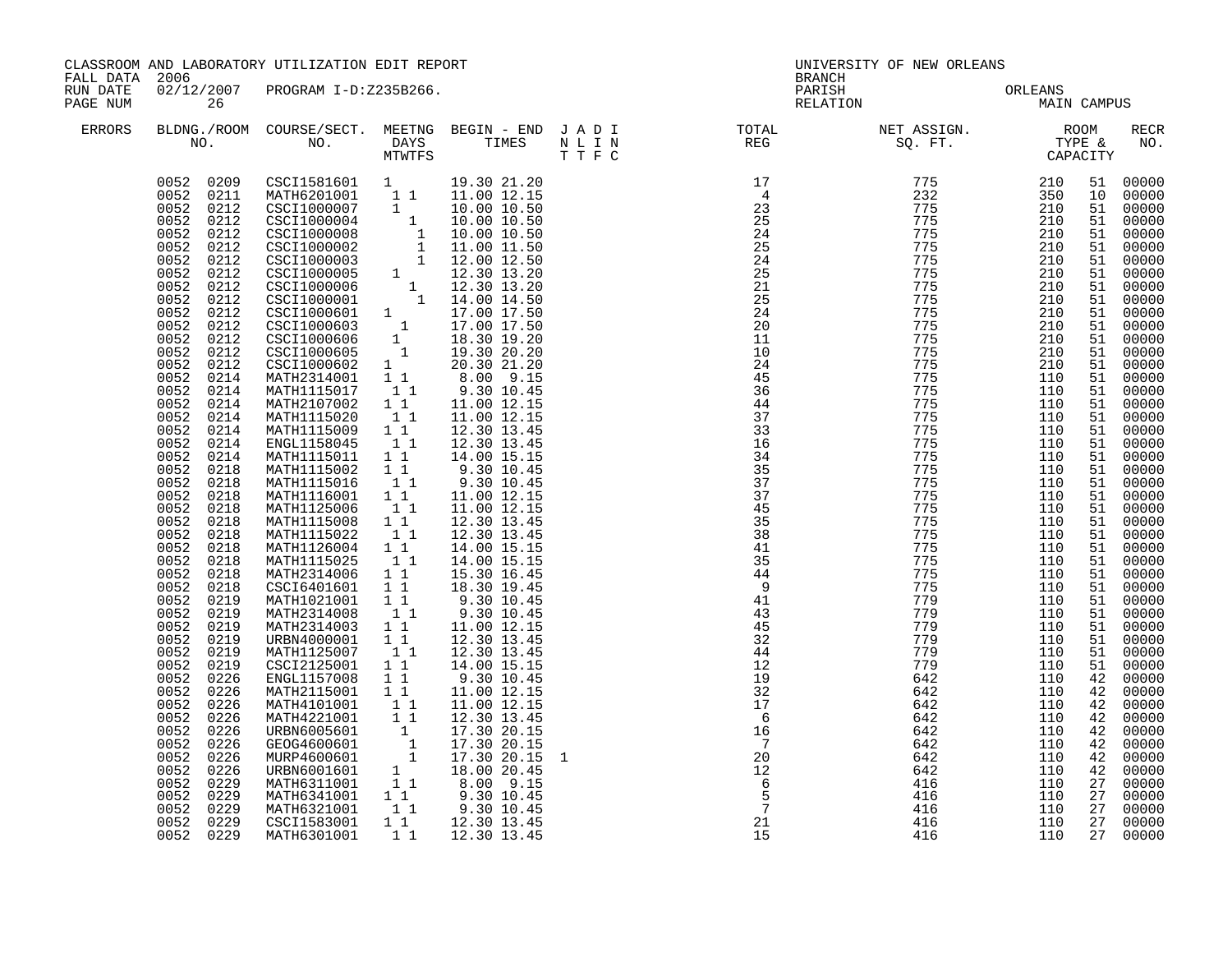CLASSROOM AND LABORATORY UTILIZATION EDIT REPORT

FALL DATA 2006
RUN DATE 02/12/2007 PROGRAM I-D:Z235B266.
PAGE NUM 26

UNIVERSITY OF NEW ORLEANS
BRANCH
PARISH ORLEANS
RELATION MAIN CAMPUS

| ERRORS | BLDNG./ROOM NO. | COURSE/SECT. NO. | M | T | W | T | F | S | BEGIN - END TIMES | J T | A T | D F | I C | TOTAL REG | NET ASSIGN. SQ. FT. | ROOM TYPE | CAPACITY | RECR NO. |
|---|---|---|---|---|---|---|---|---|---|---|---|---|---|---|---|---|---|---|
| | 0052 0209 | CSCI1581601 | 1 | | | | | | 19.30 21.20 | | | | | 17 | 775 | 210 | 51 | 00000 |
| | 0052 0211 | MATH6201001 | 1 | | 1 | | | | 11.00 12.15 | | | | | 4 | 232 | 350 | 10 | 00000 |
| | 0052 0212 | CSCI1000007 | 1 | | | | | | 10.00 10.50 | | | | | 23 | 775 | 210 | 51 | 00000 |
| | 0052 0212 | CSCI1000004 | | | 1 | | | | 10.00 10.50 | | | | | 25 | 775 | 210 | 51 | 00000 |
| | 0052 0212 | CSCI1000008 | | | | 1 | | | 10.00 10.50 | | | | | 24 | 775 | 210 | 51 | 00000 |
| | 0052 0212 | CSCI1000002 | | | | 1 | | | 11.00 11.50 | | | | | 25 | 775 | 210 | 51 | 00000 |
| | 0052 0212 | CSCI1000003 | | | | 1 | | | 12.00 12.50 | | | | | 24 | 775 | 210 | 51 | 00000 |
| | 0052 0212 | CSCI1000005 | 1 | | | | | | 12.30 13.20 | | | | | 25 | 775 | 210 | 51 | 00000 |
| | 0052 0212 | CSCI1000006 | | | 1 | | | | 12.30 13.20 | | | | | 21 | 775 | 210 | 51 | 00000 |
| | 0052 0212 | CSCI1000001 | | | | 1 | | | 14.00 14.50 | | | | | 25 | 775 | 210 | 51 | 00000 |
| | 0052 0212 | CSCI1000601 | 1 | | | | | | 17.00 17.50 | | | | | 24 | 775 | 210 | 51 | 00000 |
| | 0052 0212 | CSCI1000603 | | | 1 | | | | 17.00 17.50 | | | | | 20 | 775 | 210 | 51 | 00000 |
| | 0052 0212 | CSCI1000606 | | 1 | | | | | 18.30 19.20 | | | | | 11 | 775 | 210 | 51 | 00000 |
| | 0052 0212 | CSCI1000605 | | | 1 | | | | 19.30 20.20 | | | | | 10 | 775 | 210 | 51 | 00000 |
| | 0052 0212 | CSCI1000602 | 1 | | | | | | 20.30 21.20 | | | | | 24 | 775 | 210 | 51 | 00000 |
| | 0052 0214 | MATH2314001 | 1 | | 1 | | | | 8.00 9.15 | | | | | 45 | 775 | 110 | 51 | 00000 |
| | 0052 0214 | MATH1115017 | | 1 | | 1 | | | 9.30 10.45 | | | | | 36 | 775 | 110 | 51 | 00000 |
| | 0052 0214 | MATH2107002 | 1 | | 1 | | | | 11.00 12.15 | | | | | 44 | 775 | 110 | 51 | 00000 |
| | 0052 0214 | MATH1115020 | | 1 | | 1 | | | 11.00 12.15 | | | | | 37 | 775 | 110 | 51 | 00000 |
| | 0052 0214 | MATH1115009 | 1 | | 1 | | | | 12.30 13.45 | | | | | 33 | 775 | 110 | 51 | 00000 |
| | 0052 0214 | ENGL1158045 | | 1 | | 1 | | | 12.30 13.45 | | | | | 16 | 775 | 110 | 51 | 00000 |
| | 0052 0214 | MATH1115011 | 1 | | 1 | | | | 14.00 15.15 | | | | | 34 | 775 | 110 | 51 | 00000 |
| | 0052 0218 | MATH1115002 | 1 | | 1 | | | | 9.30 10.45 | | | | | 35 | 775 | 110 | 51 | 00000 |
| | 0052 0218 | MATH1115016 | | 1 | | 1 | | | 9.30 10.45 | | | | | 37 | 775 | 110 | 51 | 00000 |
| | 0052 0218 | MATH1116001 | 1 | | 1 | | | | 11.00 12.15 | | | | | 37 | 775 | 110 | 51 | 00000 |
| | 0052 0218 | MATH1125006 | | 1 | | 1 | | | 11.00 12.15 | | | | | 45 | 775 | 110 | 51 | 00000 |
| | 0052 0218 | MATH1115008 | 1 | | 1 | | | | 12.30 13.45 | | | | | 35 | 775 | 110 | 51 | 00000 |
| | 0052 0218 | MATH1115022 | | 1 | | 1 | | | 12.30 13.45 | | | | | 38 | 775 | 110 | 51 | 00000 |
| | 0052 0218 | MATH1126004 | 1 | | 1 | | | | 14.00 15.15 | | | | | 41 | 775 | 110 | 51 | 00000 |
| | 0052 0218 | MATH1115025 | | 1 | | 1 | | | 14.00 15.15 | | | | | 35 | 775 | 110 | 51 | 00000 |
| | 0052 0218 | MATH2314006 | 1 | | 1 | | | | 15.30 16.45 | | | | | 44 | 775 | 110 | 51 | 00000 |
| | 0052 0218 | CSCI6401601 | 1 | | 1 | | | | 18.30 19.45 | | | | | 9 | 775 | 110 | 51 | 00000 |
| | 0052 0219 | MATH1021001 | 1 | | 1 | | | | 9.30 10.45 | | | | | 41 | 779 | 110 | 51 | 00000 |
| | 0052 0219 | MATH2314008 | | 1 | | 1 | | | 9.30 10.45 | | | | | 43 | 779 | 110 | 51 | 00000 |
| | 0052 0219 | MATH2314003 | 1 | | 1 | | | | 11.00 12.15 | | | | | 45 | 779 | 110 | 51 | 00000 |
| | 0052 0219 | URBN4000001 | 1 | | 1 | | | | 12.30 13.45 | | | | | 32 | 779 | 110 | 51 | 00000 |
| | 0052 0219 | MATH1125007 | | 1 | | 1 | | | 12.30 13.45 | | | | | 44 | 779 | 110 | 51 | 00000 |
| | 0052 0219 | CSCI2125001 | 1 | | 1 | | | | 14.00 15.15 | | | | | 12 | 779 | 110 | 51 | 00000 |
| | 0052 0226 | ENGL1157008 | 1 | | 1 | | | | 9.30 10.45 | | | | | 19 | 642 | 110 | 42 | 00000 |
| | 0052 0226 | MATH2115001 | 1 | | 1 | | | | 11.00 12.15 | | | | | 32 | 642 | 110 | 42 | 00000 |
| | 0052 0226 | MATH4101001 | | 1 | | 1 | | | 11.00 12.15 | | | | | 17 | 642 | 110 | 42 | 00000 |
| | 0052 0226 | MATH4221001 | | 1 | | 1 | | | 12.30 13.45 | | | | | 6 | 642 | 110 | 42 | 00000 |
| | 0052 0226 | URBN6005601 | | 1 | | | | | 17.30 20.15 | | | | | 16 | 642 | 110 | 42 | 00000 |
| | 0052 0226 | GEOG4600601 | | | 1 | | | | 17.30 20.15 | | | | | 7 | 642 | 110 | 42 | 00000 |
| | 0052 0226 | MURP4600601 | | | 1 | | | | 17.30 20.15 | 1 | | | | 20 | 642 | 110 | 42 | 00000 |
| | 0052 0226 | URBN6001601 | 1 | | | | | | 18.00 20.45 | | | | | 12 | 642 | 110 | 42 | 00000 |
| | 0052 0229 | MATH6311001 | | 1 | | 1 | | | 8.00 9.15 | | | | | 6 | 416 | 110 | 27 | 00000 |
| | 0052 0229 | MATH6341001 | 1 | | 1 | | | | 9.30 10.45 | | | | | 5 | 416 | 110 | 27 | 00000 |
| | 0052 0229 | MATH6321001 | | 1 | | 1 | | | 9.30 10.45 | | | | | 7 | 416 | 110 | 27 | 00000 |
| | 0052 0229 | CSCI1583001 | 1 | | 1 | | | | 12.30 13.45 | | | | | 21 | 416 | 110 | 27 | 00000 |
| | 0052 0229 | MATH6301001 | | 1 | | 1 | | | 12.30 13.45 | | | | | 15 | 416 | 110 | 27 | 00000 |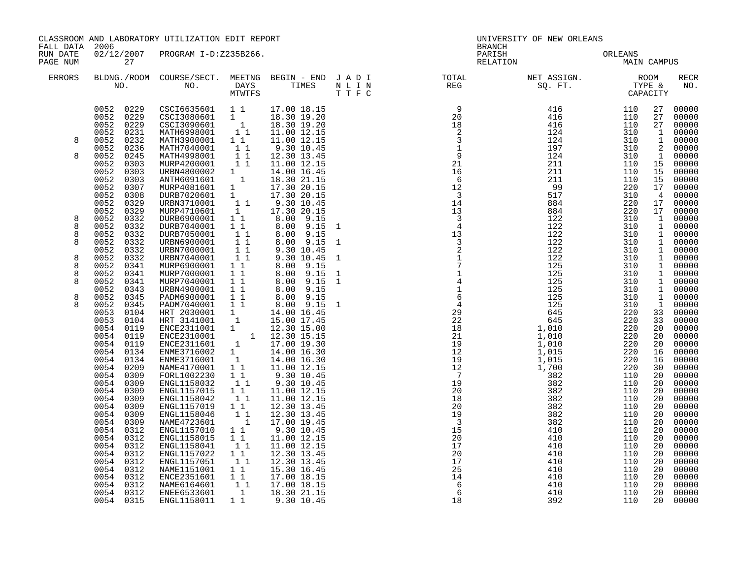CLASSROOM AND LABORATORY UTILIZATION EDIT REPORT
FALL DATA 2006
RUN DATE 02/12/2007 PROGRAM I-D:Z235B266.
PAGE NUM 27

UNIVERSITY OF NEW ORLEANS
BRANCH
PARISH ORLEANS
RELATION MAIN CAMPUS

| ERRORS | BLDNG./ROOM NO. | COURSE/SECT. NO. | MEETNG DAYS MTWTFS | BEGIN - END TIMES | J A D I N L I N T T F C | TOTAL REG | NET ASSIGN. SQ. FT. | ROOM TYPE & CAPACITY | | RECR NO. |
|---|---|---|---|---|---|---|---|---|---|---|
| | 0052 0229 | CSCI6635601 | 1 1 | 17.00 18.15 | | 9 | 416 | 110 | 27 | 00000 |
| | 0052 0229 | CSCI3080601 | 1 | 18.30 19.20 | | 20 | 416 | 110 | 27 | 00000 |
| | 0052 0229 | CSCI3090601 | 1 | 18.30 19.20 | | 18 | 416 | 110 | 27 | 00000 |
| | 0052 0231 | MATH6998001 | 1 1 | 11.00 12.15 | | 2 | 124 | 310 | 1 | 00000 |
| 8 | 0052 0232 | MATH3900001 | 1 1 | 11.00 12.15 | | 3 | 124 | 310 | 1 | 00000 |
| | 0052 0236 | MATH7040001 | 1 1 | 9.30 10.45 | | 1 | 197 | 310 | 2 | 00000 |
| 8 | 0052 0245 | MATH4998001 | 1 1 | 12.30 13.45 | | 9 | 124 | 310 | 1 | 00000 |
| | 0052 0303 | MURP4200001 | 1 1 | 11.00 12.15 | | 21 | 211 | 110 | 15 | 00000 |
| | 0052 0303 | URBN4800002 | 1 | 14.00 16.45 | | 16 | 211 | 110 | 15 | 00000 |
| | 0052 0303 | ANTH6091601 | 1 | 18.30 21.15 | | 6 | 211 | 110 | 15 | 00000 |
| | 0052 0307 | MURP4081601 | 1 | 17.30 20.15 | | 12 | 99 | 220 | 17 | 00000 |
| | 0052 0308 | DURB7020601 | 1 | 17.30 20.15 | | 3 | 517 | 310 | 4 | 00000 |
| | 0052 0329 | URBN3710001 | 1 1 | 9.30 10.45 | | 14 | 884 | 220 | 17 | 00000 |
| | 0052 0329 | MURP4710601 | 1 | 17.30 20.15 | | 13 | 884 | 220 | 17 | 00000 |
| 8 | 0052 0332 | DURB6900001 | 1 1 | 8.00 9.15 | | 3 | 122 | 310 | 1 | 00000 |
| 8 | 0052 0332 | DURB7040001 | 1 1 | 8.00 9.15 | 1 | 4 | 122 | 310 | 1 | 00000 |
| 8 | 0052 0332 | DURB7050001 | 1 1 | 8.00 9.15 | | 13 | 122 | 310 | 1 | 00000 |
| 8 | 0052 0332 | URBN6900001 | 1 1 | 8.00 9.15 | 1 | 3 | 122 | 310 | 1 | 00000 |
| | 0052 0332 | URBN7000001 | 1 1 | 9.30 10.45 | | 2 | 122 | 310 | 1 | 00000 |
| 8 | 0052 0332 | URBN7040001 | 1 1 | 9.30 10.45 | 1 | 1 | 122 | 310 | 1 | 00000 |
| 8 | 0052 0341 | MURP6900001 | 1 1 | 8.00 9.15 | | 7 | 125 | 310 | 1 | 00000 |
| 8 | 0052 0341 | MURP7000001 | 1 1 | 8.00 9.15 | 1 | 1 | 125 | 310 | 1 | 00000 |
| 8 | 0052 0341 | MURP7040001 | 1 1 | 8.00 9.15 | 1 | 4 | 125 | 310 | 1 | 00000 |
| | 0052 0343 | URBN4900001 | 1 1 | 8.00 9.15 | | 1 | 125 | 310 | 1 | 00000 |
| 8 | 0052 0345 | PADM6900001 | 1 1 | 8.00 9.15 | | 6 | 125 | 310 | 1 | 00000 |
| 8 | 0052 0345 | PADM7040001 | 1 1 | 8.00 9.15 | 1 | 4 | 125 | 310 | 1 | 00000 |
| | 0053 0104 | HRT 2030001 | 1 | 14.00 16.45 | | 29 | 645 | 220 | 33 | 00000 |
| | 0053 0104 | HRT 3141001 | 1 | 15.00 17.45 | | 22 | 645 | 220 | 33 | 00000 |
| | 0054 0119 | ENCE2311001 | 1 | 12.30 15.00 | | 18 | 1,010 | 220 | 20 | 00000 |
| | 0054 0119 | ENCE2310001 | 1 | 12.30 15.15 | | 21 | 1,010 | 220 | 20 | 00000 |
| | 0054 0119 | ENCE2311601 | 1 | 17.00 19.30 | | 19 | 1,010 | 220 | 20 | 00000 |
| | 0054 0134 | ENME3716002 | 1 | 14.00 16.30 | | 12 | 1,015 | 220 | 16 | 00000 |
| | 0054 0134 | ENME3716001 | 1 | 14.00 16.30 | | 19 | 1,015 | 220 | 16 | 00000 |
| | 0054 0209 | NAME4170001 | 1 1 | 11.00 12.15 | | 12 | 1,700 | 220 | 30 | 00000 |
| | 0054 0309 | FORL1002230 | 1 1 | 9.30 10.45 | | 7 | 382 | 110 | 20 | 00000 |
| | 0054 0309 | ENGL1158032 | 1 1 | 9.30 10.45 | | 19 | 382 | 110 | 20 | 00000 |
| | 0054 0309 | ENGL1157015 | 1 1 | 11.00 12.15 | | 20 | 382 | 110 | 20 | 00000 |
| | 0054 0309 | ENGL1158042 | 1 1 | 11.00 12.15 | | 18 | 382 | 110 | 20 | 00000 |
| | 0054 0309 | ENGL1157019 | 1 1 | 12.30 13.45 | | 20 | 382 | 110 | 20 | 00000 |
| | 0054 0309 | ENGL1158046 | 1 1 | 12.30 13.45 | | 19 | 382 | 110 | 20 | 00000 |
| | 0054 0309 | NAME4723601 | 1 | 17.00 19.45 | | 3 | 382 | 110 | 20 | 00000 |
| | 0054 0312 | ENGL1157010 | 1 1 | 9.30 10.45 | | 15 | 410 | 110 | 20 | 00000 |
| | 0054 0312 | ENGL1158015 | 1 1 | 11.00 12.15 | | 20 | 410 | 110 | 20 | 00000 |
| | 0054 0312 | ENGL1158041 | 1 1 | 11.00 12.15 | | 17 | 410 | 110 | 20 | 00000 |
| | 0054 0312 | ENGL1157022 | 1 1 | 12.30 13.45 | | 20 | 410 | 110 | 20 | 00000 |
| | 0054 0312 | ENGL1157051 | 1 1 | 12.30 13.45 | | 17 | 410 | 110 | 20 | 00000 |
| | 0054 0312 | NAME1151001 | 1 1 | 15.30 16.45 | | 25 | 410 | 110 | 20 | 00000 |
| | 0054 0312 | ENCE2351601 | 1 1 | 17.00 18.15 | | 14 | 410 | 110 | 20 | 00000 |
| | 0054 0312 | NAME6164601 | 1 1 | 17.00 18.15 | | 6 | 410 | 110 | 20 | 00000 |
| | 0054 0312 | ENEE6533601 | 1 | 18.30 21.15 | | 6 | 410 | 110 | 20 | 00000 |
| | 0054 0315 | ENGL1158011 | 1 1 | 9.30 10.45 | | 18 | 392 | 110 | 20 | 00000 |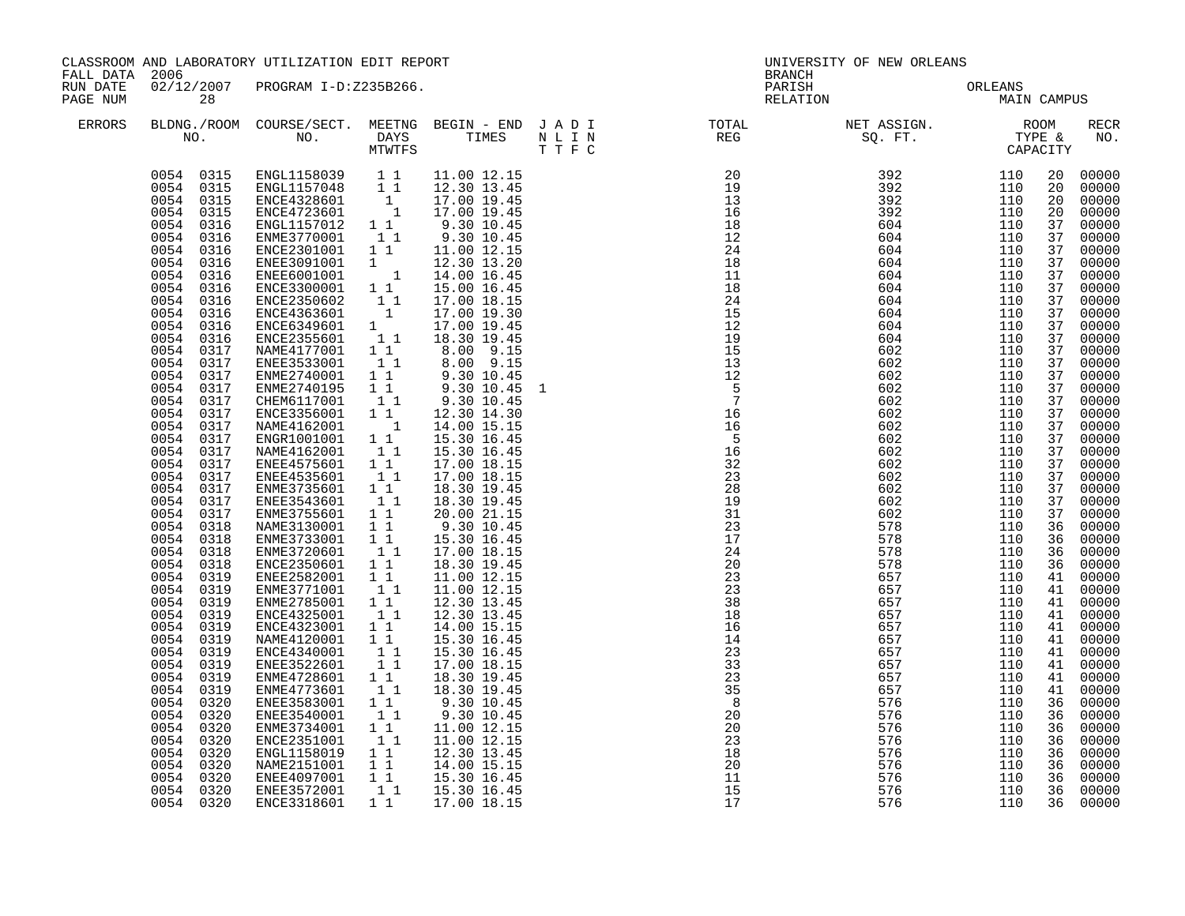CLASSROOM AND LABORATORY UTILIZATION EDIT REPORT
FALL DATA 2006
RUN DATE 02/12/2007 PROGRAM I-D:Z235B266.
PAGE NUM 28

UNIVERSITY OF NEW ORLEANS
BRANCH
PARISH ORLEANS
RELATION MAIN CAMPUS

| ERRORS | BLDNG./ROOM NO. | COURSE/SECT. NO. | MEETNG DAYS MTWTFS | BEGIN - END TIMES | J A D I N L I N T T F C | TOTAL REG | NET ASSIGN. SQ. FT. | ROOM TYPE & CAPACITY | | RECR NO. |
|---|---|---|---|---|---|---|---|---|---|---|
| | 0054 0315 | ENGL1158039 | 1 1 | 11.00 12.15 | | 20 | 392 | 110 | 20 | 00000 |
| | 0054 0315 | ENGL1157048 | 1 1 | 12.30 13.45 | | 19 | 392 | 110 | 20 | 00000 |
| | 0054 0315 | ENCE4328601 | 1 | 17.00 19.45 | | 13 | 392 | 110 | 20 | 00000 |
| | 0054 0315 | ENCE4723601 | 1 | 17.00 19.45 | | 16 | 392 | 110 | 20 | 00000 |
| | 0054 0316 | ENGL1157012 | 1 1 | 9.30 10.45 | | 18 | 604 | 110 | 37 | 00000 |
| | 0054 0316 | ENME3770001 | 1 1 | 9.30 10.45 | | 12 | 604 | 110 | 37 | 00000 |
| | 0054 0316 | ENCE2301001 | 1 1 | 11.00 12.15 | | 24 | 604 | 110 | 37 | 00000 |
| | 0054 0316 | ENEE3091001 | 1 | 12.30 13.20 | | 18 | 604 | 110 | 37 | 00000 |
| | 0054 0316 | ENEE6001001 | 1 | 14.00 16.45 | | 11 | 604 | 110 | 37 | 00000 |
| | 0054 0316 | ENCE3300001 | 1 1 | 15.00 16.45 | | 18 | 604 | 110 | 37 | 00000 |
| | 0054 0316 | ENCE2350602 | 1 1 | 17.00 18.15 | | 24 | 604 | 110 | 37 | 00000 |
| | 0054 0316 | ENCE4363601 | 1 | 17.00 19.30 | | 15 | 604 | 110 | 37 | 00000 |
| | 0054 0316 | ENCE6349601 | 1 | 17.00 19.45 | | 12 | 604 | 110 | 37 | 00000 |
| | 0054 0316 | ENCE2355601 | 1 1 | 18.30 19.45 | | 19 | 604 | 110 | 37 | 00000 |
| | 0054 0317 | NAME4177001 | 1 1 | 8.00 9.15 | | 15 | 602 | 110 | 37 | 00000 |
| | 0054 0317 | ENEE3533001 | 1 1 | 8.00 9.15 | | 13 | 602 | 110 | 37 | 00000 |
| | 0054 0317 | ENME2740001 | 1 1 | 9.30 10.45 | | 12 | 602 | 110 | 37 | 00000 |
| | 0054 0317 | ENME2740195 | 1 1 | 9.30 10.45 | 1 | 5 | 602 | 110 | 37 | 00000 |
| | 0054 0317 | CHEM6117001 | 1 1 | 9.30 10.45 | | 7 | 602 | 110 | 37 | 00000 |
| | 0054 0317 | ENCE3356001 | 1 1 | 12.30 14.30 | | 16 | 602 | 110 | 37 | 00000 |
| | 0054 0317 | NAME4162001 | 1 | 14.00 15.15 | | 16 | 602 | 110 | 37 | 00000 |
| | 0054 0317 | ENGR1001001 | 1 1 | 15.30 16.45 | | 5 | 602 | 110 | 37 | 00000 |
| | 0054 0317 | NAME4162001 | 1 1 | 15.30 16.45 | | 16 | 602 | 110 | 37 | 00000 |
| | 0054 0317 | ENEE4575601 | 1 1 | 17.00 18.15 | | 32 | 602 | 110 | 37 | 00000 |
| | 0054 0317 | ENEE4535601 | 1 1 | 17.00 18.15 | | 23 | 602 | 110 | 37 | 00000 |
| | 0054 0317 | ENME3735601 | 1 1 | 18.30 19.45 | | 28 | 602 | 110 | 37 | 00000 |
| | 0054 0317 | ENEE3543601 | 1 1 | 18.30 19.45 | | 19 | 602 | 110 | 37 | 00000 |
| | 0054 0317 | ENME3755601 | 1 1 | 20.00 21.15 | | 31 | 602 | 110 | 37 | 00000 |
| | 0054 0318 | NAME3130001 | 1 1 | 9.30 10.45 | | 23 | 578 | 110 | 36 | 00000 |
| | 0054 0318 | ENME3733001 | 1 1 | 15.30 16.45 | | 17 | 578 | 110 | 36 | 00000 |
| | 0054 0318 | ENME3720601 | 1 1 | 17.00 18.15 | | 24 | 578 | 110 | 36 | 00000 |
| | 0054 0318 | ENCE2350601 | 1 1 | 18.30 19.45 | | 20 | 578 | 110 | 36 | 00000 |
| | 0054 0319 | ENEE2582001 | 1 1 | 11.00 12.15 | | 23 | 657 | 110 | 41 | 00000 |
| | 0054 0319 | ENME3771001 | 1 1 | 11.00 12.15 | | 23 | 657 | 110 | 41 | 00000 |
| | 0054 0319 | ENME2785001 | 1 1 | 12.30 13.45 | | 38 | 657 | 110 | 41 | 00000 |
| | 0054 0319 | ENCE4325001 | 1 1 | 12.30 13.45 | | 18 | 657 | 110 | 41 | 00000 |
| | 0054 0319 | ENCE4323001 | 1 1 | 14.00 15.15 | | 16 | 657 | 110 | 41 | 00000 |
| | 0054 0319 | NAME4120001 | 1 1 | 15.30 16.45 | | 14 | 657 | 110 | 41 | 00000 |
| | 0054 0319 | ENCE4340001 | 1 1 | 15.30 16.45 | | 23 | 657 | 110 | 41 | 00000 |
| | 0054 0319 | ENEE3522601 | 1 1 | 17.00 18.15 | | 33 | 657 | 110 | 41 | 00000 |
| | 0054 0319 | ENME4728601 | 1 1 | 18.30 19.45 | | 23 | 657 | 110 | 41 | 00000 |
| | 0054 0319 | ENME4773601 | 1 1 | 18.30 19.45 | | 35 | 657 | 110 | 41 | 00000 |
| | 0054 0320 | ENEE3583001 | 1 1 | 9.30 10.45 | | 8 | 576 | 110 | 36 | 00000 |
| | 0054 0320 | ENEE3540001 | 1 1 | 9.30 10.45 | | 20 | 576 | 110 | 36 | 00000 |
| | 0054 0320 | ENME3734001 | 1 1 | 11.00 12.15 | | 20 | 576 | 110 | 36 | 00000 |
| | 0054 0320 | ENCE2351001 | 1 1 | 11.00 12.15 | | 23 | 576 | 110 | 36 | 00000 |
| | 0054 0320 | ENGL1158019 | 1 1 | 12.30 13.45 | | 18 | 576 | 110 | 36 | 00000 |
| | 0054 0320 | NAME2151001 | 1 1 | 14.00 15.15 | | 20 | 576 | 110 | 36 | 00000 |
| | 0054 0320 | ENEE4097001 | 1 1 | 15.30 16.45 | | 11 | 576 | 110 | 36 | 00000 |
| | 0054 0320 | ENEE3572001 | 1 1 | 15.30 16.45 | | 15 | 576 | 110 | 36 | 00000 |
| | 0054 0320 | ENCE3318601 | 1 1 | 17.00 18.15 | | 17 | 576 | 110 | 36 | 00000 |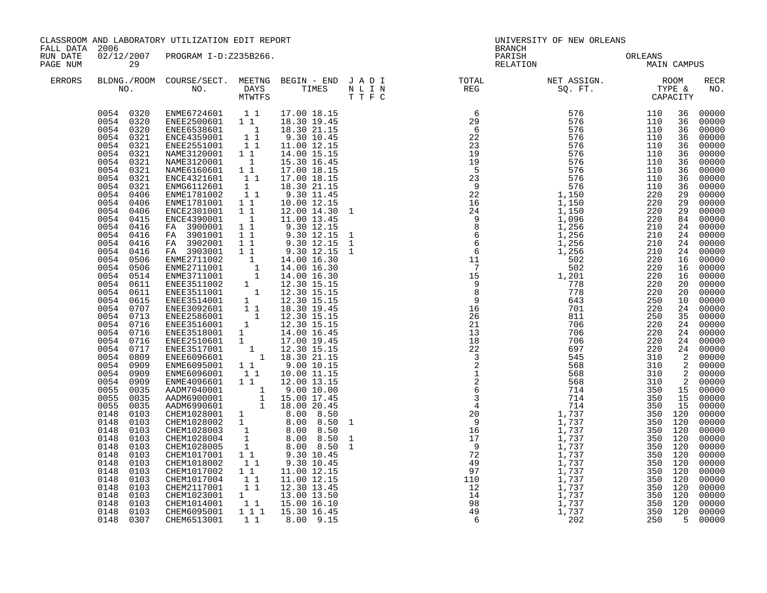CLASSROOM AND LABORATORY UTILIZATION EDIT REPORT
FALL DATA 2006
RUN DATE 02/12/2007 PROGRAM I-D:Z235B266.
PAGE NUM 29

UNIVERSITY OF NEW ORLEANS
BRANCH
PARISH ORLEANS
RELATION MAIN CAMPUS

| ERRORS | BLDNG./ROOM NO. | COURSE/SECT. NO. | MEETNG DAYS MTWTFS | BEGIN - END TIMES | J A D I N L I N T T F C | TOTAL REG | NET ASSIGN. SQ. FT. | ROOM TYPE & CAPACITY | | RECR NO. |
|---|---|---|---|---|---|---|---|---|---|---|
| | 0054 0320 | ENME6724601 | 1 1 | 17.00 18.15 | | 6 | 576 | 110 | 36 | 00000 |
| | 0054 0320 | ENEE2500601 | 1 1 | 18.30 19.45 | | 29 | 576 | 110 | 36 | 00000 |
| | 0054 0320 | ENEE6538601 | 1 | 18.30 21.15 | | 6 | 576 | 110 | 36 | 00000 |
| | 0054 0321 | ENCE4359001 | 1 1 | 9.30 10.45 | | 22 | 576 | 110 | 36 | 00000 |
| | 0054 0321 | ENEE2551001 | 1 1 | 11.00 12.15 | | 23 | 576 | 110 | 36 | 00000 |
| | 0054 0321 | NAME3120001 | 1 1 | 14.00 15.15 | | 19 | 576 | 110 | 36 | 00000 |
| | 0054 0321 | NAME3120001 | 1 | 15.30 16.45 | | 19 | 576 | 110 | 36 | 00000 |
| | 0054 0321 | NAME6160601 | 1 1 | 17.00 18.15 | | 5 | 576 | 110 | 36 | 00000 |
| | 0054 0321 | ENCE4321601 | 1 1 | 17.00 18.15 | | 23 | 576 | 110 | 36 | 00000 |
| | 0054 0321 | ENMG6112601 | 1 | 18.30 21.15 | | 9 | 576 | 110 | 36 | 00000 |
| | 0054 0406 | ENME1781002 | 1 1 | 9.30 11.45 | | 22 | 1,150 | 220 | 29 | 00000 |
| | 0054 0406 | ENME1781001 | 1 1 | 10.00 12.15 | | 16 | 1,150 | 220 | 29 | 00000 |
| | 0054 0406 | ENCE2301001 | 1 1 | 12.00 14.30 | 1 | 24 | 1,150 | 220 | 29 | 00000 |
| | 0054 0415 | ENCE4390001 | 1 | 11.00 13.45 | | 9 | 1,096 | 220 | 84 | 00000 |
| | 0054 0416 | FA 3900001 | 1 1 | 9.30 12.15 | | 8 | 1,256 | 210 | 24 | 00000 |
| | 0054 0416 | FA 3901001 | 1 1 | 9.30 12.15 | 1 | 6 | 1,256 | 210 | 24 | 00000 |
| | 0054 0416 | FA 3902001 | 1 1 | 9.30 12.15 | 1 | 6 | 1,256 | 210 | 24 | 00000 |
| | 0054 0416 | FA 3903001 | 1 1 | 9.30 12.15 | 1 | 6 | 1,256 | 210 | 24 | 00000 |
| | 0054 0506 | ENME2711002 | 1 | 14.00 16.30 | | 11 | 502 | 220 | 16 | 00000 |
| | 0054 0506 | ENME2711001 | 1 | 14.00 16.30 | | 7 | 502 | 220 | 16 | 00000 |
| | 0054 0514 | ENME3711001 | 1 | 14.00 16.30 | | 15 | 1,201 | 220 | 16 | 00000 |
| | 0054 0611 | ENEE3511002 | 1 | 12.30 15.15 | | 9 | 778 | 220 | 20 | 00000 |
| | 0054 0611 | ENEE3511001 | 1 | 12.30 15.15 | | 8 | 778 | 220 | 20 | 00000 |
| | 0054 0615 | ENEE3514001 | 1 | 12.30 15.15 | | 9 | 643 | 250 | 10 | 00000 |
| | 0054 0707 | ENEE3092601 | 1 1 | 18.30 19.45 | | 16 | 701 | 220 | 24 | 00000 |
| | 0054 0713 | ENEE2586001 | 1 | 12.30 15.15 | | 26 | 811 | 250 | 35 | 00000 |
| | 0054 0716 | ENEE3516001 | 1 | 12.30 15.15 | | 21 | 706 | 220 | 24 | 00000 |
| | 0054 0716 | ENEE3518001 | 1 | 14.00 16.45 | | 13 | 706 | 220 | 24 | 00000 |
| | 0054 0716 | ENEE2510601 | 1 | 17.00 19.45 | | 18 | 706 | 220 | 24 | 00000 |
| | 0054 0717 | ENEE3517001 | 1 | 12.30 15.15 | | 22 | 697 | 220 | 24 | 00000 |
| | 0054 0809 | ENEE6096601 | 1 | 18.30 21.15 | | 3 | 545 | 310 | 2 | 00000 |
| | 0054 0909 | ENME6095001 | 1 1 | 9.00 10.15 | | 2 | 568 | 310 | 2 | 00000 |
| | 0054 0909 | ENME6096001 | 1 1 | 10.00 11.15 | | 1 | 568 | 310 | 2 | 00000 |
| | 0054 0909 | ENME4096601 | 1 1 | 12.00 13.15 | | 2 | 568 | 310 | 2 | 00000 |
| | 0055 0035 | AADM7040001 | 1 | 9.00 10.00 | | 6 | 714 | 350 | 15 | 00000 |
| | 0055 0035 | AADM6900001 | 1 | 15.00 17.45 | | 3 | 714 | 350 | 15 | 00000 |
| | 0055 0035 | AADM6990601 | 1 | 18.00 20.45 | | 4 | 714 | 350 | 15 | 00000 |
| | 0148 0103 | CHEM1028001 | 1 | 8.00 8.50 | | 20 | 1,737 | 350 | 120 | 00000 |
| | 0148 0103 | CHEM1028002 | 1 | 8.00 8.50 | 1 | 9 | 1,737 | 350 | 120 | 00000 |
| | 0148 0103 | CHEM1028003 | 1 | 8.00 8.50 | | 16 | 1,737 | 350 | 120 | 00000 |
| | 0148 0103 | CHEM1028004 | 1 | 8.00 8.50 | 1 | 17 | 1,737 | 350 | 120 | 00000 |
| | 0148 0103 | CHEM1028005 | 1 | 8.00 8.50 | 1 | 9 | 1,737 | 350 | 120 | 00000 |
| | 0148 0103 | CHEM1017001 | 1 1 | 9.30 10.45 | | 72 | 1,737 | 350 | 120 | 00000 |
| | 0148 0103 | CHEM1018002 | 1 1 | 9.30 10.45 | | 49 | 1,737 | 350 | 120 | 00000 |
| | 0148 0103 | CHEM1017002 | 1 1 | 11.00 12.15 | | 97 | 1,737 | 350 | 120 | 00000 |
| | 0148 0103 | CHEM1017004 | 1 1 | 11.00 12.15 | | 110 | 1,737 | 350 | 120 | 00000 |
| | 0148 0103 | CHEM2117001 | 1 1 | 12.30 13.45 | | 12 | 1,737 | 350 | 120 | 00000 |
| | 0148 0103 | CHEM1023001 | 1 | 13.00 13.50 | | 14 | 1,737 | 350 | 120 | 00000 |
| | 0148 0103 | CHEM1014001 | 1 1 | 15.00 16.10 | | 98 | 1,737 | 350 | 120 | 00000 |
| | 0148 0103 | CHEM6095001 | 1 1 1 | 15.30 16.45 | | 49 | 1,737 | 350 | 120 | 00000 |
| | 0148 0307 | CHEM6513001 | 1 1 | 8.00 9.15 | | 6 | 202 | 250 | 5 | 00000 |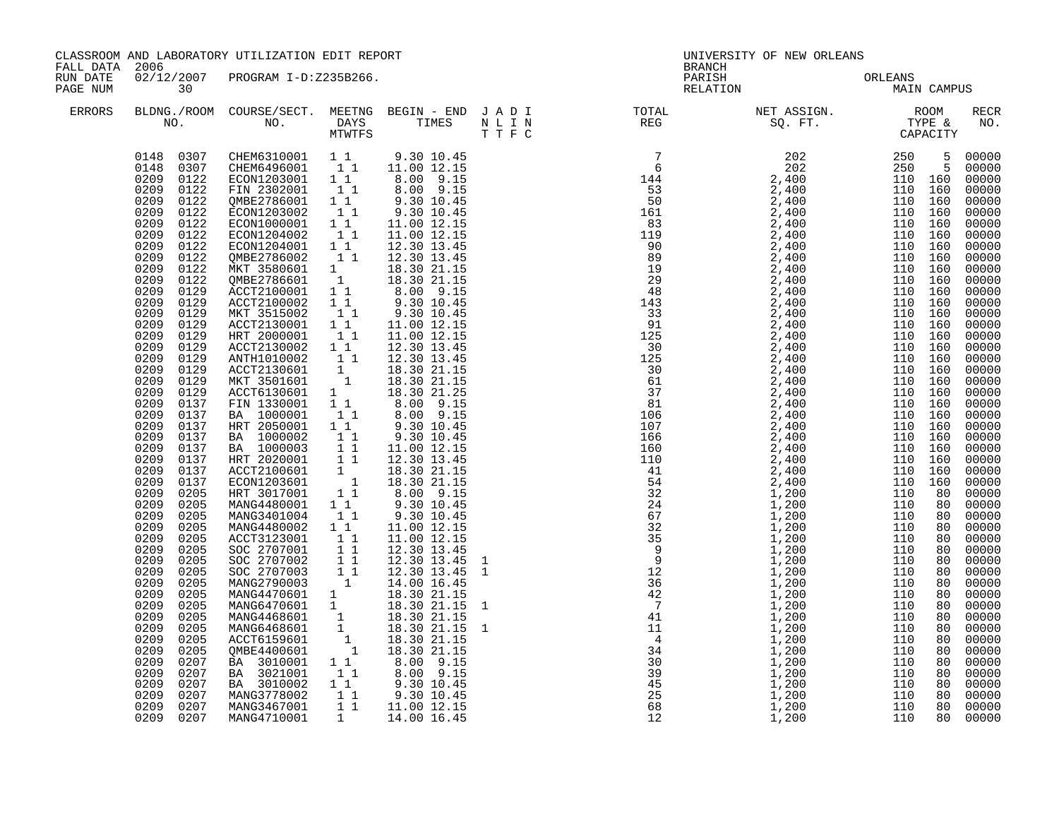CLASSROOM AND LABORATORY UTILIZATION EDIT REPORT
FALL DATA 2006
RUN DATE 02/12/2007 PROGRAM I-D:Z235B266.

UNIVERSITY OF NEW ORLEANS
BRANCH
PARISH ORLEANS
RELATION MAIN CAMPUS

| ERRORS | BLDNG./ROOM NO. | COURSE/SECT. NO. | MEETNG DAYS MTWTFS | BEGIN - END TIMES | J A D I N L I N T T F C | TOTAL REG | NET ASSIGN. SQ. FT. | ROOM TYPE & CAPACITY | | RECR NO. |
|---|---|---|---|---|---|---|---|---|---|---|
| | 0148 0307 | CHEM6310001 | 1 1 | 9.30 10.45 | | 7 | 202 | 250 | 5 | 00000 |
| | 0148 0307 | CHEM6496001 | 1 1 | 11.00 12.15 | | 6 | 202 | 250 | 5 | 00000 |
| | 0209 0122 | ECON1203001 | 1 1 | 8.00 9.15 | | 144 | 2,400 | 110 | 160 | 00000 |
| | 0209 0122 | FIN 2302001 | 1 1 | 8.00 9.15 | | 53 | 2,400 | 110 | 160 | 00000 |
| | 0209 0122 | QMBE2786001 | 1 1 | 9.30 10.45 | | 50 | 2,400 | 110 | 160 | 00000 |
| | 0209 0122 | ECON1203002 | 1 1 | 9.30 10.45 | | 161 | 2,400 | 110 | 160 | 00000 |
| | 0209 0122 | ECON1000001 | 1 1 | 11.00 12.15 | | 83 | 2,400 | 110 | 160 | 00000 |
| | 0209 0122 | ECON1204002 | 1 1 | 11.00 12.15 | | 119 | 2,400 | 110 | 160 | 00000 |
| | 0209 0122 | ECON1204001 | 1 1 | 12.30 13.45 | | 90 | 2,400 | 110 | 160 | 00000 |
| | 0209 0122 | QMBE2786002 | 1 1 | 12.30 13.45 | | 89 | 2,400 | 110 | 160 | 00000 |
| | 0209 0122 | MKT 3580601 | 1 | 18.30 21.15 | | 19 | 2,400 | 110 | 160 | 00000 |
| | 0209 0122 | QMBE2786601 | 1 | 18.30 21.15 | | 29 | 2,400 | 110 | 160 | 00000 |
| | 0209 0129 | ACCT2100001 | 1 1 | 8.00 9.15 | | 48 | 2,400 | 110 | 160 | 00000 |
| | 0209 0129 | ACCT2100002 | 1 1 | 9.30 10.45 | | 143 | 2,400 | 110 | 160 | 00000 |
| | 0209 0129 | MKT 3515002 | 1 1 | 9.30 10.45 | | 33 | 2,400 | 110 | 160 | 00000 |
| | 0209 0129 | ACCT2130001 | 1 1 | 11.00 12.15 | | 91 | 2,400 | 110 | 160 | 00000 |
| | 0209 0129 | HRT 2000001 | 1 1 | 11.00 12.15 | | 125 | 2,400 | 110 | 160 | 00000 |
| | 0209 0129 | ACCT2130002 | 1 1 | 12.30 13.45 | | 30 | 2,400 | 110 | 160 | 00000 |
| | 0209 0129 | ANTH1010002 | 1 1 | 12.30 13.45 | | 125 | 2,400 | 110 | 160 | 00000 |
| | 0209 0129 | ACCT2130601 | 1 | 18.30 21.15 | | 30 | 2,400 | 110 | 160 | 00000 |
| | 0209 0129 | MKT 3501601 | 1 | 18.30 21.15 | | 61 | 2,400 | 110 | 160 | 00000 |
| | 0209 0129 | ACCT6130601 | 1 | 18.30 21.25 | | 37 | 2,400 | 110 | 160 | 00000 |
| | 0209 0137 | FIN 1330001 | 1 1 | 8.00 9.15 | | 81 | 2,400 | 110 | 160 | 00000 |
| | 0209 0137 | BA 1000001 | 1 1 | 8.00 9.15 | | 106 | 2,400 | 110 | 160 | 00000 |
| | 0209 0137 | HRT 2050001 | 1 1 | 9.30 10.45 | | 107 | 2,400 | 110 | 160 | 00000 |
| | 0209 0137 | BA 1000002 | 1 1 | 9.30 10.45 | | 166 | 2,400 | 110 | 160 | 00000 |
| | 0209 0137 | BA 1000003 | 1 1 | 11.00 12.15 | | 160 | 2,400 | 110 | 160 | 00000 |
| | 0209 0137 | HRT 2020001 | 1 1 | 12.30 13.45 | | 110 | 2,400 | 110 | 160 | 00000 |
| | 0209 0137 | ACCT2100601 | 1 | 18.30 21.15 | | 41 | 2,400 | 110 | 160 | 00000 |
| | 0209 0137 | ECON1203601 | 1 | 18.30 21.15 | | 54 | 2,400 | 110 | 160 | 00000 |
| | 0209 0205 | HRT 3017001 | 1 1 | 8.00 9.15 | | 32 | 1,200 | 110 | 80 | 00000 |
| | 0209 0205 | MANG4480001 | 1 1 | 9.30 10.45 | | 24 | 1,200 | 110 | 80 | 00000 |
| | 0209 0205 | MANG3401004 | 1 1 | 9.30 10.45 | | 67 | 1,200 | 110 | 80 | 00000 |
| | 0209 0205 | MANG4480002 | 1 1 | 11.00 12.15 | | 32 | 1,200 | 110 | 80 | 00000 |
| | 0209 0205 | ACCT3123001 | 1 1 | 11.00 12.15 | | 35 | 1,200 | 110 | 80 | 00000 |
| | 0209 0205 | SOC 2707001 | 1 1 | 12.30 13.45 | | 9 | 1,200 | 110 | 80 | 00000 |
| | 0209 0205 | SOC 2707002 | 1 1 | 12.30 13.45 | 1 | 9 | 1,200 | 110 | 80 | 00000 |
| | 0209 0205 | SOC 2707003 | 1 1 | 12.30 13.45 | 1 | 12 | 1,200 | 110 | 80 | 00000 |
| | 0209 0205 | MANG2790003 | 1 | 14.00 16.45 | | 36 | 1,200 | 110 | 80 | 00000 |
| | 0209 0205 | MANG4470601 | 1 | 18.30 21.15 | | 42 | 1,200 | 110 | 80 | 00000 |
| | 0209 0205 | MANG6470601 | 1 | 18.30 21.15 | 1 | 7 | 1,200 | 110 | 80 | 00000 |
| | 0209 0205 | MANG4468601 | 1 | 18.30 21.15 | | 41 | 1,200 | 110 | 80 | 00000 |
| | 0209 0205 | MANG6468601 | 1 | 18.30 21.15 | 1 | 11 | 1,200 | 110 | 80 | 00000 |
| | 0209 0205 | ACCT6159601 | 1 | 18.30 21.15 | | 4 | 1,200 | 110 | 80 | 00000 |
| | 0209 0205 | QMBE4400601 | 1 | 18.30 21.15 | | 34 | 1,200 | 110 | 80 | 00000 |
| | 0209 0207 | BA 3010001 | 1 1 | 8.00 9.15 | | 30 | 1,200 | 110 | 80 | 00000 |
| | 0209 0207 | BA 3021001 | 1 1 | 8.00 9.15 | | 39 | 1,200 | 110 | 80 | 00000 |
| | 0209 0207 | BA 3010002 | 1 1 | 9.30 10.45 | | 45 | 1,200 | 110 | 80 | 00000 |
| | 0209 0207 | MANG3778002 | 1 1 | 9.30 10.45 | | 25 | 1,200 | 110 | 80 | 00000 |
| | 0209 0207 | MANG3467001 | 1 1 | 11.00 12.15 | | 68 | 1,200 | 110 | 80 | 00000 |
| | 0209 0207 | MANG4710001 | 1 | 14.00 16.45 | | 12 | 1,200 | 110 | 80 | 00000 |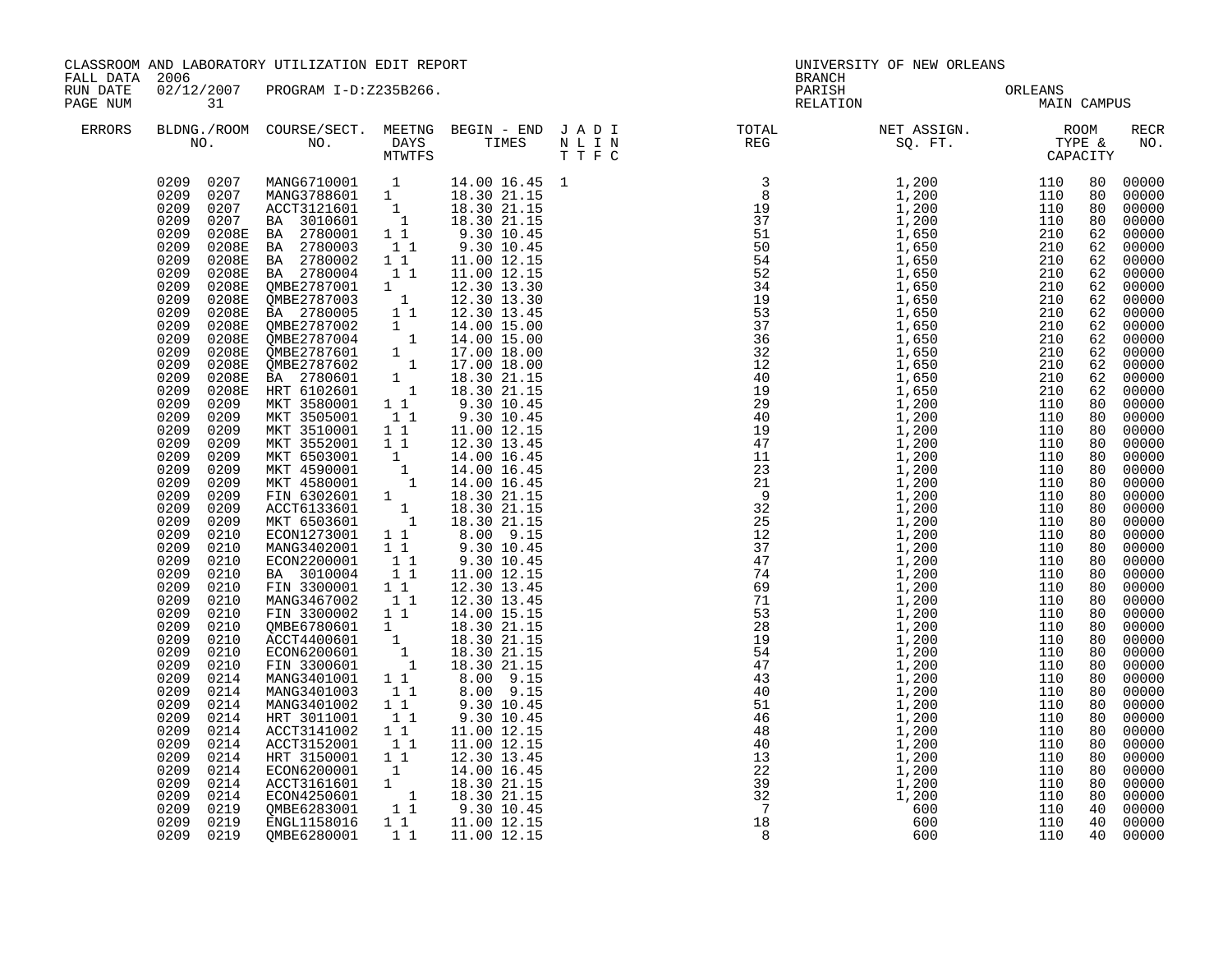CLASSROOM AND LABORATORY UTILIZATION EDIT REPORT
FALL DATA 2006
RUN DATE 02/12/2007 PROGRAM I-D:Z235B266.
PAGE NUM 31

UNIVERSITY OF NEW ORLEANS
BRANCH
PARISH ORLEANS
RELATION MAIN CAMPUS

| ERRORS | BLDNG./ROOM NO. | COURSE/SECT. NO. | MEETNG DAYS MTWTFS | BEGIN - END TIMES | J A D I N L I N T T F C | TOTAL REG | NET ASSIGN. SQ. FT. | ROOM TYPE & CAPACITY | | RECR NO. |
|---|---|---|---|---|---|---|---|---|---|---|
| | 0209 0207 | MANG6710001 | 1 | 14.00 16.45 | 1 | 3 | 1,200 | 110 | 80 | 00000 |
| | 0209 0207 | MANG3788601 | 1 | 18.30 21.15 | | 8 | 1,200 | 110 | 80 | 00000 |
| | 0209 0207 | ACCT3121601 | 1 | 18.30 21.15 | | 19 | 1,200 | 110 | 80 | 00000 |
| | 0209 0207 | BA 3010601 | 1 | 18.30 21.15 | | 37 | 1,200 | 110 | 80 | 00000 |
| | 0209 0208E | BA 2780001 | 1 1 | 9.30 10.45 | | 51 | 1,650 | 210 | 62 | 00000 |
| | 0209 0208E | BA 2780003 | 1 1 | 9.30 10.45 | | 50 | 1,650 | 210 | 62 | 00000 |
| | 0209 0208E | BA 2780002 | 1 1 | 11.00 12.15 | | 54 | 1,650 | 210 | 62 | 00000 |
| | 0209 0208E | BA 2780004 | 1 1 | 11.00 12.15 | | 52 | 1,650 | 210 | 62 | 00000 |
| | 0209 0208E | QMBE2787001 | 1 | 12.30 13.30 | | 34 | 1,650 | 210 | 62 | 00000 |
| | 0209 0208E | QMBE2787003 | 1 | 12.30 13.30 | | 19 | 1,650 | 210 | 62 | 00000 |
| | 0209 0208E | BA 2780005 | 1 1 | 12.30 13.45 | | 53 | 1,650 | 210 | 62 | 00000 |
| | 0209 0208E | QMBE2787002 | 1 | 14.00 15.00 | | 37 | 1,650 | 210 | 62 | 00000 |
| | 0209 0208E | QMBE2787004 | 1 | 14.00 15.00 | | 36 | 1,650 | 210 | 62 | 00000 |
| | 0209 0208E | QMBE2787601 | 1 | 17.00 18.00 | | 32 | 1,650 | 210 | 62 | 00000 |
| | 0209 0208E | QMBE2787602 | 1 | 17.00 18.00 | | 12 | 1,650 | 210 | 62 | 00000 |
| | 0209 0208E | BA 2780601 | 1 | 18.30 21.15 | | 40 | 1,650 | 210 | 62 | 00000 |
| | 0209 0208E | HRT 6102601 | 1 | 18.30 21.15 | | 19 | 1,650 | 210 | 62 | 00000 |
| | 0209 0209 | MKT 3580001 | 1 1 | 9.30 10.45 | | 29 | 1,200 | 110 | 80 | 00000 |
| | 0209 0209 | MKT 3505001 | 1 1 | 9.30 10.45 | | 40 | 1,200 | 110 | 80 | 00000 |
| | 0209 0209 | MKT 3510001 | 1 1 | 11.00 12.15 | | 19 | 1,200 | 110 | 80 | 00000 |
| | 0209 0209 | MKT 3552001 | 1 1 | 12.30 13.45 | | 47 | 1,200 | 110 | 80 | 00000 |
| | 0209 0209 | MKT 6503001 | 1 | 14.00 16.45 | | 11 | 1,200 | 110 | 80 | 00000 |
| | 0209 0209 | MKT 4590001 | 1 | 14.00 16.45 | | 23 | 1,200 | 110 | 80 | 00000 |
| | 0209 0209 | MKT 4580001 | 1 | 14.00 16.45 | | 21 | 1,200 | 110 | 80 | 00000 |
| | 0209 0209 | FIN 6302601 | 1 | 18.30 21.15 | | 9 | 1,200 | 110 | 80 | 00000 |
| | 0209 0209 | ACCT6133601 | 1 | 18.30 21.15 | | 32 | 1,200 | 110 | 80 | 00000 |
| | 0209 0209 | MKT 6503601 | 1 | 18.30 21.15 | | 25 | 1,200 | 110 | 80 | 00000 |
| | 0209 0210 | ECON1273001 | 1 1 | 8.00 9.15 | | 12 | 1,200 | 110 | 80 | 00000 |
| | 0209 0210 | MANG3402001 | 1 1 | 9.30 10.45 | | 37 | 1,200 | 110 | 80 | 00000 |
| | 0209 0210 | ECON2200001 | 1 1 | 9.30 10.45 | | 47 | 1,200 | 110 | 80 | 00000 |
| | 0209 0210 | BA 3010004 | 1 1 | 11.00 12.15 | | 74 | 1,200 | 110 | 80 | 00000 |
| | 0209 0210 | FIN 3300001 | 1 1 | 12.30 13.45 | | 69 | 1,200 | 110 | 80 | 00000 |
| | 0209 0210 | MANG3467002 | 1 1 | 12.30 13.45 | | 71 | 1,200 | 110 | 80 | 00000 |
| | 0209 0210 | FIN 3300002 | 1 1 | 14.00 15.15 | | 53 | 1,200 | 110 | 80 | 00000 |
| | 0209 0210 | QMBE6780601 | 1 | 18.30 21.15 | | 28 | 1,200 | 110 | 80 | 00000 |
| | 0209 0210 | ACCT4400601 | 1 | 18.30 21.15 | | 19 | 1,200 | 110 | 80 | 00000 |
| | 0209 0210 | ECON6200601 | 1 | 18.30 21.15 | | 54 | 1,200 | 110 | 80 | 00000 |
| | 0209 0210 | FIN 3300601 | 1 | 18.30 21.15 | | 47 | 1,200 | 110 | 80 | 00000 |
| | 0209 0214 | MANG3401001 | 1 1 | 8.00 9.15 | | 43 | 1,200 | 110 | 80 | 00000 |
| | 0209 0214 | MANG3401003 | 1 1 | 8.00 9.15 | | 40 | 1,200 | 110 | 80 | 00000 |
| | 0209 0214 | MANG3401002 | 1 1 | 9.30 10.45 | | 51 | 1,200 | 110 | 80 | 00000 |
| | 0209 0214 | HRT 3011001 | 1 1 | 9.30 10.45 | | 46 | 1,200 | 110 | 80 | 00000 |
| | 0209 0214 | ACCT3141002 | 1 1 | 11.00 12.15 | | 48 | 1,200 | 110 | 80 | 00000 |
| | 0209 0214 | ACCT3152001 | 1 1 | 11.00 12.15 | | 40 | 1,200 | 110 | 80 | 00000 |
| | 0209 0214 | HRT 3150001 | 1 1 | 12.30 13.45 | | 13 | 1,200 | 110 | 80 | 00000 |
| | 0209 0214 | ECON6200001 | 1 | 14.00 16.45 | | 22 | 1,200 | 110 | 80 | 00000 |
| | 0209 0214 | ACCT3161601 | 1 | 18.30 21.15 | | 39 | 1,200 | 110 | 80 | 00000 |
| | 0209 0214 | ECON4250601 | 1 | 18.30 21.15 | | 32 | 1,200 | 110 | 80 | 00000 |
| | 0209 0219 | QMBE6283001 | 1 1 | 9.30 10.45 | | 7 | 600 | 110 | 40 | 00000 |
| | 0209 0219 | ENGL1158016 | 1 1 | 11.00 12.15 | | 18 | 600 | 110 | 40 | 00000 |
| | 0209 0219 | QMBE6280001 | 1 1 | 11.00 12.15 | | 8 | 600 | 110 | 40 | 00000 |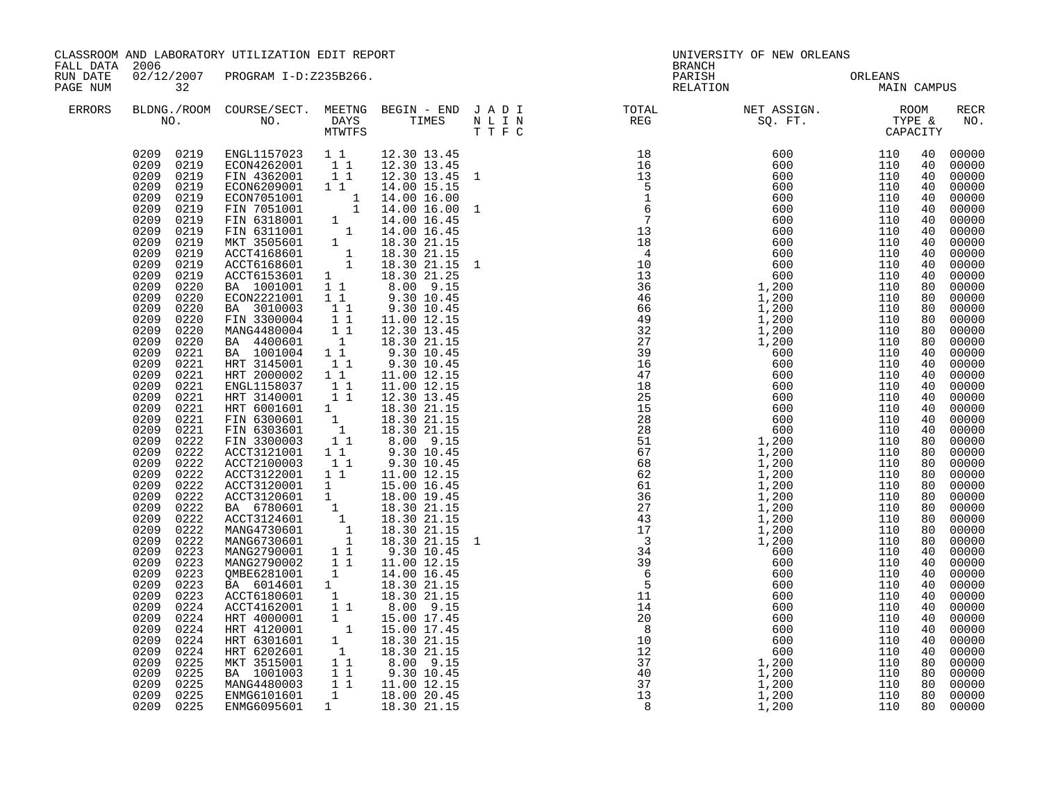CLASSROOM AND LABORATORY UTILIZATION EDIT REPORT
FALL DATA 2006
RUN DATE 02/12/2007 PROGRAM I-D:Z235B266.
PAGE NUM 32

UNIVERSITY OF NEW ORLEANS
BRANCH
PARISH ORLEANS
RELATION MAIN CAMPUS

| ERRORS | BLDNG./ROOM NO. | COURSE/SECT. NO. | MEETNG DAYS MTWTFS | BEGIN - END TIMES | J A D I N L I N T T F C | TOTAL REG | NET ASSIGN. SQ. FT. | ROOM TYPE & CAPACITY | | RECR NO. |
|---|---|---|---|---|---|---|---|---|---|---|
| | 0209 0219 | ENGL1157023 | 1 1 | 12.30 13.45 | | 18 | 600 | 110 | 40 | 00000 |
| | 0209 0219 | ECON4262001 | 1 1 | 12.30 13.45 | | 16 | 600 | 110 | 40 | 00000 |
| | 0209 0219 | FIN 4362001 | 1 1 | 12.30 13.45 | 1 | 13 | 600 | 110 | 40 | 00000 |
| | 0209 0219 | ECON6209001 | 1 1 | 14.00 15.15 | | 5 | 600 | 110 | 40 | 00000 |
| | 0209 0219 | ECON7051001 | 1 | 14.00 16.00 | | 1 | 600 | 110 | 40 | 00000 |
| | 0209 0219 | FIN 7051001 | 1 | 14.00 16.00 | 1 | 6 | 600 | 110 | 40 | 00000 |
| | 0209 0219 | FIN 6318001 | 1 | 14.00 16.45 | | 7 | 600 | 110 | 40 | 00000 |
| | 0209 0219 | FIN 6311001 | 1 | 14.00 16.45 | | 13 | 600 | 110 | 40 | 00000 |
| | 0209 0219 | MKT 3505601 | 1 | 18.30 21.15 | | 18 | 600 | 110 | 40 | 00000 |
| | 0209 0219 | ACCT4168601 | 1 | 18.30 21.15 | | 4 | 600 | 110 | 40 | 00000 |
| | 0209 0219 | ACCT6168601 | 1 | 18.30 21.15 | 1 | 10 | 600 | 110 | 40 | 00000 |
| | 0209 0219 | ACCT6153601 | 1 | 18.30 21.25 | | 13 | 600 | 110 | 40 | 00000 |
| | 0209 0220 | BA 1001001 | 1 1 | 8.00 9.15 | | 36 | 1,200 | 110 | 80 | 00000 |
| | 0209 0220 | ECON2221001 | 1 1 | 9.30 10.45 | | 46 | 1,200 | 110 | 80 | 00000 |
| | 0209 0220 | BA 3010003 | 1 1 | 9.30 10.45 | | 66 | 1,200 | 110 | 80 | 00000 |
| | 0209 0220 | FIN 3300004 | 1 1 | 11.00 12.15 | | 49 | 1,200 | 110 | 80 | 00000 |
| | 0209 0220 | MANG4480004 | 1 1 | 12.30 13.45 | | 32 | 1,200 | 110 | 80 | 00000 |
| | 0209 0220 | BA 4400601 | 1 | 18.30 21.15 | | 27 | 1,200 | 110 | 80 | 00000 |
| | 0209 0221 | BA 1001004 | 1 1 | 9.30 10.45 | | 39 | 600 | 110 | 40 | 00000 |
| | 0209 0221 | HRT 3145001 | 1 1 | 9.30 10.45 | | 16 | 600 | 110 | 40 | 00000 |
| | 0209 0221 | HRT 2000002 | 1 1 | 11.00 12.15 | | 47 | 600 | 110 | 40 | 00000 |
| | 0209 0221 | ENGL1158037 | 1 1 | 11.00 12.15 | | 18 | 600 | 110 | 40 | 00000 |
| | 0209 0221 | HRT 3140001 | 1 1 | 12.30 13.45 | | 25 | 600 | 110 | 40 | 00000 |
| | 0209 0221 | HRT 6001601 | 1 | 18.30 21.15 | | 15 | 600 | 110 | 40 | 00000 |
| | 0209 0221 | FIN 6300601 | 1 | 18.30 21.15 | | 28 | 600 | 110 | 40 | 00000 |
| | 0209 0221 | FIN 6303601 | 1 | 18.30 21.15 | | 28 | 600 | 110 | 40 | 00000 |
| | 0209 0222 | FIN 3300003 | 1 1 | 8.00 9.15 | | 51 | 1,200 | 110 | 80 | 00000 |
| | 0209 0222 | ACCT3121001 | 1 1 | 9.30 10.45 | | 67 | 1,200 | 110 | 80 | 00000 |
| | 0209 0222 | ACCT2100003 | 1 1 | 9.30 10.45 | | 68 | 1,200 | 110 | 80 | 00000 |
| | 0209 0222 | ACCT3122001 | 1 1 | 11.00 12.15 | | 62 | 1,200 | 110 | 80 | 00000 |
| | 0209 0222 | ACCT3120001 | 1 | 15.00 16.45 | | 61 | 1,200 | 110 | 80 | 00000 |
| | 0209 0222 | ACCT3120601 | 1 | 18.00 19.45 | | 36 | 1,200 | 110 | 80 | 00000 |
| | 0209 0222 | BA 6780601 | 1 | 18.30 21.15 | | 27 | 1,200 | 110 | 80 | 00000 |
| | 0209 0222 | ACCT3124601 | 1 | 18.30 21.15 | | 43 | 1,200 | 110 | 80 | 00000 |
| | 0209 0222 | MANG4730601 | 1 | 18.30 21.15 | | 17 | 1,200 | 110 | 80 | 00000 |
| | 0209 0222 | MANG6730601 | 1 | 18.30 21.15 | 1 | 3 | 1,200 | 110 | 80 | 00000 |
| | 0209 0223 | MANG2790001 | 1 1 | 9.30 10.45 | | 34 | 600 | 110 | 40 | 00000 |
| | 0209 0223 | MANG2790002 | 1 1 | 11.00 12.15 | | 39 | 600 | 110 | 40 | 00000 |
| | 0209 0223 | QMBE6281001 | 1 | 14.00 16.45 | | 6 | 600 | 110 | 40 | 00000 |
| | 0209 0223 | BA 6014601 | 1 | 18.30 21.15 | | 5 | 600 | 110 | 40 | 00000 |
| | 0209 0223 | ACCT6180601 | 1 | 18.30 21.15 | | 11 | 600 | 110 | 40 | 00000 |
| | 0209 0224 | ACCT4162001 | 1 1 | 8.00 9.15 | | 14 | 600 | 110 | 40 | 00000 |
| | 0209 0224 | HRT 4000001 | 1 | 15.00 17.45 | | 20 | 600 | 110 | 40 | 00000 |
| | 0209 0224 | HRT 4120001 | 1 | 15.00 17.45 | | 8 | 600 | 110 | 40 | 00000 |
| | 0209 0224 | HRT 6301601 | 1 | 18.30 21.15 | | 10 | 600 | 110 | 40 | 00000 |
| | 0209 0224 | HRT 6202601 | 1 | 18.30 21.15 | | 12 | 600 | 110 | 40 | 00000 |
| | 0209 0225 | MKT 3515001 | 1 1 | 8.00 9.15 | | 37 | 1,200 | 110 | 80 | 00000 |
| | 0209 0225 | BA 1001003 | 1 1 | 9.30 10.45 | | 40 | 1,200 | 110 | 80 | 00000 |
| | 0209 0225 | MANG4480003 | 1 1 | 11.00 12.15 | | 37 | 1,200 | 110 | 80 | 00000 |
| | 0209 0225 | ENMG6101601 | 1 | 18.00 20.45 | | 13 | 1,200 | 110 | 80 | 00000 |
| | 0209 0225 | ENMG6095601 | 1 | 18.30 21.15 | | 8 | 1,200 | 110 | 80 | 00000 |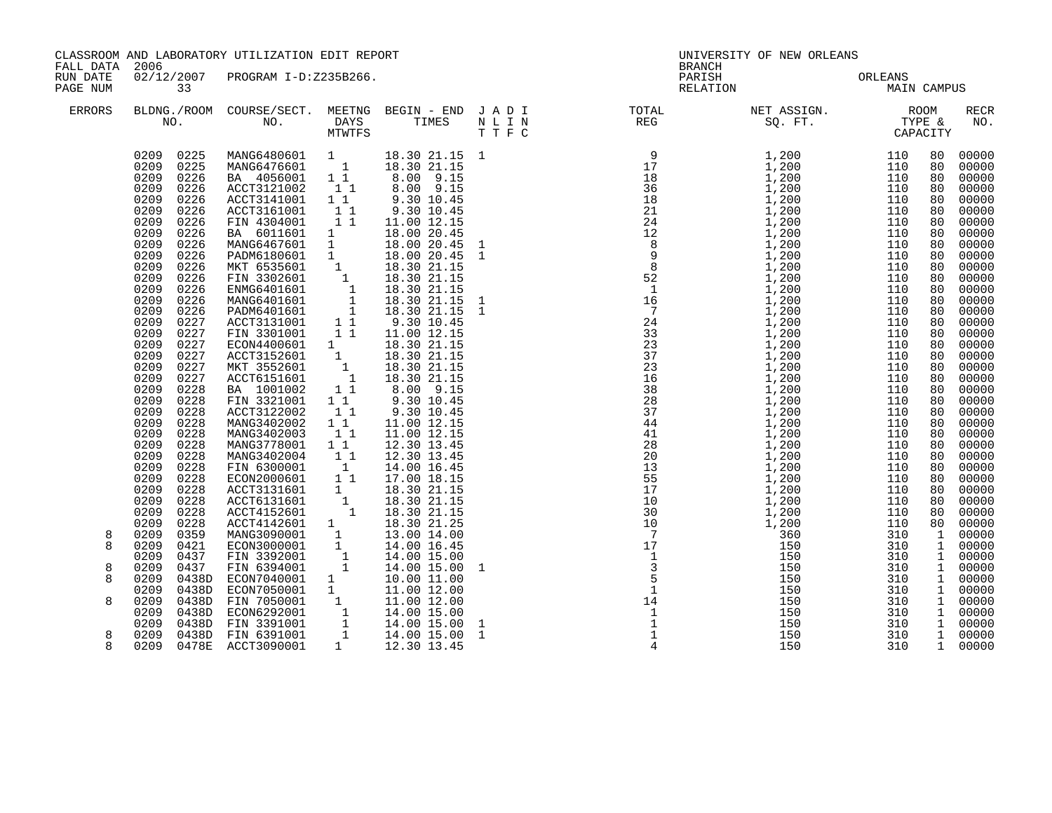CLASSROOM AND LABORATORY UTILIZATION EDIT REPORT

FALL DATA 2006

RUN DATE 02/12/2007 PROGRAM I-D:Z235B266.

UNIVERSITY OF NEW ORLEANS

BRANCH

PARISH ORLEANS

RELATION MAIN CAMPUS

| ERRORS | BLDNG. NO. | ROOM NO. | COURSE/SECT. NO. | M | T | W | T | F | S | BEGIN | END | J T | A T | D F | I C | TOTAL REG | NET ASSIGN. SQ. FT. | ROOM TYPE | CAPACITY | RECR NO. |
|---|---|---|---|---|---|---|---|---|---|---|---|---|---|---|---|---|---|---|---|---|
| | 0209 | 0225 | MANG6480601 | 1 | | | | | | 18.30 | 21.15 | 1 | | | | 9 | 1,200 | 110 | 80 | 00000 |
| | 0209 | 0225 | MANG6476601 | | | 1 | | | | 18.30 | 21.15 | | | | | 17 | 1,200 | 110 | 80 | 00000 |
| | 0209 | 0226 | BA 4056001 | 1 | | 1 | | | | 8.00 | 9.15 | | | | | 18 | 1,200 | 110 | 80 | 00000 |
| | 0209 | 0226 | ACCT3121002 | | 1 | | 1 | | | 8.00 | 9.15 | | | | | 36 | 1,200 | 110 | 80 | 00000 |
| | 0209 | 0226 | ACCT3141001 | 1 | | 1 | | | | 9.30 | 10.45 | | | | | 18 | 1,200 | 110 | 80 | 00000 |
| | 0209 | 0226 | ACCT3161001 | | 1 | | 1 | | | 9.30 | 10.45 | | | | | 21 | 1,200 | 110 | 80 | 00000 |
| | 0209 | 0226 | FIN 4304001 | | 1 | | 1 | | | 11.00 | 12.15 | | | | | 24 | 1,200 | 110 | 80 | 00000 |
| | 0209 | 0226 | BA 6011601 | 1 | | | | | | 18.00 | 20.45 | | | | | 12 | 1,200 | 110 | 80 | 00000 |
| | 0209 | 0226 | MANG6467601 | 1 | | | | | | 18.00 | 20.45 | 1 | | | | 8 | 1,200 | 110 | 80 | 00000 |
| | 0209 | 0226 | PADM6180601 | 1 | | | | | | 18.00 | 20.45 | 1 | | | | 9 | 1,200 | 110 | 80 | 00000 |
| | 0209 | 0226 | MKT 6535601 | | 1 | | | | | 18.30 | 21.15 | | | | | 8 | 1,200 | 110 | 80 | 00000 |
| | 0209 | 0226 | FIN 3302601 | | | 1 | | | | 18.30 | 21.15 | | | | | 52 | 1,200 | 110 | 80 | 00000 |
| | 0209 | 0226 | ENMG6401601 | | | | 1 | | | 18.30 | 21.15 | | | | | 1 | 1,200 | 110 | 80 | 00000 |
| | 0209 | 0226 | MANG6401601 | | | | 1 | | | 18.30 | 21.15 | 1 | | | | 16 | 1,200 | 110 | 80 | 00000 |
| | 0209 | 0226 | PADM6401601 | | | | 1 | | | 18.30 | 21.15 | 1 | | | | 7 | 1,200 | 110 | 80 | 00000 |
| | 0209 | 0227 | ACCT3131001 | 1 | | 1 | | | | 9.30 | 10.45 | | | | | 24 | 1,200 | 110 | 80 | 00000 |
| | 0209 | 0227 | FIN 3301001 | | 1 | | 1 | | | 11.00 | 12.15 | | | | | 33 | 1,200 | 110 | 80 | 00000 |
| | 0209 | 0227 | ECON4400601 | 1 | | | | | | 18.30 | 21.15 | | | | | 23 | 1,200 | 110 | 80 | 00000 |
| | 0209 | 0227 | ACCT3152601 | | 1 | | | | | 18.30 | 21.15 | | | | | 37 | 1,200 | 110 | 80 | 00000 |
| | 0209 | 0227 | MKT 3552601 | | | 1 | | | | 18.30 | 21.15 | | | | | 23 | 1,200 | 110 | 80 | 00000 |
| | 0209 | 0227 | ACCT6151601 | | | | 1 | | | 18.30 | 21.15 | | | | | 16 | 1,200 | 110 | 80 | 00000 |
| | 0209 | 0228 | BA 1001002 | 1 | | 1 | | | | 8.00 | 9.15 | | | | | 38 | 1,200 | 110 | 80 | 00000 |
| | 0209 | 0228 | FIN 3321001 | 1 | | 1 | | | | 9.30 | 10.45 | | | | | 28 | 1,200 | 110 | 80 | 00000 |
| | 0209 | 0228 | ACCT3122002 | | 1 | | 1 | | | 9.30 | 10.45 | | | | | 37 | 1,200 | 110 | 80 | 00000 |
| | 0209 | 0228 | MANG3402002 | 1 | | 1 | | | | 11.00 | 12.15 | | | | | 44 | 1,200 | 110 | 80 | 00000 |
| | 0209 | 0228 | MANG3402003 | | 1 | | 1 | | | 11.00 | 12.15 | | | | | 41 | 1,200 | 110 | 80 | 00000 |
| | 0209 | 0228 | MANG3778001 | 1 | | 1 | | | | 12.30 | 13.45 | | | | | 28 | 1,200 | 110 | 80 | 00000 |
| | 0209 | 0228 | MANG3402004 | | 1 | | 1 | | | 12.30 | 13.45 | | | | | 20 | 1,200 | 110 | 80 | 00000 |
| | 0209 | 0228 | FIN 6300001 | | 1 | | | | | 14.00 | 16.45 | | | | | 13 | 1,200 | 110 | 80 | 00000 |
| | 0209 | 0228 | ECON2000601 | | 1 | | 1 | | | 17.00 | 18.15 | | | | | 55 | 1,200 | 110 | 80 | 00000 |
| | 0209 | 0228 | ACCT3131601 | 1 | | | | | | 18.30 | 21.15 | | | | | 17 | 1,200 | 110 | 80 | 00000 |
| | 0209 | 0228 | ACCT6131601 | | 1 | | | | | 18.30 | 21.15 | | | | | 10 | 1,200 | 110 | 80 | 00000 |
| | 0209 | 0228 | ACCT4152601 | | | 1 | | | | 18.30 | 21.15 | | | | | 30 | 1,200 | 110 | 80 | 00000 |
| | 0209 | 0228 | ACCT4142601 | 1 | | | | | | 18.30 | 21.25 | | | | | 10 | 1,200 | 110 | 80 | 00000 |
| 8 | 0209 | 0359 | MANG3090001 | | 1 | | | | | 13.00 | 14.00 | | | | | 7 | 360 | 310 | 1 | 00000 |
| 8 | 0209 | 0421 | ECON3000001 | | 1 | | | | | 14.00 | 16.45 | | | | | 17 | 150 | 310 | 1 | 00000 |
| | 0209 | 0437 | FIN 3392001 | | | 1 | | | | 14.00 | 15.00 | | | | | 1 | 150 | 310 | 1 | 00000 |
| 8 | 0209 | 0437 | FIN 6394001 | | | 1 | | | | 14.00 | 15.00 | 1 | | | | 3 | 150 | 310 | 1 | 00000 |
| 8 | 0209 | 0438D | ECON7040001 | 1 | | | | | | 10.00 | 11.00 | | | | | 5 | 150 | 310 | 1 | 00000 |
| | 0209 | 0438D | ECON7050001 | 1 | | | | | | 11.00 | 12.00 | | | | | 1 | 150 | 310 | 1 | 00000 |
| 8 | 0209 | 0438D | FIN 7050001 | | 1 | | | | | 11.00 | 12.00 | | | | | 14 | 150 | 310 | 1 | 00000 |
| | 0209 | 0438D | ECON6292001 | | | 1 | | | | 14.00 | 15.00 | | | | | 1 | 150 | 310 | 1 | 00000 |
| | 0209 | 0438D | FIN 3391001 | | | 1 | | | | 14.00 | 15.00 | 1 | | | | 1 | 150 | 310 | 1 | 00000 |
| 8 | 0209 | 0438D | FIN 6391001 | | | 1 | | | | 14.00 | 15.00 | 1 | | | | 1 | 150 | 310 | 1 | 00000 |
| 8 | 0209 | 0478E | ACCT3090001 | | 1 | | | | | 12.30 | 13.45 | | | | | 4 | 150 | 310 | 1 | 00000 |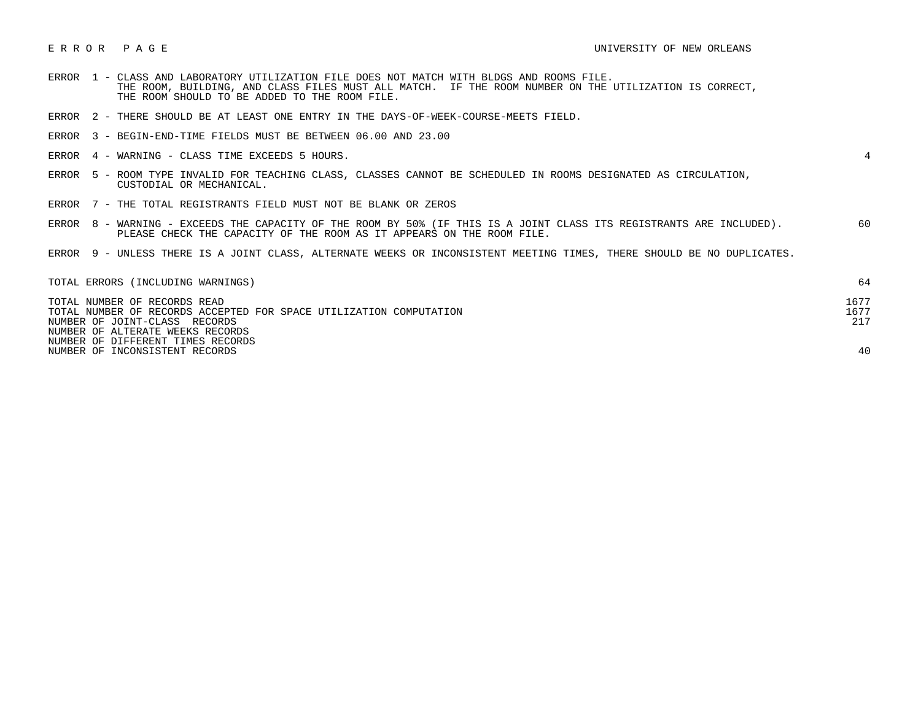E R R O R   P A G E — UNIVERSITY OF NEW ORLEANS

| Error | Description | Count |
|---|---|---|
| ERROR 1 | CLASS AND LABORATORY UTILIZATION FILE DOES NOT MATCH WITH BLDGS AND ROOMS FILE. THE ROOM, BUILDING, AND CLASS FILES MUST ALL MATCH. IF THE ROOM NUMBER ON THE UTILIZATION IS CORRECT, THE ROOM SHOULD TO BE ADDED TO THE ROOM FILE. | |
| ERROR 2 | THERE SHOULD BE AT LEAST ONE ENTRY IN THE DAYS-OF-WEEK-COURSE-MEETS FIELD. | |
| ERROR 3 | BEGIN-END-TIME FIELDS MUST BE BETWEEN 06.00 AND 23.00 | |
| ERROR 4 | WARNING - CLASS TIME EXCEEDS 5 HOURS. | 4 |
| ERROR 5 | ROOM TYPE INVALID FOR TEACHING CLASS, CLASSES CANNOT BE SCHEDULED IN ROOMS DESIGNATED AS CIRCULATION, CUSTODIAL OR MECHANICAL. | |
| ERROR 7 | THE TOTAL REGISTRANTS FIELD MUST NOT BE BLANK OR ZEROS | |
| ERROR 8 | WARNING - EXCEEDS THE CAPACITY OF THE ROOM BY 50% (IF THIS IS A JOINT CLASS ITS REGISTRANTS ARE INCLUDED). PLEASE CHECK THE CAPACITY OF THE ROOM AS IT APPEARS ON THE ROOM FILE. | 60 |
| ERROR 9 | UNLESS THERE IS A JOINT CLASS, ALTERNATE WEEKS OR INCONSISTENT MEETING TIMES, THERE SHOULD BE NO DUPLICATES. | |

| Summary | Count |
|---|---|
| TOTAL ERRORS (INCLUDING WARNINGS) | 64 |
| TOTAL NUMBER OF RECORDS READ | 1677 |
| TOTAL NUMBER OF RECORDS ACCEPTED FOR SPACE UTILIZATION COMPUTATION | 1677 |
| NUMBER OF JOINT-CLASS RECORDS | 217 |
| NUMBER OF ALTERNATE WEEKS RECORDS | |
| NUMBER OF DIFFERENT TIMES RECORDS | |
| NUMBER OF INCONSISTENT RECORDS | 40 |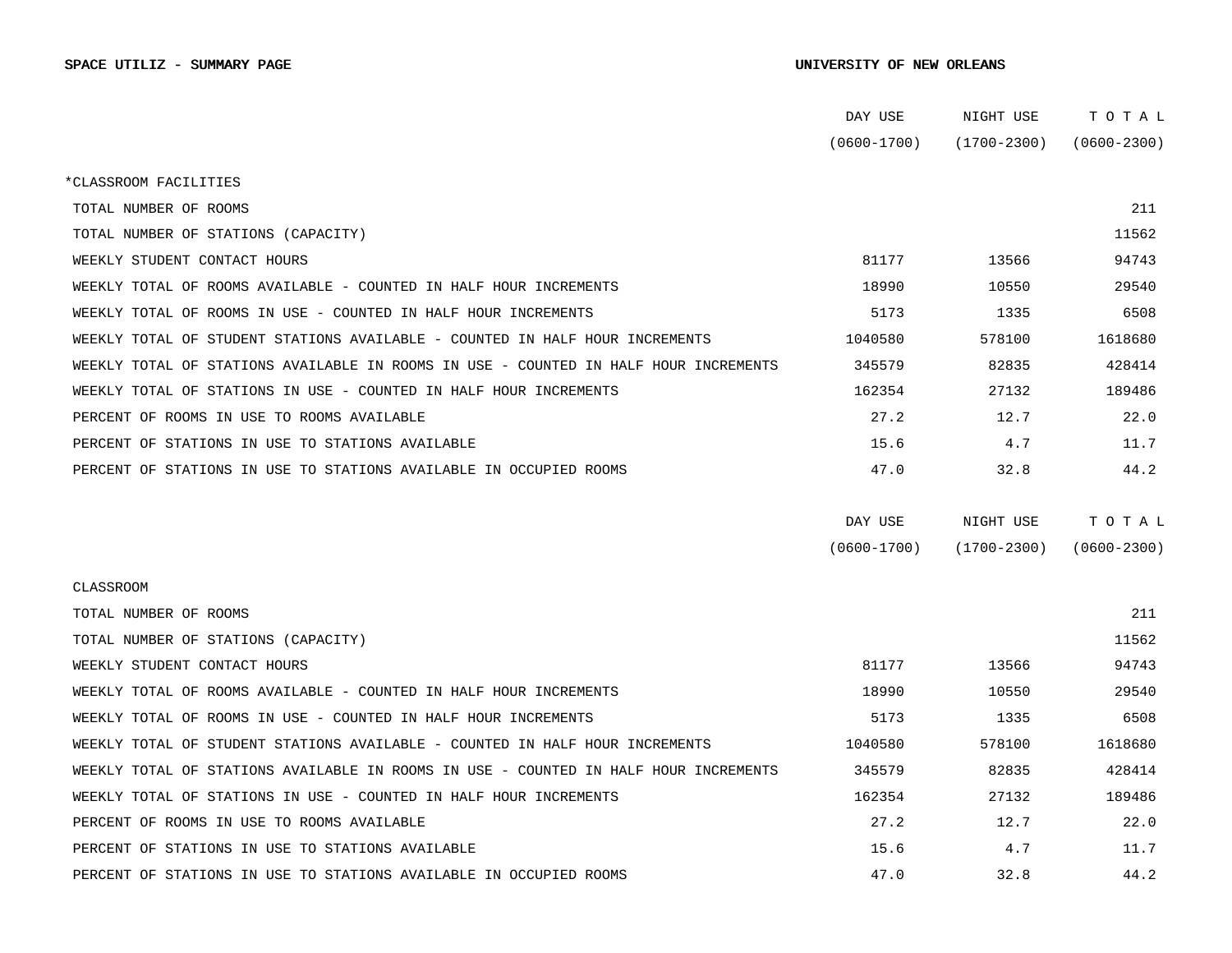**SPACE UTILIZ - SUMMARY PAGE** **UNIVERSITY OF NEW ORLEANS**

| | DAY USE (0600-1700) | NIGHT USE (1700-2300) | T O T A L (0600-2300) |
|---|---|---|---|
| *CLASSROOM FACILITIES | | | |
| TOTAL NUMBER OF ROOMS | | | 211 |
| TOTAL NUMBER OF STATIONS (CAPACITY) | | | 11562 |
| WEEKLY STUDENT CONTACT HOURS | 81177 | 13566 | 94743 |
| WEEKLY TOTAL OF ROOMS AVAILABLE - COUNTED IN HALF HOUR INCREMENTS | 18990 | 10550 | 29540 |
| WEEKLY TOTAL OF ROOMS IN USE - COUNTED IN HALF HOUR INCREMENTS | 5173 | 1335 | 6508 |
| WEEKLY TOTAL OF STUDENT STATIONS AVAILABLE - COUNTED IN HALF HOUR INCREMENTS | 1040580 | 578100 | 1618680 |
| WEEKLY TOTAL OF STATIONS AVAILABLE IN ROOMS IN USE - COUNTED IN HALF HOUR INCREMENTS | 345579 | 82835 | 428414 |
| WEEKLY TOTAL OF STATIONS IN USE - COUNTED IN HALF HOUR INCREMENTS | 162354 | 27132 | 189486 |
| PERCENT OF ROOMS IN USE TO ROOMS AVAILABLE | 27.2 | 12.7 | 22.0 |
| PERCENT OF STATIONS IN USE TO STATIONS AVAILABLE | 15.6 | 4.7 | 11.7 |
| PERCENT OF STATIONS IN USE TO STATIONS AVAILABLE IN OCCUPIED ROOMS | 47.0 | 32.8 | 44.2 |

| | DAY USE (0600-1700) | NIGHT USE (1700-2300) | T O T A L (0600-2300) |
|---|---|---|---|
| CLASSROOM | | | |
| TOTAL NUMBER OF ROOMS | | | 211 |
| TOTAL NUMBER OF STATIONS (CAPACITY) | | | 11562 |
| WEEKLY STUDENT CONTACT HOURS | 81177 | 13566 | 94743 |
| WEEKLY TOTAL OF ROOMS AVAILABLE - COUNTED IN HALF HOUR INCREMENTS | 18990 | 10550 | 29540 |
| WEEKLY TOTAL OF ROOMS IN USE - COUNTED IN HALF HOUR INCREMENTS | 5173 | 1335 | 6508 |
| WEEKLY TOTAL OF STUDENT STATIONS AVAILABLE - COUNTED IN HALF HOUR INCREMENTS | 1040580 | 578100 | 1618680 |
| WEEKLY TOTAL OF STATIONS AVAILABLE IN ROOMS IN USE - COUNTED IN HALF HOUR INCREMENTS | 345579 | 82835 | 428414 |
| WEEKLY TOTAL OF STATIONS IN USE - COUNTED IN HALF HOUR INCREMENTS | 162354 | 27132 | 189486 |
| PERCENT OF ROOMS IN USE TO ROOMS AVAILABLE | 27.2 | 12.7 | 22.0 |
| PERCENT OF STATIONS IN USE TO STATIONS AVAILABLE | 15.6 | 4.7 | 11.7 |
| PERCENT OF STATIONS IN USE TO STATIONS AVAILABLE IN OCCUPIED ROOMS | 47.0 | 32.8 | 44.2 |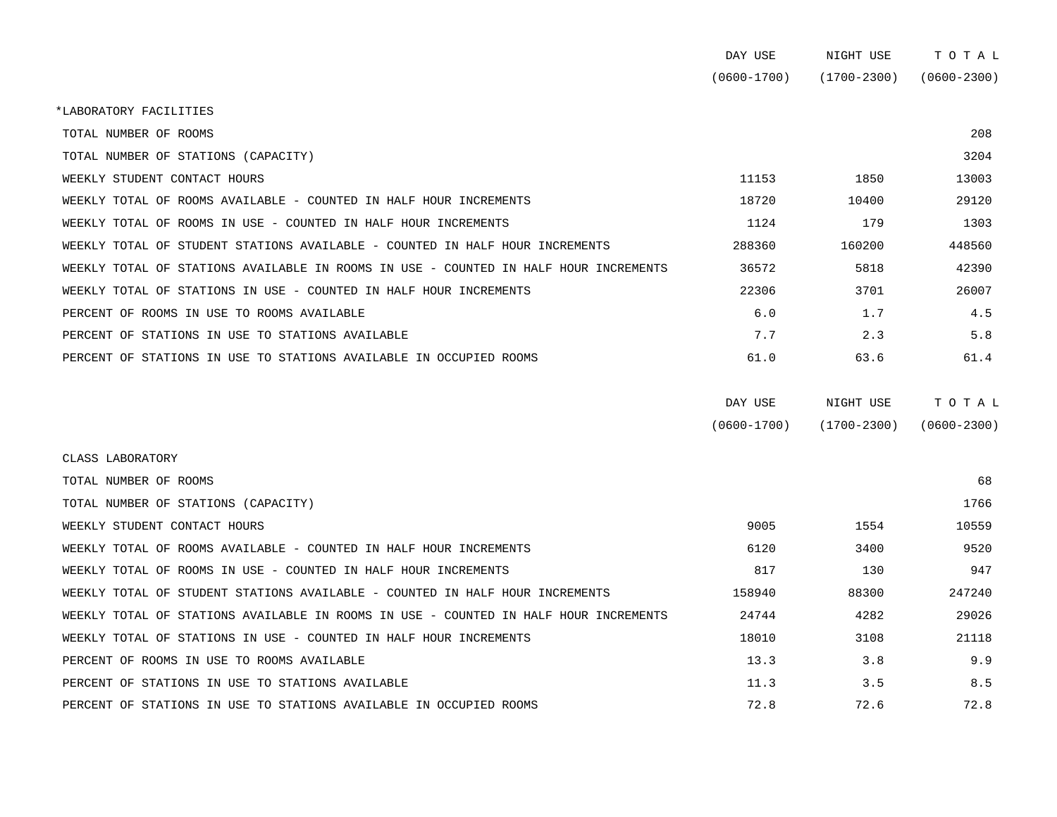| | DAY USE (0600-1700) | NIGHT USE (1700-2300) | T O T A L (0600-2300) |
|---|---|---|---|
| *LABORATORY FACILITIES | | | |
| TOTAL NUMBER OF ROOMS | | | 208 |
| TOTAL NUMBER OF STATIONS (CAPACITY) | | | 3204 |
| WEEKLY STUDENT CONTACT HOURS | 11153 | 1850 | 13003 |
| WEEKLY TOTAL OF ROOMS AVAILABLE - COUNTED IN HALF HOUR INCREMENTS | 18720 | 10400 | 29120 |
| WEEKLY TOTAL OF ROOMS IN USE - COUNTED IN HALF HOUR INCREMENTS | 1124 | 179 | 1303 |
| WEEKLY TOTAL OF STUDENT STATIONS AVAILABLE - COUNTED IN HALF HOUR INCREMENTS | 288360 | 160200 | 448560 |
| WEEKLY TOTAL OF STATIONS AVAILABLE IN ROOMS IN USE - COUNTED IN HALF HOUR INCREMENTS | 36572 | 5818 | 42390 |
| WEEKLY TOTAL OF STATIONS IN USE - COUNTED IN HALF HOUR INCREMENTS | 22306 | 3701 | 26007 |
| PERCENT OF ROOMS IN USE TO ROOMS AVAILABLE | 6.0 | 1.7 | 4.5 |
| PERCENT OF STATIONS IN USE TO STATIONS AVAILABLE | 7.7 | 2.3 | 5.8 |
| PERCENT OF STATIONS IN USE TO STATIONS AVAILABLE IN OCCUPIED ROOMS | 61.0 | 63.6 | 61.4 |

| | DAY USE (0600-1700) | NIGHT USE (1700-2300) | T O T A L (0600-2300) |
|---|---|---|---|
| CLASS LABORATORY | | | |
| TOTAL NUMBER OF ROOMS | | | 68 |
| TOTAL NUMBER OF STATIONS (CAPACITY) | | | 1766 |
| WEEKLY STUDENT CONTACT HOURS | 9005 | 1554 | 10559 |
| WEEKLY TOTAL OF ROOMS AVAILABLE - COUNTED IN HALF HOUR INCREMENTS | 6120 | 3400 | 9520 |
| WEEKLY TOTAL OF ROOMS IN USE - COUNTED IN HALF HOUR INCREMENTS | 817 | 130 | 947 |
| WEEKLY TOTAL OF STUDENT STATIONS AVAILABLE - COUNTED IN HALF HOUR INCREMENTS | 158940 | 88300 | 247240 |
| WEEKLY TOTAL OF STATIONS AVAILABLE IN ROOMS IN USE - COUNTED IN HALF HOUR INCREMENTS | 24744 | 4282 | 29026 |
| WEEKLY TOTAL OF STATIONS IN USE - COUNTED IN HALF HOUR INCREMENTS | 18010 | 3108 | 21118 |
| PERCENT OF ROOMS IN USE TO ROOMS AVAILABLE | 13.3 | 3.8 | 9.9 |
| PERCENT OF STATIONS IN USE TO STATIONS AVAILABLE | 11.3 | 3.5 | 8.5 |
| PERCENT OF STATIONS IN USE TO STATIONS AVAILABLE IN OCCUPIED ROOMS | 72.8 | 72.6 | 72.8 |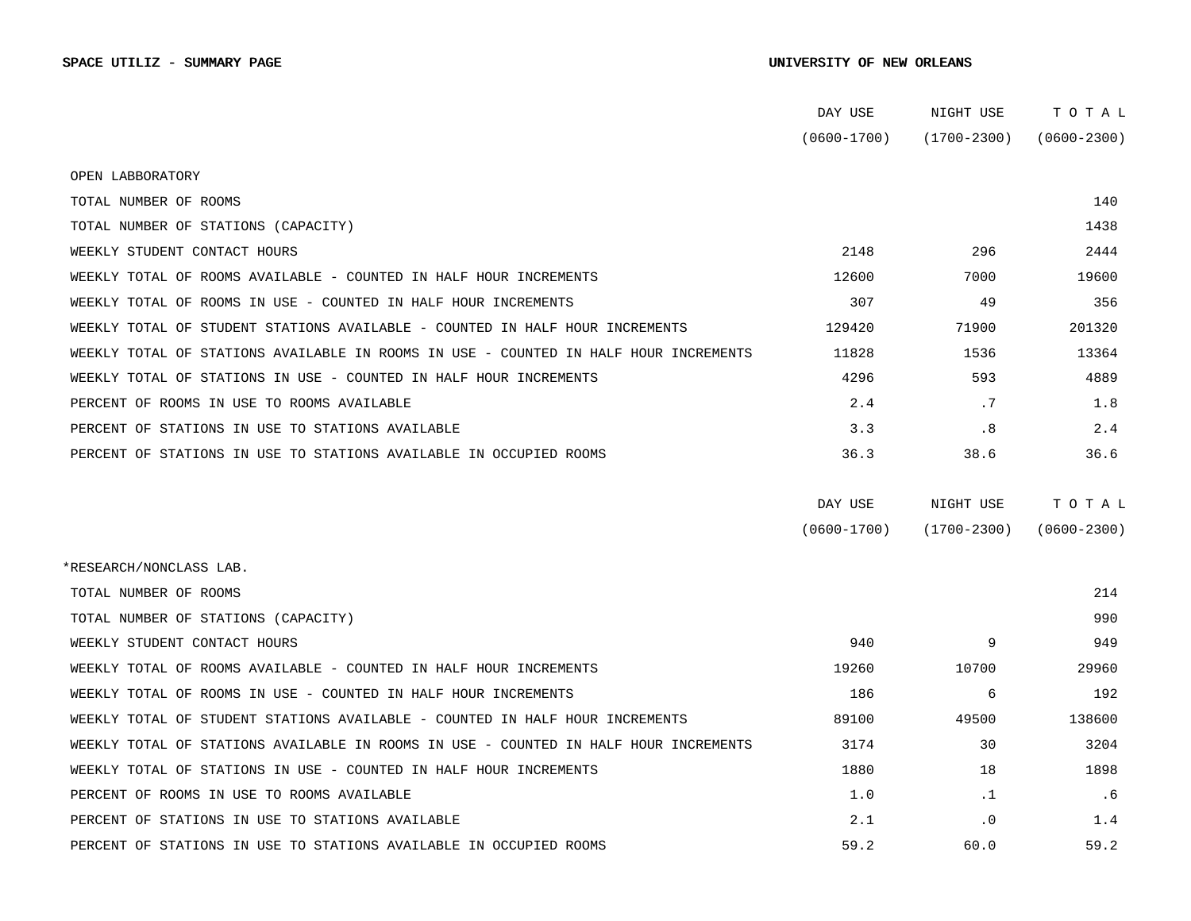**SPACE UTILIZ - SUMMARY PAGE** **UNIVERSITY OF NEW ORLEANS**

| | DAY USE (0600-1700) | NIGHT USE (1700-2300) | T O T A L (0600-2300) |
|---|---|---|---|
| OPEN LABBORATORY | | | |
| TOTAL NUMBER OF ROOMS | | | 140 |
| TOTAL NUMBER OF STATIONS (CAPACITY) | | | 1438 |
| WEEKLY STUDENT CONTACT HOURS | 2148 | 296 | 2444 |
| WEEKLY TOTAL OF ROOMS AVAILABLE - COUNTED IN HALF HOUR INCREMENTS | 12600 | 7000 | 19600 |
| WEEKLY TOTAL OF ROOMS IN USE - COUNTED IN HALF HOUR INCREMENTS | 307 | 49 | 356 |
| WEEKLY TOTAL OF STUDENT STATIONS AVAILABLE - COUNTED IN HALF HOUR INCREMENTS | 129420 | 71900 | 201320 |
| WEEKLY TOTAL OF STATIONS AVAILABLE IN ROOMS IN USE - COUNTED IN HALF HOUR INCREMENTS | 11828 | 1536 | 13364 |
| WEEKLY TOTAL OF STATIONS IN USE - COUNTED IN HALF HOUR INCREMENTS | 4296 | 593 | 4889 |
| PERCENT OF ROOMS IN USE TO ROOMS AVAILABLE | 2.4 | .7 | 1.8 |
| PERCENT OF STATIONS IN USE TO STATIONS AVAILABLE | 3.3 | .8 | 2.4 |
| PERCENT OF STATIONS IN USE TO STATIONS AVAILABLE IN OCCUPIED ROOMS | 36.3 | 38.6 | 36.6 |

| | DAY USE (0600-1700) | NIGHT USE (1700-2300) | T O T A L (0600-2300) |
|---|---|---|---|
| *RESEARCH/NONCLASS LAB. | | | |
| TOTAL NUMBER OF ROOMS | | | 214 |
| TOTAL NUMBER OF STATIONS (CAPACITY) | | | 990 |
| WEEKLY STUDENT CONTACT HOURS | 940 | 9 | 949 |
| WEEKLY TOTAL OF ROOMS AVAILABLE - COUNTED IN HALF HOUR INCREMENTS | 19260 | 10700 | 29960 |
| WEEKLY TOTAL OF ROOMS IN USE - COUNTED IN HALF HOUR INCREMENTS | 186 | 6 | 192 |
| WEEKLY TOTAL OF STUDENT STATIONS AVAILABLE - COUNTED IN HALF HOUR INCREMENTS | 89100 | 49500 | 138600 |
| WEEKLY TOTAL OF STATIONS AVAILABLE IN ROOMS IN USE - COUNTED IN HALF HOUR INCREMENTS | 3174 | 30 | 3204 |
| WEEKLY TOTAL OF STATIONS IN USE - COUNTED IN HALF HOUR INCREMENTS | 1880 | 18 | 1898 |
| PERCENT OF ROOMS IN USE TO ROOMS AVAILABLE | 1.0 | .1 | .6 |
| PERCENT OF STATIONS IN USE TO STATIONS AVAILABLE | 2.1 | .0 | 1.4 |
| PERCENT OF STATIONS IN USE TO STATIONS AVAILABLE IN OCCUPIED ROOMS | 59.2 | 60.0 | 59.2 |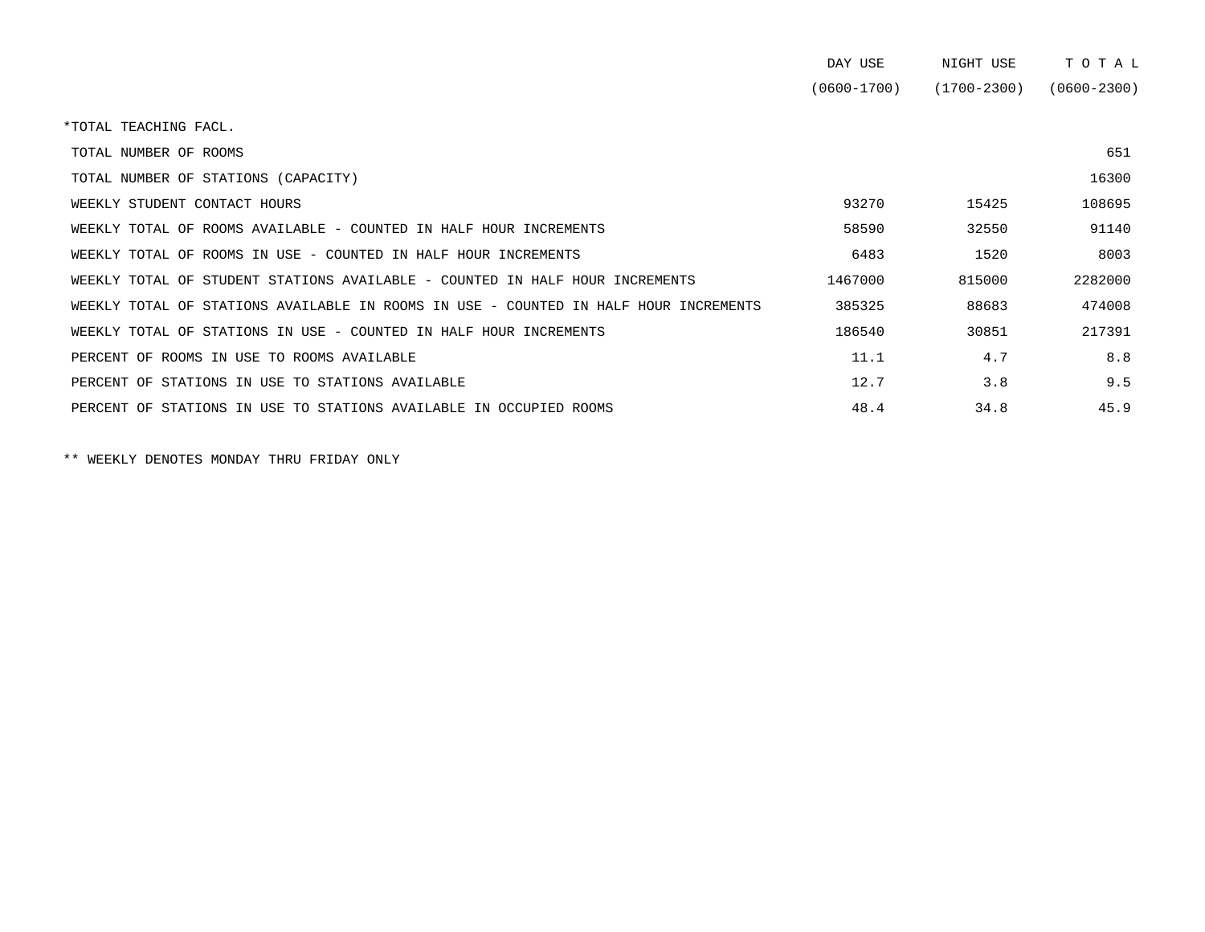| | DAY USE (0600-1700) | NIGHT USE (1700-2300) | T O T A L (0600-2300) |
|---|---|---|---|
| *TOTAL TEACHING FACL. | | | |
| TOTAL NUMBER OF ROOMS | | | 651 |
| TOTAL NUMBER OF STATIONS (CAPACITY) | | | 16300 |
| WEEKLY STUDENT CONTACT HOURS | 93270 | 15425 | 108695 |
| WEEKLY TOTAL OF ROOMS AVAILABLE - COUNTED IN HALF HOUR INCREMENTS | 58590 | 32550 | 91140 |
| WEEKLY TOTAL OF ROOMS IN USE - COUNTED IN HALF HOUR INCREMENTS | 6483 | 1520 | 8003 |
| WEEKLY TOTAL OF STUDENT STATIONS AVAILABLE - COUNTED IN HALF HOUR INCREMENTS | 1467000 | 815000 | 2282000 |
| WEEKLY TOTAL OF STATIONS AVAILABLE IN ROOMS IN USE - COUNTED IN HALF HOUR INCREMENTS | 385325 | 88683 | 474008 |
| WEEKLY TOTAL OF STATIONS IN USE - COUNTED IN HALF HOUR INCREMENTS | 186540 | 30851 | 217391 |
| PERCENT OF ROOMS IN USE TO ROOMS AVAILABLE | 11.1 | 4.7 | 8.8 |
| PERCENT OF STATIONS IN USE TO STATIONS AVAILABLE | 12.7 | 3.8 | 9.5 |
| PERCENT OF STATIONS IN USE TO STATIONS AVAILABLE IN OCCUPIED ROOMS | 48.4 | 34.8 | 45.9 |

** WEEKLY DENOTES MONDAY THRU FRIDAY ONLY